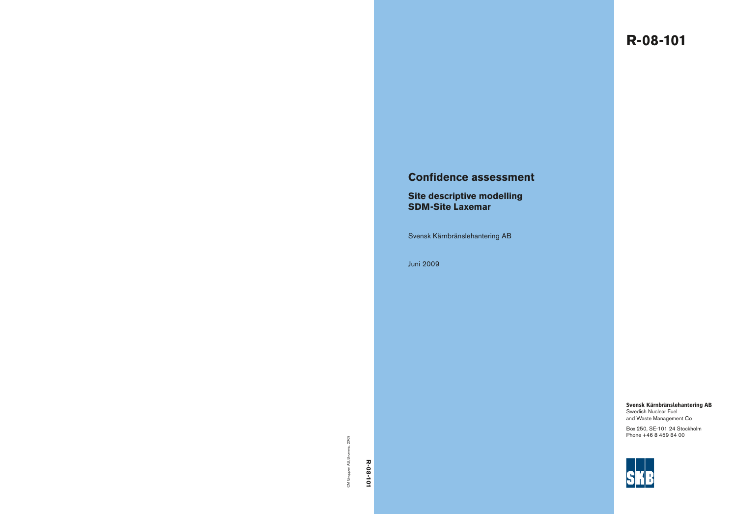# R-08-101

## Confidence assessment

### Site descriptive modelling SDM-Site Laxemar

Svensk Kärnbränslehantering AB

Juni 2009

**Svensk Kärnbränslehantering AB**
Swedish Nuclear Fuel
and Waste Management Co

Box 250, SE-101 24 Stockholm
Phone +46 8 459 84 00

SKB

R-08-101

CM Gruppen AB, Bromma, 2009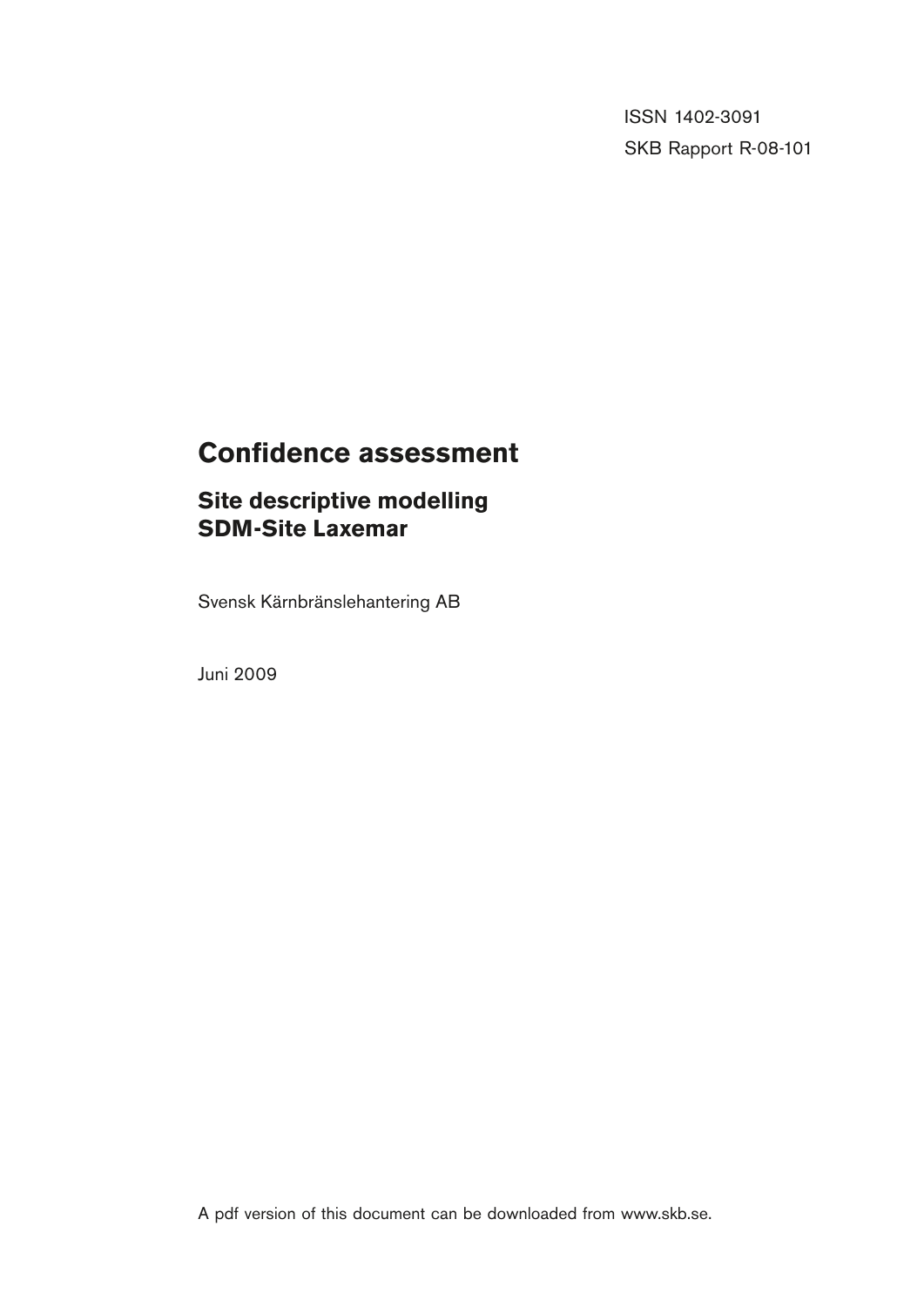ISSN 1402-3091

SKB Rapport R-08-101

# Confidence assessment

## Site descriptive modelling SDM-Site Laxemar

Svensk Kärnbränslehantering AB

Juni 2009

A pdf version of this document can be downloaded from www.skb.se.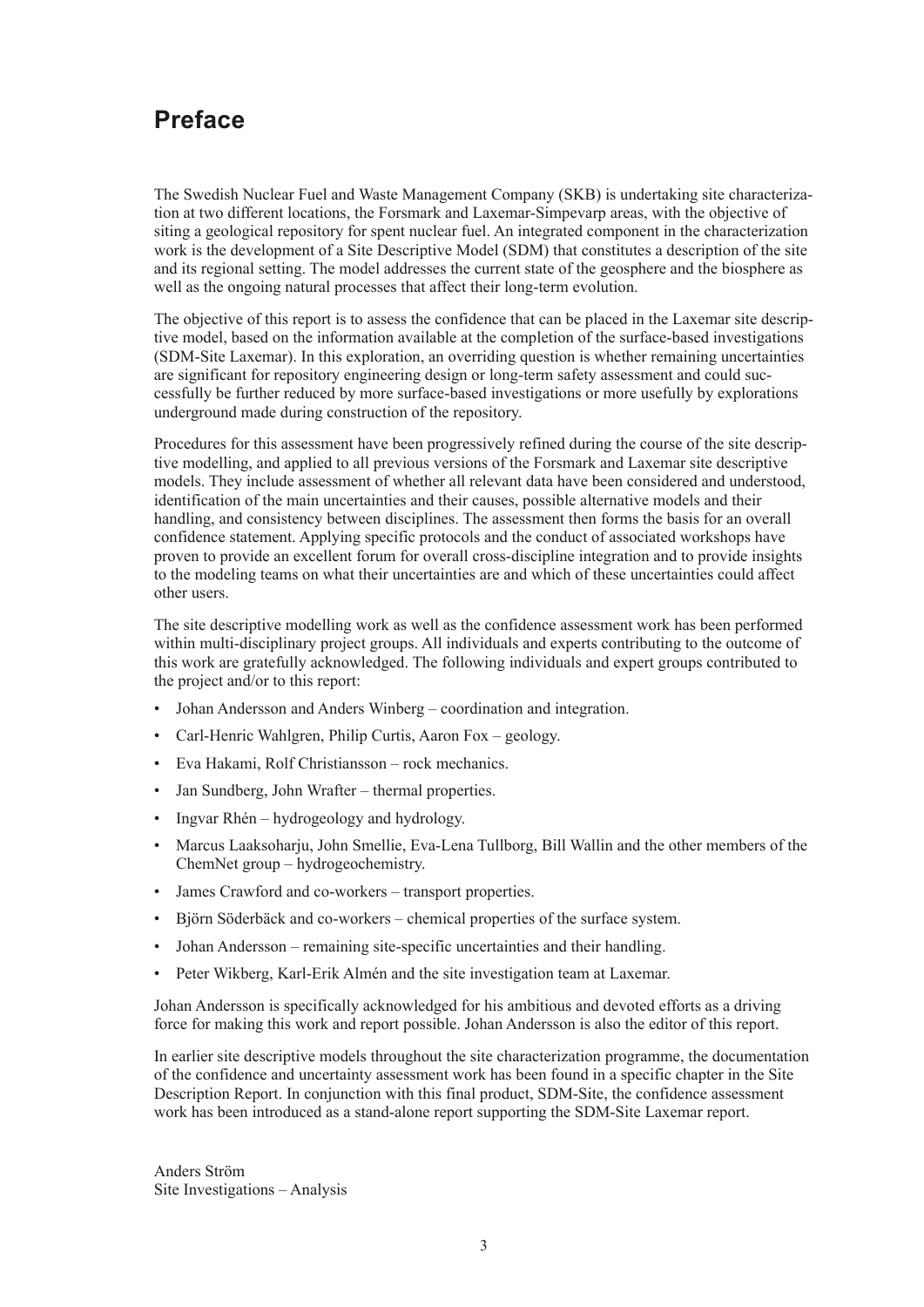# Preface

The Swedish Nuclear Fuel and Waste Management Company (SKB) is undertaking site characterization at two different locations, the Forsmark and Laxemar-Simpevarp areas, with the objective of siting a geological repository for spent nuclear fuel. An integrated component in the characterization work is the development of a Site Descriptive Model (SDM) that constitutes a description of the site and its regional setting. The model addresses the current state of the geosphere and the biosphere as well as the ongoing natural processes that affect their long-term evolution.

The objective of this report is to assess the confidence that can be placed in the Laxemar site descriptive model, based on the information available at the completion of the surface-based investigations (SDM-Site Laxemar). In this exploration, an overriding question is whether remaining uncertainties are significant for repository engineering design or long-term safety assessment and could successfully be further reduced by more surface-based investigations or more usefully by explorations underground made during construction of the repository.

Procedures for this assessment have been progressively refined during the course of the site descriptive modelling, and applied to all previous versions of the Forsmark and Laxemar site descriptive models. They include assessment of whether all relevant data have been considered and understood, identification of the main uncertainties and their causes, possible alternative models and their handling, and consistency between disciplines. The assessment then forms the basis for an overall confidence statement. Applying specific protocols and the conduct of associated workshops have proven to provide an excellent forum for overall cross-discipline integration and to provide insights to the modeling teams on what their uncertainties are and which of these uncertainties could affect other users.

The site descriptive modelling work as well as the confidence assessment work has been performed within multi-disciplinary project groups. All individuals and experts contributing to the outcome of this work are gratefully acknowledged. The following individuals and expert groups contributed to the project and/or to this report:

- Johan Andersson and Anders Winberg – coordination and integration.
- Carl-Henric Wahlgren, Philip Curtis, Aaron Fox – geology.
- Eva Hakami, Rolf Christiansson – rock mechanics.
- Jan Sundberg, John Wrafter – thermal properties.
- Ingvar Rhén – hydrogeology and hydrology.
- Marcus Laaksoharju, John Smellie, Eva-Lena Tullborg, Bill Wallin and the other members of the ChemNet group – hydrogeochemistry.
- James Crawford and co-workers – transport properties.
- Björn Söderbäck and co-workers – chemical properties of the surface system.
- Johan Andersson – remaining site-specific uncertainties and their handling.
- Peter Wikberg, Karl-Erik Almén and the site investigation team at Laxemar.

Johan Andersson is specifically acknowledged for his ambitious and devoted efforts as a driving force for making this work and report possible. Johan Andersson is also the editor of this report.

In earlier site descriptive models throughout the site characterization programme, the documentation of the confidence and uncertainty assessment work has been found in a specific chapter in the Site Description Report. In conjunction with this final product, SDM-Site, the confidence assessment work has been introduced as a stand-alone report supporting the SDM-Site Laxemar report.

Anders Ström
Site Investigations – Analysis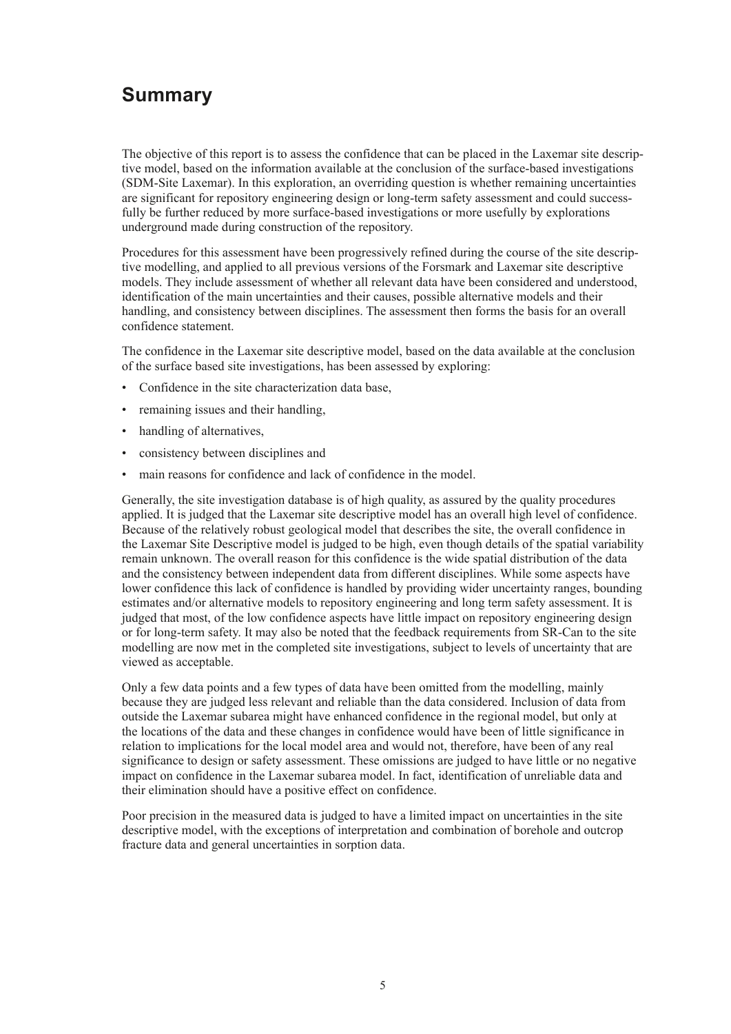# Summary

The objective of this report is to assess the confidence that can be placed in the Laxemar site descriptive model, based on the information available at the conclusion of the surface-based investigations (SDM-Site Laxemar). In this exploration, an overriding question is whether remaining uncertainties are significant for repository engineering design or long-term safety assessment and could successfully be further reduced by more surface-based investigations or more usefully by explorations underground made during construction of the repository.

Procedures for this assessment have been progressively refined during the course of the site descriptive modelling, and applied to all previous versions of the Forsmark and Laxemar site descriptive models. They include assessment of whether all relevant data have been considered and understood, identification of the main uncertainties and their causes, possible alternative models and their handling, and consistency between disciplines. The assessment then forms the basis for an overall confidence statement.

The confidence in the Laxemar site descriptive model, based on the data available at the conclusion of the surface based site investigations, has been assessed by exploring:

- Confidence in the site characterization data base,
- remaining issues and their handling,
- handling of alternatives,
- consistency between disciplines and
- main reasons for confidence and lack of confidence in the model.

Generally, the site investigation database is of high quality, as assured by the quality procedures applied. It is judged that the Laxemar site descriptive model has an overall high level of confidence. Because of the relatively robust geological model that describes the site, the overall confidence in the Laxemar Site Descriptive model is judged to be high, even though details of the spatial variability remain unknown. The overall reason for this confidence is the wide spatial distribution of the data and the consistency between independent data from different disciplines. While some aspects have lower confidence this lack of confidence is handled by providing wider uncertainty ranges, bounding estimates and/or alternative models to repository engineering and long term safety assessment. It is judged that most, of the low confidence aspects have little impact on repository engineering design or for long-term safety. It may also be noted that the feedback requirements from SR-Can to the site modelling are now met in the completed site investigations, subject to levels of uncertainty that are viewed as acceptable.

Only a few data points and a few types of data have been omitted from the modelling, mainly because they are judged less relevant and reliable than the data considered. Inclusion of data from outside the Laxemar subarea might have enhanced confidence in the regional model, but only at the locations of the data and these changes in confidence would have been of little significance in relation to implications for the local model area and would not, therefore, have been of any real significance to design or safety assessment. These omissions are judged to have little or no negative impact on confidence in the Laxemar subarea model. In fact, identification of unreliable data and their elimination should have a positive effect on confidence.

Poor precision in the measured data is judged to have a limited impact on uncertainties in the site descriptive model, with the exceptions of interpretation and combination of borehole and outcrop fracture data and general uncertainties in sorption data.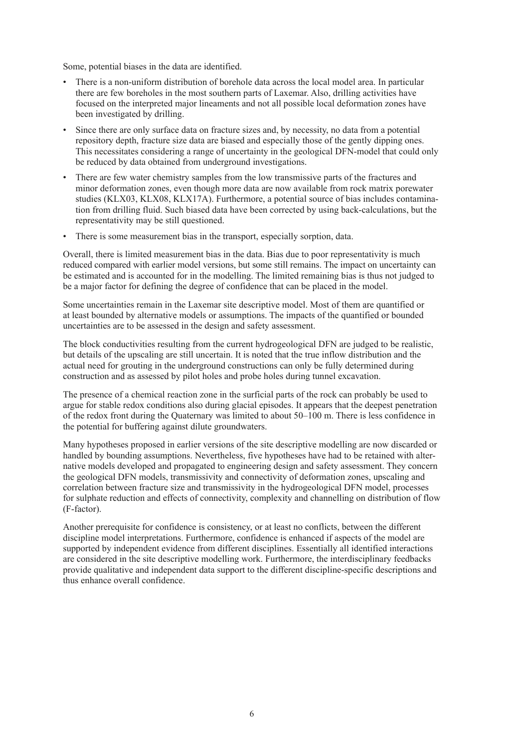Some, potential biases in the data are identified.

- There is a non-uniform distribution of borehole data across the local model area. In particular there are few boreholes in the most southern parts of Laxemar. Also, drilling activities have focused on the interpreted major lineaments and not all possible local deformation zones have been investigated by drilling.
- Since there are only surface data on fracture sizes and, by necessity, no data from a potential repository depth, fracture size data are biased and especially those of the gently dipping ones. This necessitates considering a range of uncertainty in the geological DFN-model that could only be reduced by data obtained from underground investigations.
- There are few water chemistry samples from the low transmissive parts of the fractures and minor deformation zones, even though more data are now available from rock matrix porewater studies (KLX03, KLX08, KLX17A). Furthermore, a potential source of bias includes contamination from drilling fluid. Such biased data have been corrected by using back-calculations, but the representativity may be still questioned.
- There is some measurement bias in the transport, especially sorption, data.

Overall, there is limited measurement bias in the data. Bias due to poor representativity is much reduced compared with earlier model versions, but some still remains. The impact on uncertainty can be estimated and is accounted for in the modelling. The limited remaining bias is thus not judged to be a major factor for defining the degree of confidence that can be placed in the model.

Some uncertainties remain in the Laxemar site descriptive model. Most of them are quantified or at least bounded by alternative models or assumptions. The impacts of the quantified or bounded uncertainties are to be assessed in the design and safety assessment.

The block conductivities resulting from the current hydrogeological DFN are judged to be realistic, but details of the upscaling are still uncertain. It is noted that the true inflow distribution and the actual need for grouting in the underground constructions can only be fully determined during construction and as assessed by pilot holes and probe holes during tunnel excavation.

The presence of a chemical reaction zone in the surficial parts of the rock can probably be used to argue for stable redox conditions also during glacial episodes. It appears that the deepest penetration of the redox front during the Quaternary was limited to about 50–100 m. There is less confidence in the potential for buffering against dilute groundwaters.

Many hypotheses proposed in earlier versions of the site descriptive modelling are now discarded or handled by bounding assumptions. Nevertheless, five hypotheses have had to be retained with alternative models developed and propagated to engineering design and safety assessment. They concern the geological DFN models, transmissivity and connectivity of deformation zones, upscaling and correlation between fracture size and transmissivity in the hydrogeological DFN model, processes for sulphate reduction and effects of connectivity, complexity and channelling on distribution of flow (F-factor).

Another prerequisite for confidence is consistency, or at least no conflicts, between the different discipline model interpretations. Furthermore, confidence is enhanced if aspects of the model are supported by independent evidence from different disciplines. Essentially all identified interactions are considered in the site descriptive modelling work. Furthermore, the interdisciplinary feedbacks provide qualitative and independent data support to the different discipline-specific descriptions and thus enhance overall confidence.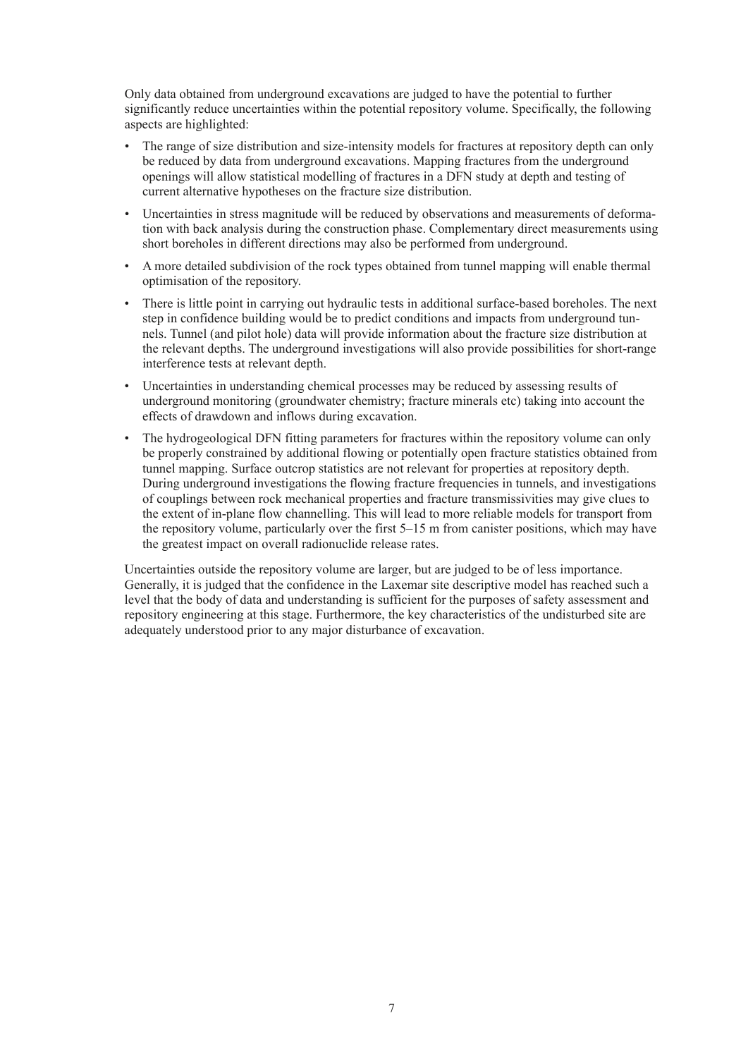Only data obtained from underground excavations are judged to have the potential to further significantly reduce uncertainties within the potential repository volume. Specifically, the following aspects are highlighted:

- The range of size distribution and size-intensity models for fractures at repository depth can only be reduced by data from underground excavations. Mapping fractures from the underground openings will allow statistical modelling of fractures in a DFN study at depth and testing of current alternative hypotheses on the fracture size distribution.
- Uncertainties in stress magnitude will be reduced by observations and measurements of deformation with back analysis during the construction phase. Complementary direct measurements using short boreholes in different directions may also be performed from underground.
- A more detailed subdivision of the rock types obtained from tunnel mapping will enable thermal optimisation of the repository.
- There is little point in carrying out hydraulic tests in additional surface-based boreholes. The next step in confidence building would be to predict conditions and impacts from underground tunnels. Tunnel (and pilot hole) data will provide information about the fracture size distribution at the relevant depths. The underground investigations will also provide possibilities for short-range interference tests at relevant depth.
- Uncertainties in understanding chemical processes may be reduced by assessing results of underground monitoring (groundwater chemistry; fracture minerals etc) taking into account the effects of drawdown and inflows during excavation.
- The hydrogeological DFN fitting parameters for fractures within the repository volume can only be properly constrained by additional flowing or potentially open fracture statistics obtained from tunnel mapping. Surface outcrop statistics are not relevant for properties at repository depth. During underground investigations the flowing fracture frequencies in tunnels, and investigations of couplings between rock mechanical properties and fracture transmissivities may give clues to the extent of in-plane flow channelling. This will lead to more reliable models for transport from the repository volume, particularly over the first 5–15 m from canister positions, which may have the greatest impact on overall radionuclide release rates.

Uncertainties outside the repository volume are larger, but are judged to be of less importance. Generally, it is judged that the confidence in the Laxemar site descriptive model has reached such a level that the body of data and understanding is sufficient for the purposes of safety assessment and repository engineering at this stage. Furthermore, the key characteristics of the undisturbed site are adequately understood prior to any major disturbance of excavation.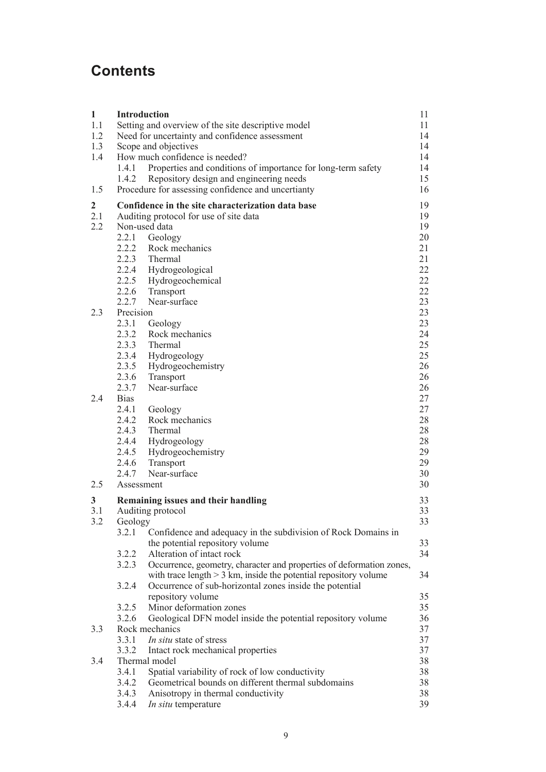# Contents

| | | |
|---|---|---|
| **1** | **Introduction** | 11 |
| 1.1 | Setting and overview of the site descriptive model | 11 |
| 1.2 | Need for uncertainty and confidence assessment | 14 |
| 1.3 | Scope and objectives | 14 |
| 1.4 | How much confidence is needed? | 14 |
| | 1.4.1 Properties and conditions of importance for long-term safety | 14 |
| | 1.4.2 Repository design and engineering needs | 15 |
| 1.5 | Procedure for assessing confidence and uncertianty | 16 |
| **2** | **Confidence in the site characterization data base** | 19 |
| 2.1 | Auditing protocol for use of site data | 19 |
| 2.2 | Non-used data | 19 |
| | 2.2.1 Geology | 20 |
| | 2.2.2 Rock mechanics | 21 |
| | 2.2.3 Thermal | 21 |
| | 2.2.4 Hydrogeological | 22 |
| | 2.2.5 Hydrogeochemical | 22 |
| | 2.2.6 Transport | 22 |
| | 2.2.7 Near-surface | 23 |
| 2.3 | Precision | 23 |
| | 2.3.1 Geology | 23 |
| | 2.3.2 Rock mechanics | 24 |
| | 2.3.3 Thermal | 25 |
| | 2.3.4 Hydrogeology | 25 |
| | 2.3.5 Hydrogeochemistry | 26 |
| | 2.3.6 Transport | 26 |
| | 2.3.7 Near-surface | 26 |
| 2.4 | Bias | 27 |
| | 2.4.1 Geology | 27 |
| | 2.4.2 Rock mechanics | 28 |
| | 2.4.3 Thermal | 28 |
| | 2.4.4 Hydrogeology | 28 |
| | 2.4.5 Hydrogeochemistry | 29 |
| | 2.4.6 Transport | 29 |
| | 2.4.7 Near-surface | 30 |
| 2.5 | Assessment | 30 |
| **3** | **Remaining issues and their handling** | 33 |
| 3.1 | Auditing protocol | 33 |
| 3.2 | Geology | 33 |
| | 3.2.1 Confidence and adequacy in the subdivision of Rock Domains in the potential repository volume | 33 |
| | 3.2.2 Alteration of intact rock | 34 |
| | 3.2.3 Occurrence, geometry, character and properties of deformation zones, with trace length > 3 km, inside the potential repository volume | 34 |
| | 3.2.4 Occurrence of sub-horizontal zones inside the potential repository volume | 35 |
| | 3.2.5 Minor deformation zones | 35 |
| | 3.2.6 Geological DFN model inside the potential repository volume | 36 |
| 3.3 | Rock mechanics | 37 |
| | 3.3.1 *In situ* state of stress | 37 |
| | 3.3.2 Intact rock mechanical properties | 37 |
| 3.4 | Thermal model | 38 |
| | 3.4.1 Spatial variability of rock of low conductivity | 38 |
| | 3.4.2 Geometrical bounds on different thermal subdomains | 38 |
| | 3.4.3 Anisotropy in thermal conductivity | 38 |
| | 3.4.4 *In situ* temperature | 39 |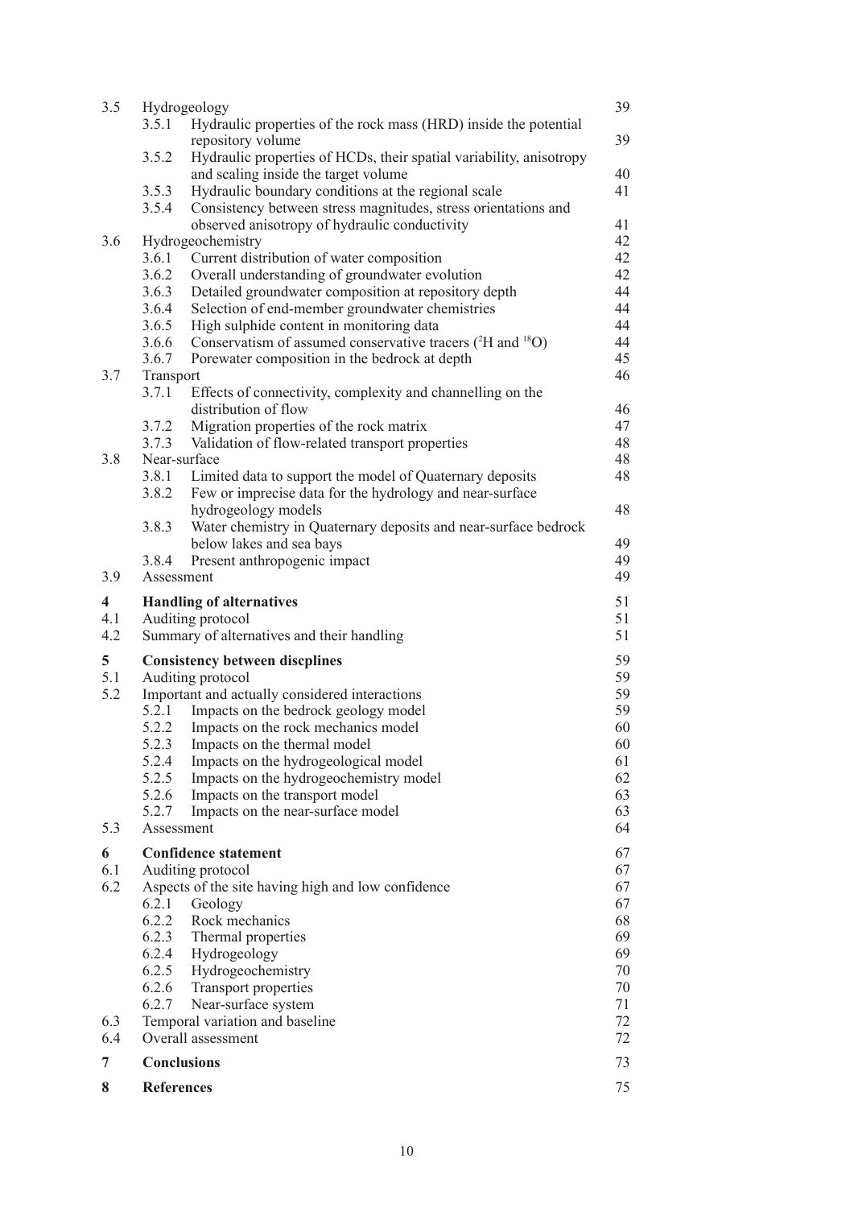| | | | |
|---|---|---|---|
| 3.5 | Hydrogeology | | 39 |
| | 3.5.1 | Hydraulic properties of the rock mass (HRD) inside the potential repository volume | 39 |
| | 3.5.2 | Hydraulic properties of HCDs, their spatial variability, anisotropy and scaling inside the target volume | 40 |
| | 3.5.3 | Hydraulic boundary conditions at the regional scale | 41 |
| | 3.5.4 | Consistency between stress magnitudes, stress orientations and observed anisotropy of hydraulic conductivity | 41 |
| 3.6 | Hydrogeochemistry | | 42 |
| | 3.6.1 | Current distribution of water composition | 42 |
| | 3.6.2 | Overall understanding of groundwater evolution | 42 |
| | 3.6.3 | Detailed groundwater composition at repository depth | 44 |
| | 3.6.4 | Selection of end-member groundwater chemistries | 44 |
| | 3.6.5 | High sulphide content in monitoring data | 44 |
| | 3.6.6 | Conservatism of assumed conservative tracers ($^{2}H$ and $^{18}O$) | 44 |
| | 3.6.7 | Porewater composition in the bedrock at depth | 45 |
| 3.7 | Transport | | 46 |
| | 3.7.1 | Effects of connectivity, complexity and channelling on the distribution of flow | 46 |
| | 3.7.2 | Migration properties of the rock matrix | 47 |
| | 3.7.3 | Validation of flow-related transport properties | 48 |
| 3.8 | Near-surface | | 48 |
| | 3.8.1 | Limited data to support the model of Quaternary deposits | 48 |
| | 3.8.2 | Few or imprecise data for the hydrology and near-surface hydrogeology models | 48 |
| | 3.8.3 | Water chemistry in Quaternary deposits and near-surface bedrock below lakes and sea bays | 49 |
| | 3.8.4 | Present anthropogenic impact | 49 |
| 3.9 | Assessment | | 49 |
| **4** | **Handling of alternatives** | | 51 |
| 4.1 | Auditing protocol | | 51 |
| 4.2 | Summary of alternatives and their handling | | 51 |
| **5** | **Consistency between discplines** | | 59 |
| 5.1 | Auditing protocol | | 59 |
| 5.2 | Important and actually considered interactions | | 59 |
| | 5.2.1 | Impacts on the bedrock geology model | 59 |
| | 5.2.2 | Impacts on the rock mechanics model | 60 |
| | 5.2.3 | Impacts on the thermal model | 60 |
| | 5.2.4 | Impacts on the hydrogeological model | 61 |
| | 5.2.5 | Impacts on the hydrogeochemistry model | 62 |
| | 5.2.6 | Impacts on the transport model | 63 |
| | 5.2.7 | Impacts on the near-surface model | 63 |
| 5.3 | Assessment | | 64 |
| **6** | **Confidence statement** | | 67 |
| 6.1 | Auditing protocol | | 67 |
| 6.2 | Aspects of the site having high and low confidence | | 67 |
| | 6.2.1 | Geology | 67 |
| | 6.2.2 | Rock mechanics | 68 |
| | 6.2.3 | Thermal properties | 69 |
| | 6.2.4 | Hydrogeology | 69 |
| | 6.2.5 | Hydrogeochemistry | 70 |
| | 6.2.6 | Transport properties | 70 |
| | 6.2.7 | Near-surface system | 71 |
| 6.3 | Temporal variation and baseline | | 72 |
| 6.4 | Overall assessment | | 72 |
| **7** | **Conclusions** | | 73 |
| **8** | **References** | | 75 |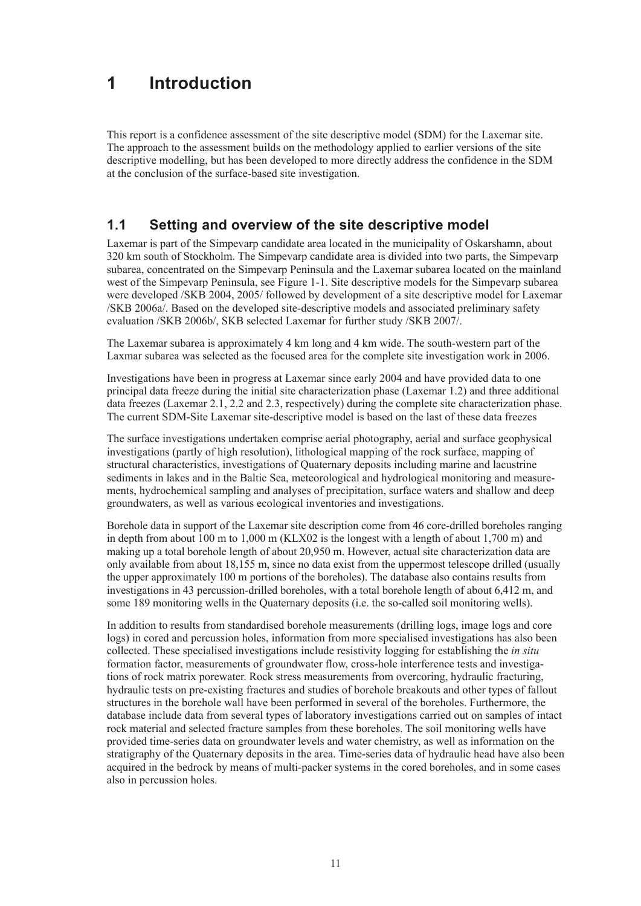# 1 Introduction

This report is a confidence assessment of the site descriptive model (SDM) for the Laxemar site. The approach to the assessment builds on the methodology applied to earlier versions of the site descriptive modelling, but has been developed to more directly address the confidence in the SDM at the conclusion of the surface-based site investigation.

## 1.1 Setting and overview of the site descriptive model

Laxemar is part of the Simpevarp candidate area located in the municipality of Oskarshamn, about 320 km south of Stockholm. The Simpevarp candidate area is divided into two parts, the Simpevarp subarea, concentrated on the Simpevarp Peninsula and the Laxemar subarea located on the mainland west of the Simpevarp Peninsula, see Figure 1-1. Site descriptive models for the Simpevarp subarea were developed /SKB 2004, 2005/ followed by development of a site descriptive model for Laxemar /SKB 2006a/. Based on the developed site-descriptive models and associated preliminary safety evaluation /SKB 2006b/, SKB selected Laxemar for further study /SKB 2007/.

The Laxemar subarea is approximately 4 km long and 4 km wide. The south-western part of the Laxmar subarea was selected as the focused area for the complete site investigation work in 2006.

Investigations have been in progress at Laxemar since early 2004 and have provided data to one principal data freeze during the initial site characterization phase (Laxemar 1.2) and three additional data freezes (Laxemar 2.1, 2.2 and 2.3, respectively) during the complete site characterization phase. The current SDM-Site Laxemar site-descriptive model is based on the last of these data freezes

The surface investigations undertaken comprise aerial photography, aerial and surface geophysical investigations (partly of high resolution), lithological mapping of the rock surface, mapping of structural characteristics, investigations of Quaternary deposits including marine and lacustrine sediments in lakes and in the Baltic Sea, meteorological and hydrological monitoring and measurements, hydrochemical sampling and analyses of precipitation, surface waters and shallow and deep groundwaters, as well as various ecological inventories and investigations.

Borehole data in support of the Laxemar site description come from 46 core-drilled boreholes ranging in depth from about 100 m to 1,000 m (KLX02 is the longest with a length of about 1,700 m) and making up a total borehole length of about 20,950 m. However, actual site characterization data are only available from about 18,155 m, since no data exist from the uppermost telescope drilled (usually the upper approximately 100 m portions of the boreholes). The database also contains results from investigations in 43 percussion-drilled boreholes, with a total borehole length of about 6,412 m, and some 189 monitoring wells in the Quaternary deposits (i.e. the so-called soil monitoring wells).

In addition to results from standardised borehole measurements (drilling logs, image logs and core logs) in cored and percussion holes, information from more specialised investigations has also been collected. These specialised investigations include resistivity logging for establishing the *in situ* formation factor, measurements of groundwater flow, cross-hole interference tests and investigations of rock matrix porewater. Rock stress measurements from overcoring, hydraulic fracturing, hydraulic tests on pre-existing fractures and studies of borehole breakouts and other types of fallout structures in the borehole wall have been performed in several of the boreholes. Furthermore, the database include data from several types of laboratory investigations carried out on samples of intact rock material and selected fracture samples from these boreholes. The soil monitoring wells have provided time-series data on groundwater levels and water chemistry, as well as information on the stratigraphy of the Quaternary deposits in the area. Time-series data of hydraulic head have also been acquired in the bedrock by means of multi-packer systems in the cored boreholes, and in some cases also in percussion holes.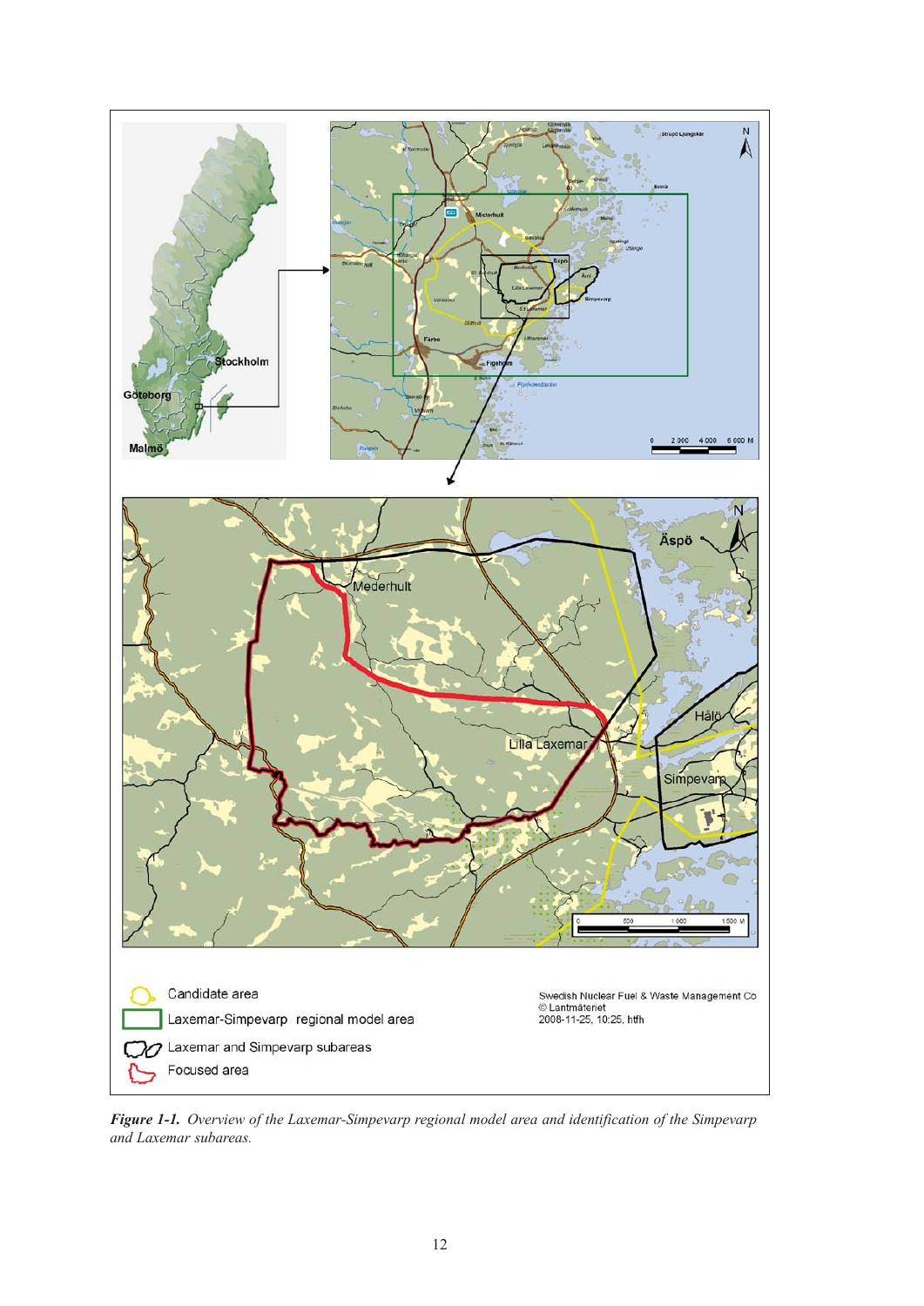*Figure 1-1. Overview of the Laxemar-Simpevarp regional model area and identification of the Simpevarp and Laxemar subareas.*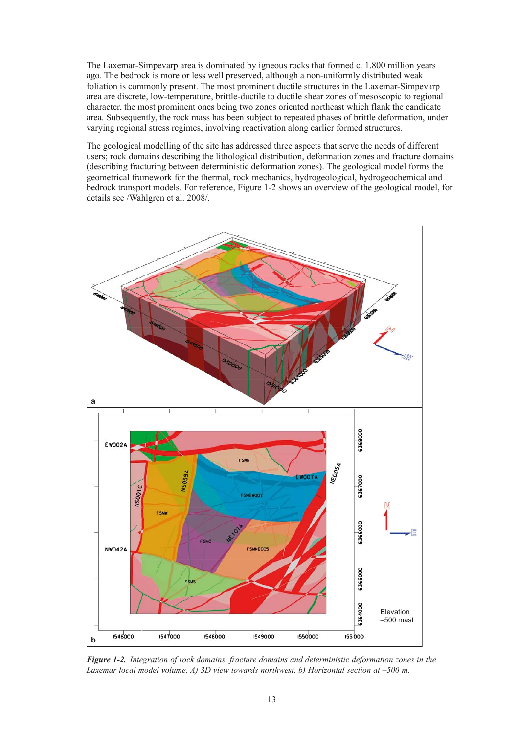The Laxemar-Simpevarp area is dominated by igneous rocks that formed c. 1,800 million years ago. The bedrock is more or less well preserved, although a non-uniformly distributed weak foliation is commonly present. The most prominent ductile structures in the Laxemar-Simpevarp area are discrete, low-temperature, brittle-ductile to ductile shear zones of mesoscopic to regional character, the most prominent ones being two zones oriented northeast which flank the candidate area. Subsequently, the rock mass has been subject to repeated phases of brittle deformation, under varying regional stress regimes, involving reactivation along earlier formed structures.

The geological modelling of the site has addressed three aspects that serve the needs of different users; rock domains describing the lithological distribution, deformation zones and fracture domains (describing fracturing between deterministic deformation zones). The geological model forms the geometrical framework for the thermal, rock mechanics, hydrogeological, hydrogeochemical and bedrock transport models. For reference, Figure 1-2 shows an overview of the geological model, for details see /Wahlgren et al. 2008/.

***Figure 1-2.*** *Integration of rock domains, fracture domains and deterministic deformation zones in the Laxemar local model volume. A) 3D view towards northwest. b) Horizontal section at –500 m.*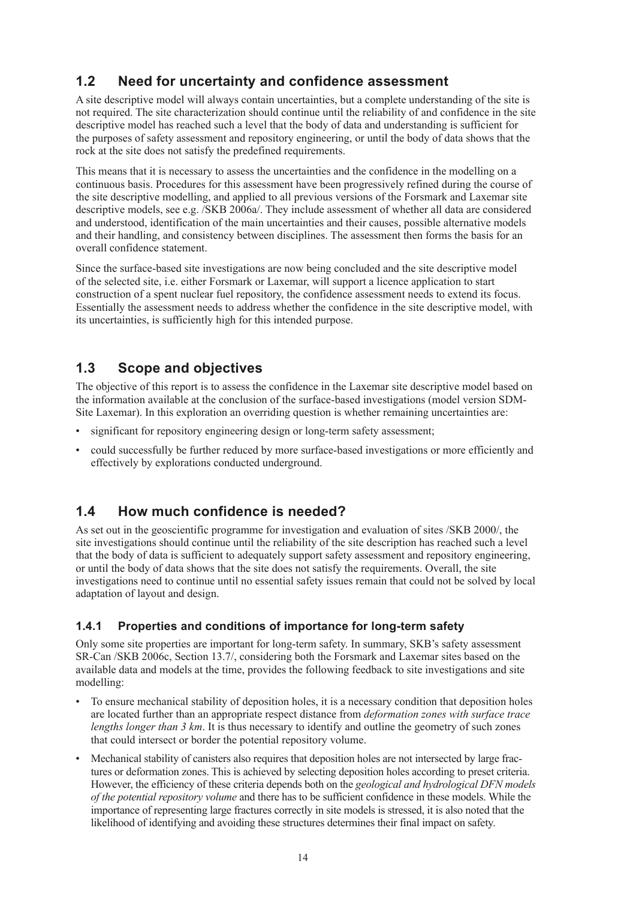## 1.2 Need for uncertainty and confidence assessment

A site descriptive model will always contain uncertainties, but a complete understanding of the site is not required. The site characterization should continue until the reliability of and confidence in the site descriptive model has reached such a level that the body of data and understanding is sufficient for the purposes of safety assessment and repository engineering, or until the body of data shows that the rock at the site does not satisfy the predefined requirements.

This means that it is necessary to assess the uncertainties and the confidence in the modelling on a continuous basis. Procedures for this assessment have been progressively refined during the course of the site descriptive modelling, and applied to all previous versions of the Forsmark and Laxemar site descriptive models, see e.g. /SKB 2006a/. They include assessment of whether all data are considered and understood, identification of the main uncertainties and their causes, possible alternative models and their handling, and consistency between disciplines. The assessment then forms the basis for an overall confidence statement.

Since the surface-based site investigations are now being concluded and the site descriptive model of the selected site, i.e. either Forsmark or Laxemar, will support a licence application to start construction of a spent nuclear fuel repository, the confidence assessment needs to extend its focus. Essentially the assessment needs to address whether the confidence in the site descriptive model, with its uncertainties, is sufficiently high for this intended purpose.

## 1.3 Scope and objectives

The objective of this report is to assess the confidence in the Laxemar site descriptive model based on the information available at the conclusion of the surface-based investigations (model version SDM-Site Laxemar). In this exploration an overriding question is whether remaining uncertainties are:

- significant for repository engineering design or long-term safety assessment;
- could successfully be further reduced by more surface-based investigations or more efficiently and effectively by explorations conducted underground.

## 1.4 How much confidence is needed?

As set out in the geoscientific programme for investigation and evaluation of sites /SKB 2000/, the site investigations should continue until the reliability of the site description has reached such a level that the body of data is sufficient to adequately support safety assessment and repository engineering, or until the body of data shows that the site does not satisfy the requirements. Overall, the site investigations need to continue until no essential safety issues remain that could not be solved by local adaptation of layout and design.

### 1.4.1 Properties and conditions of importance for long-term safety

Only some site properties are important for long-term safety. In summary, SKB's safety assessment SR-Can /SKB 2006c, Section 13.7/, considering both the Forsmark and Laxemar sites based on the available data and models at the time, provides the following feedback to site investigations and site modelling:

- To ensure mechanical stability of deposition holes, it is a necessary condition that deposition holes are located further than an appropriate respect distance from *deformation zones with surface trace lengths longer than 3 km*. It is thus necessary to identify and outline the geometry of such zones that could intersect or border the potential repository volume.
- Mechanical stability of canisters also requires that deposition holes are not intersected by large fractures or deformation zones. This is achieved by selecting deposition holes according to preset criteria. However, the efficiency of these criteria depends both on the *geological and hydrological DFN models of the potential repository volume* and there has to be sufficient confidence in these models. While the importance of representing large fractures correctly in site models is stressed, it is also noted that the likelihood of identifying and avoiding these structures determines their final impact on safety.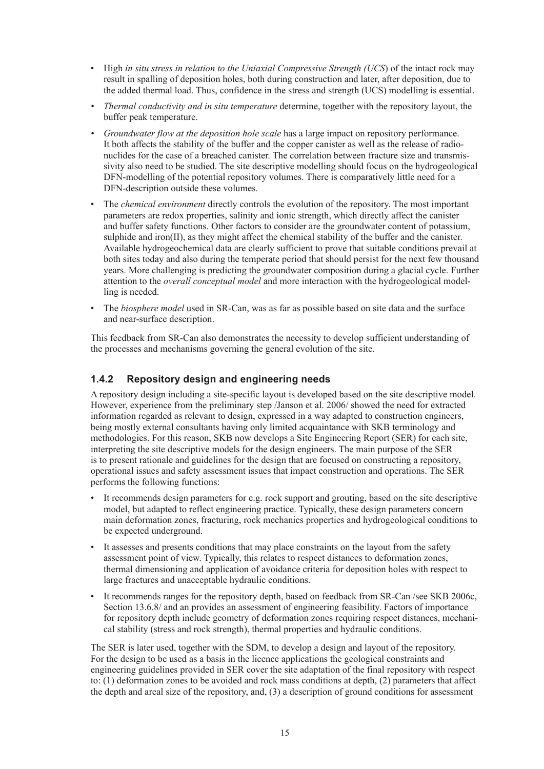- High *in situ stress in relation to the Uniaxial Compressive Strength (UCS*) of the intact rock may result in spalling of deposition holes, both during construction and later, after deposition, due to the added thermal load. Thus, confidence in the stress and strength (UCS) modelling is essential.
- *Thermal conductivity and in situ temperature* determine, together with the repository layout, the buffer peak temperature.
- *Groundwater flow at the deposition hole scale* has a large impact on repository performance. It both affects the stability of the buffer and the copper canister as well as the release of radionuclides for the case of a breached canister. The correlation between fracture size and transmissivity also need to be studied. The site descriptive modelling should focus on the hydrogeological DFN-modelling of the potential repository volumes. There is comparatively little need for a DFN-description outside these volumes.
- The *chemical environment* directly controls the evolution of the repository. The most important parameters are redox properties, salinity and ionic strength, which directly affect the canister and buffer safety functions. Other factors to consider are the groundwater content of potassium, sulphide and iron(II), as they might affect the chemical stability of the buffer and the canister. Available hydrogeochemical data are clearly sufficient to prove that suitable conditions prevail at both sites today and also during the temperate period that should persist for the next few thousand years. More challenging is predicting the groundwater composition during a glacial cycle. Further attention to the *overall conceptual model* and more interaction with the hydrogeological modelling is needed.
- The *biosphere model* used in SR-Can, was as far as possible based on site data and the surface and near-surface description.

This feedback from SR-Can also demonstrates the necessity to develop sufficient understanding of the processes and mechanisms governing the general evolution of the site.

### 1.4.2 Repository design and engineering needs

A repository design including a site-specific layout is developed based on the site descriptive model. However, experience from the preliminary step /Janson et al. 2006/ showed the need for extracted information regarded as relevant to design, expressed in a way adapted to construction engineers, being mostly external consultants having only limited acquaintance with SKB terminology and methodologies. For this reason, SKB now develops a Site Engineering Report (SER) for each site, interpreting the site descriptive models for the design engineers. The main purpose of the SER is to present rationale and guidelines for the design that are focused on constructing a repository, operational issues and safety assessment issues that impact construction and operations. The SER performs the following functions:

- It recommends design parameters for e.g. rock support and grouting, based on the site descriptive model, but adapted to reflect engineering practice. Typically, these design parameters concern main deformation zones, fracturing, rock mechanics properties and hydrogeological conditions to be expected underground.
- It assesses and presents conditions that may place constraints on the layout from the safety assessment point of view. Typically, this relates to respect distances to deformation zones, thermal dimensioning and application of avoidance criteria for deposition holes with respect to large fractures and unacceptable hydraulic conditions.
- It recommends ranges for the repository depth, based on feedback from SR-Can /see SKB 2006c, Section 13.6.8/ and an provides an assessment of engineering feasibility. Factors of importance for repository depth include geometry of deformation zones requiring respect distances, mechanical stability (stress and rock strength), thermal properties and hydraulic conditions.

The SER is later used, together with the SDM, to develop a design and layout of the repository. For the design to be used as a basis in the licence applications the geological constraints and engineering guidelines provided in SER cover the site adaptation of the final repository with respect to: (1) deformation zones to be avoided and rock mass conditions at depth, (2) parameters that affect the depth and areal size of the repository, and, (3) a description of ground conditions for assessment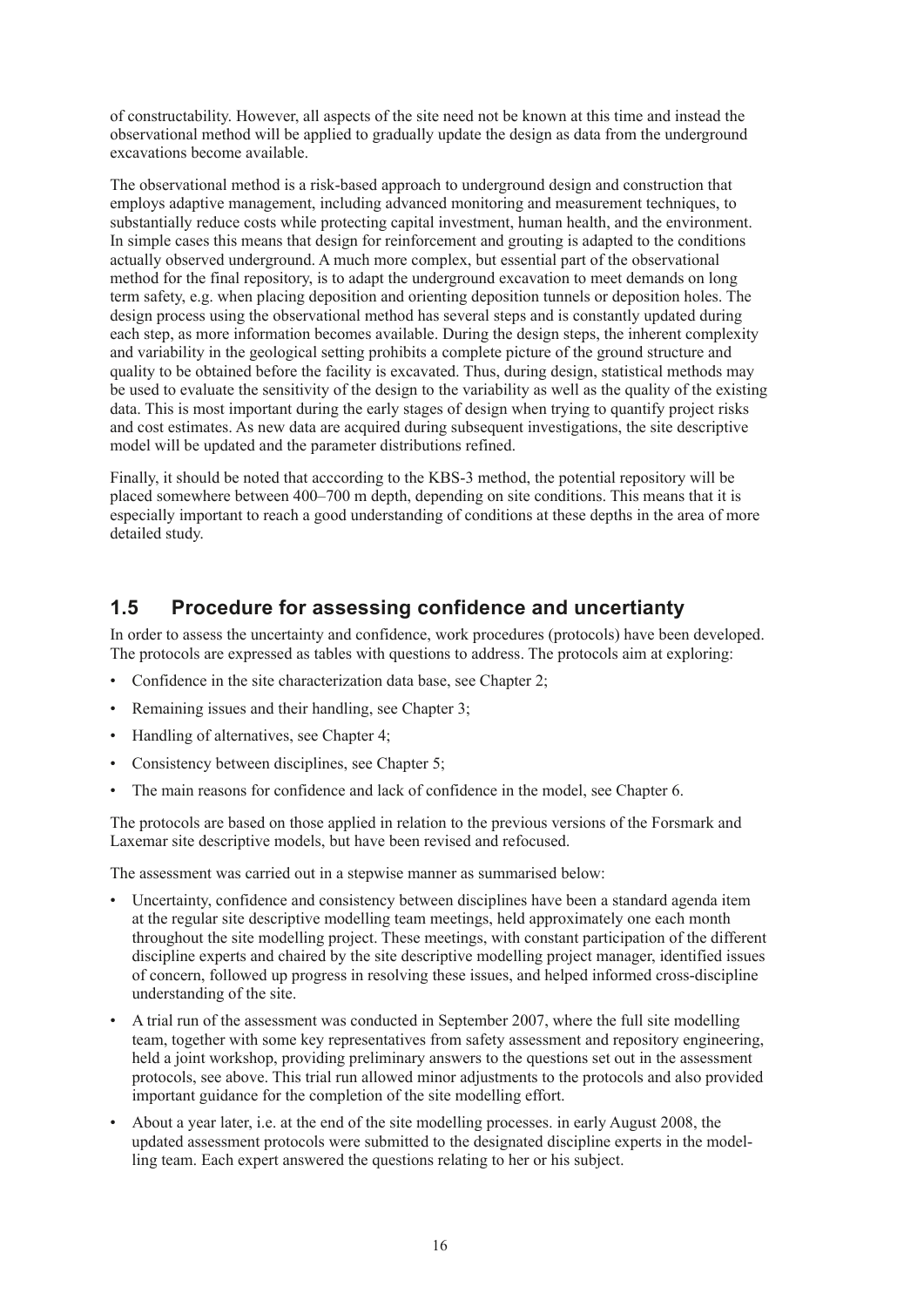of constructability. However, all aspects of the site need not be known at this time and instead the observational method will be applied to gradually update the design as data from the underground excavations become available.

The observational method is a risk-based approach to underground design and construction that employs adaptive management, including advanced monitoring and measurement techniques, to substantially reduce costs while protecting capital investment, human health, and the environment. In simple cases this means that design for reinforcement and grouting is adapted to the conditions actually observed underground. A much more complex, but essential part of the observational method for the final repository, is to adapt the underground excavation to meet demands on long term safety, e.g. when placing deposition and orienting deposition tunnels or deposition holes. The design process using the observational method has several steps and is constantly updated during each step, as more information becomes available. During the design steps, the inherent complexity and variability in the geological setting prohibits a complete picture of the ground structure and quality to be obtained before the facility is excavated. Thus, during design, statistical methods may be used to evaluate the sensitivity of the design to the variability as well as the quality of the existing data. This is most important during the early stages of design when trying to quantify project risks and cost estimates. As new data are acquired during subsequent investigations, the site descriptive model will be updated and the parameter distributions refined.

Finally, it should be noted that acccording to the KBS-3 method, the potential repository will be placed somewhere between 400–700 m depth, depending on site conditions. This means that it is especially important to reach a good understanding of conditions at these depths in the area of more detailed study.

## 1.5 Procedure for assessing confidence and uncertianty

In order to assess the uncertainty and confidence, work procedures (protocols) have been developed. The protocols are expressed as tables with questions to address. The protocols aim at exploring:

- Confidence in the site characterization data base, see Chapter 2;
- Remaining issues and their handling, see Chapter 3;
- Handling of alternatives, see Chapter 4;
- Consistency between disciplines, see Chapter 5;
- The main reasons for confidence and lack of confidence in the model, see Chapter 6.

The protocols are based on those applied in relation to the previous versions of the Forsmark and Laxemar site descriptive models, but have been revised and refocused.

The assessment was carried out in a stepwise manner as summarised below:

- Uncertainty, confidence and consistency between disciplines have been a standard agenda item at the regular site descriptive modelling team meetings, held approximately one each month throughout the site modelling project. These meetings, with constant participation of the different discipline experts and chaired by the site descriptive modelling project manager, identified issues of concern, followed up progress in resolving these issues, and helped informed cross-discipline understanding of the site.
- A trial run of the assessment was conducted in September 2007, where the full site modelling team, together with some key representatives from safety assessment and repository engineering, held a joint workshop, providing preliminary answers to the questions set out in the assessment protocols, see above. This trial run allowed minor adjustments to the protocols and also provided important guidance for the completion of the site modelling effort.
- About a year later, i.e. at the end of the site modelling processes. in early August 2008, the updated assessment protocols were submitted to the designated discipline experts in the modelling team. Each expert answered the questions relating to her or his subject.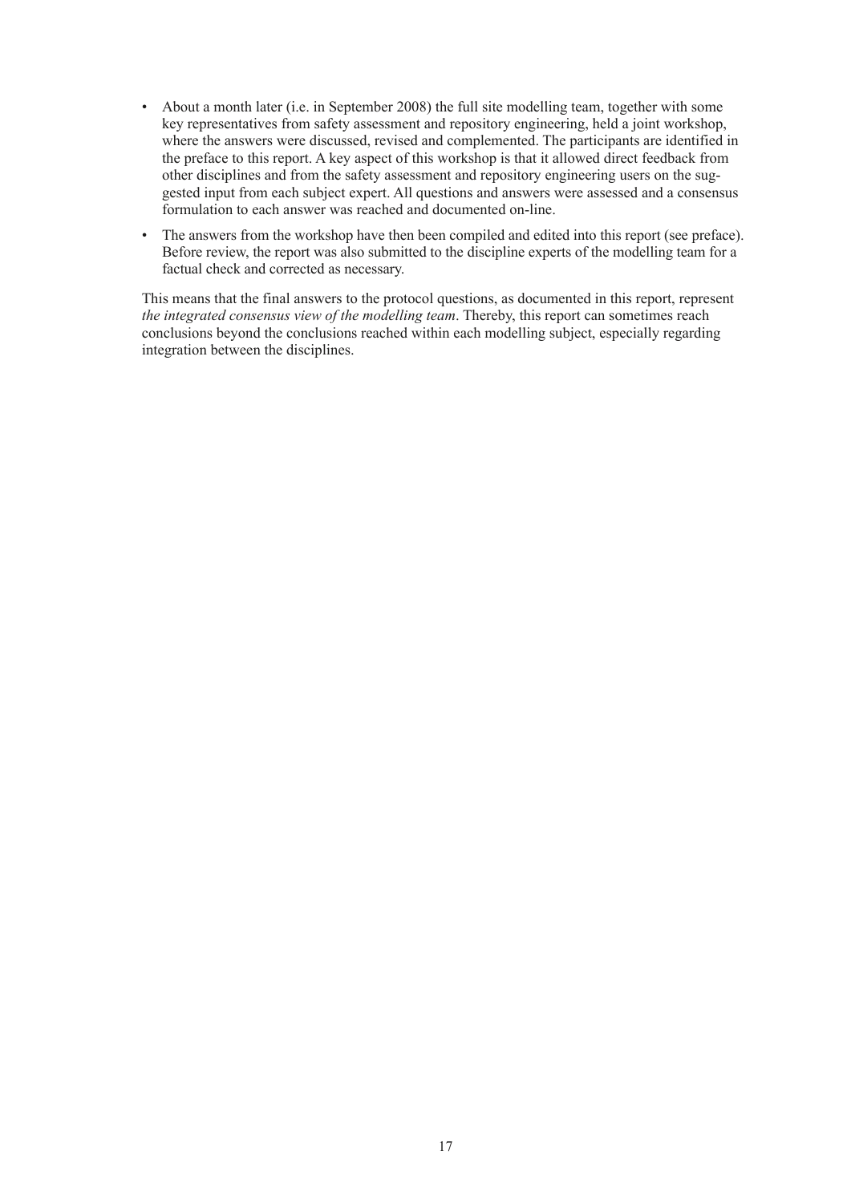- About a month later (i.e. in September 2008) the full site modelling team, together with some key representatives from safety assessment and repository engineering, held a joint workshop, where the answers were discussed, revised and complemented. The participants are identified in the preface to this report. A key aspect of this workshop is that it allowed direct feedback from other disciplines and from the safety assessment and repository engineering users on the suggested input from each subject expert. All questions and answers were assessed and a consensus formulation to each answer was reached and documented on-line.
- The answers from the workshop have then been compiled and edited into this report (see preface). Before review, the report was also submitted to the discipline experts of the modelling team for a factual check and corrected as necessary.

This means that the final answers to the protocol questions, as documented in this report, represent *the integrated consensus view of the modelling team*. Thereby, this report can sometimes reach conclusions beyond the conclusions reached within each modelling subject, especially regarding integration between the disciplines.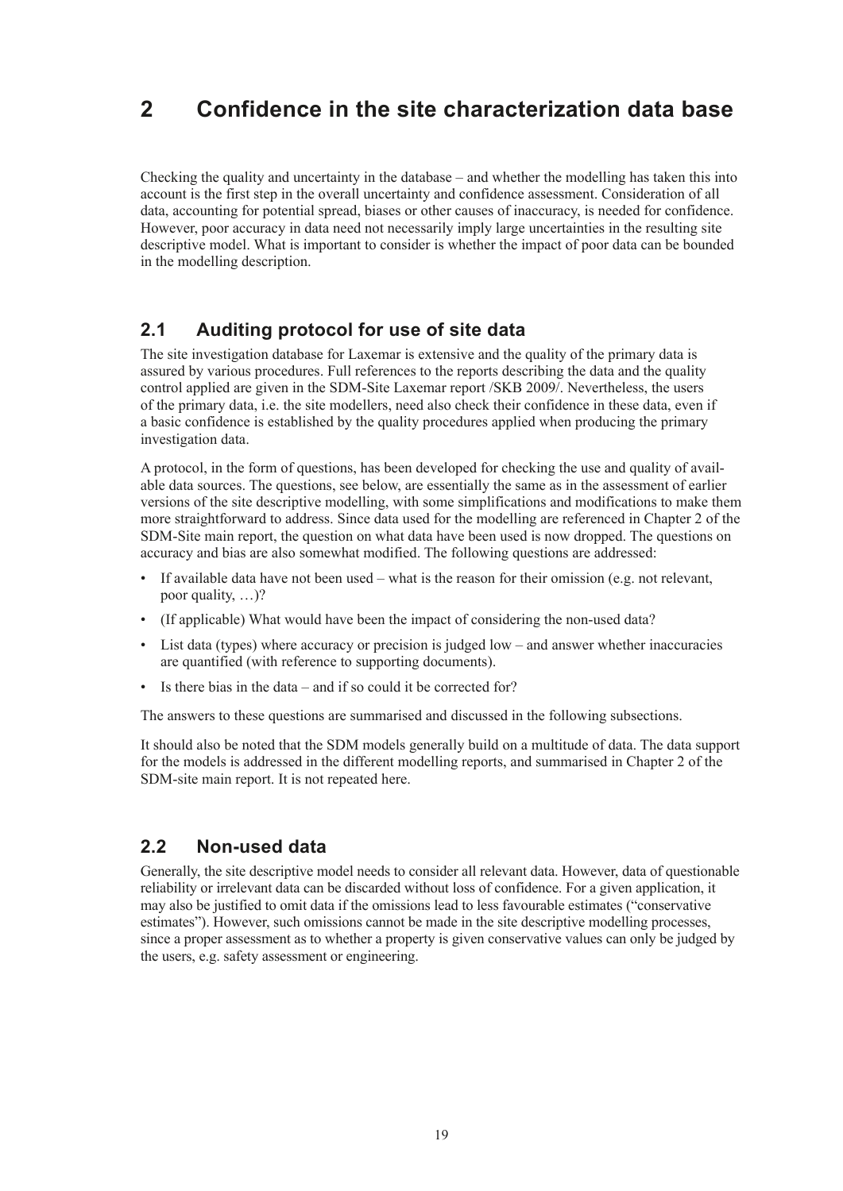# 2 Confidence in the site characterization data base

Checking the quality and uncertainty in the database – and whether the modelling has taken this into account is the first step in the overall uncertainty and confidence assessment. Consideration of all data, accounting for potential spread, biases or other causes of inaccuracy, is needed for confidence. However, poor accuracy in data need not necessarily imply large uncertainties in the resulting site descriptive model. What is important to consider is whether the impact of poor data can be bounded in the modelling description.

## 2.1 Auditing protocol for use of site data

The site investigation database for Laxemar is extensive and the quality of the primary data is assured by various procedures. Full references to the reports describing the data and the quality control applied are given in the SDM-Site Laxemar report /SKB 2009/. Nevertheless, the users of the primary data, i.e. the site modellers, need also check their confidence in these data, even if a basic confidence is established by the quality procedures applied when producing the primary investigation data.

A protocol, in the form of questions, has been developed for checking the use and quality of available data sources. The questions, see below, are essentially the same as in the assessment of earlier versions of the site descriptive modelling, with some simplifications and modifications to make them more straightforward to address. Since data used for the modelling are referenced in Chapter 2 of the SDM-Site main report, the question on what data have been used is now dropped. The questions on accuracy and bias are also somewhat modified. The following questions are addressed:

- If available data have not been used – what is the reason for their omission (e.g. not relevant, poor quality, …)?
- (If applicable) What would have been the impact of considering the non-used data?
- List data (types) where accuracy or precision is judged low – and answer whether inaccuracies are quantified (with reference to supporting documents).
- Is there bias in the data – and if so could it be corrected for?

The answers to these questions are summarised and discussed in the following subsections.

It should also be noted that the SDM models generally build on a multitude of data. The data support for the models is addressed in the different modelling reports, and summarised in Chapter 2 of the SDM-site main report. It is not repeated here.

## 2.2 Non-used data

Generally, the site descriptive model needs to consider all relevant data. However, data of questionable reliability or irrelevant data can be discarded without loss of confidence. For a given application, it may also be justified to omit data if the omissions lead to less favourable estimates ("conservative estimates"). However, such omissions cannot be made in the site descriptive modelling processes, since a proper assessment as to whether a property is given conservative values can only be judged by the users, e.g. safety assessment or engineering.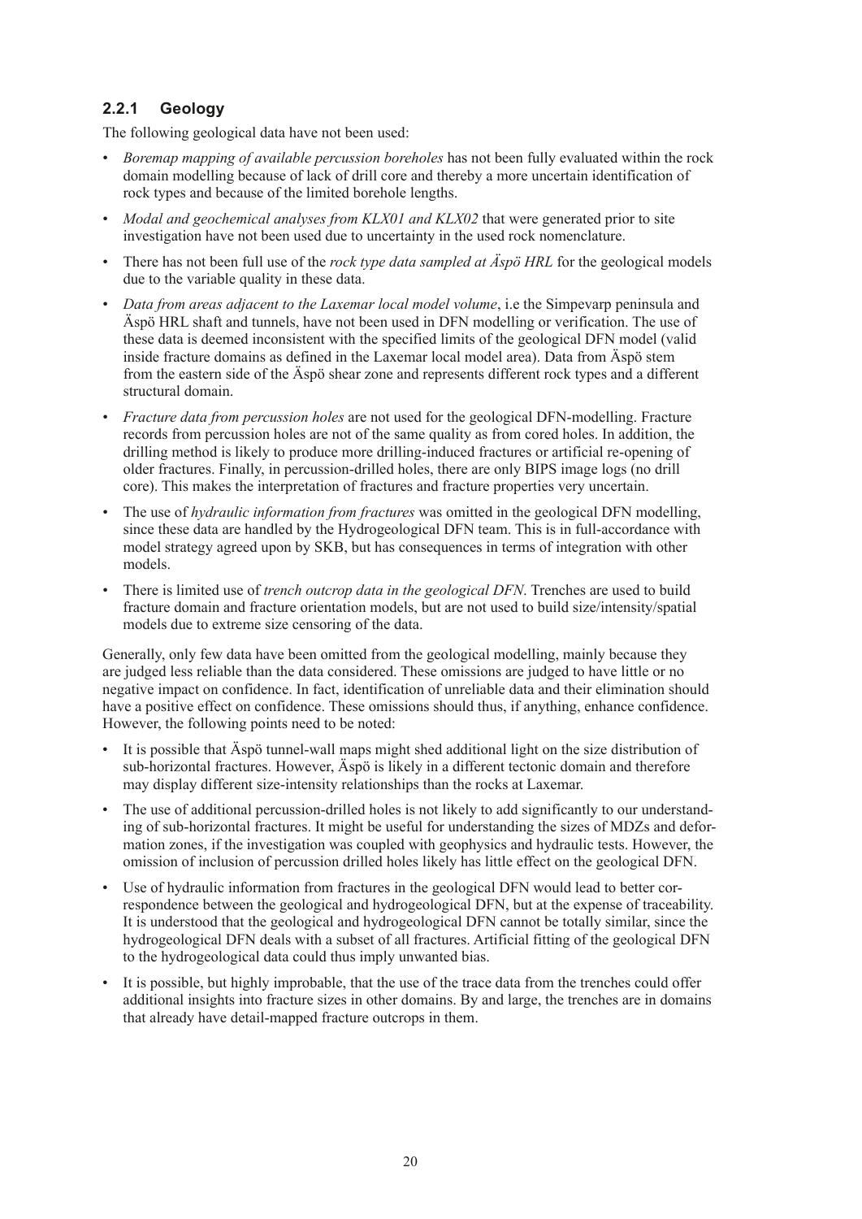### 2.2.1 Geology

The following geological data have not been used:

- *Boremap mapping of available percussion boreholes* has not been fully evaluated within the rock domain modelling because of lack of drill core and thereby a more uncertain identification of rock types and because of the limited borehole lengths.
- *Modal and geochemical analyses from KLX01 and KLX02* that were generated prior to site investigation have not been used due to uncertainty in the used rock nomenclature.
- There has not been full use of the *rock type data sampled at Äspö HRL* for the geological models due to the variable quality in these data.
- *Data from areas adjacent to the Laxemar local model volume*, i.e the Simpevarp peninsula and Äspö HRL shaft and tunnels, have not been used in DFN modelling or verification. The use of these data is deemed inconsistent with the specified limits of the geological DFN model (valid inside fracture domains as defined in the Laxemar local model area). Data from Äspö stem from the eastern side of the Äspö shear zone and represents different rock types and a different structural domain.
- *Fracture data from percussion holes* are not used for the geological DFN-modelling. Fracture records from percussion holes are not of the same quality as from cored holes. In addition, the drilling method is likely to produce more drilling-induced fractures or artificial re-opening of older fractures. Finally, in percussion-drilled holes, there are only BIPS image logs (no drill core). This makes the interpretation of fractures and fracture properties very uncertain.
- The use of *hydraulic information from fractures* was omitted in the geological DFN modelling, since these data are handled by the Hydrogeological DFN team. This is in full-accordance with model strategy agreed upon by SKB, but has consequences in terms of integration with other models.
- There is limited use of *trench outcrop data in the geological DFN*. Trenches are used to build fracture domain and fracture orientation models, but are not used to build size/intensity/spatial models due to extreme size censoring of the data.

Generally, only few data have been omitted from the geological modelling, mainly because they are judged less reliable than the data considered. These omissions are judged to have little or no negative impact on confidence. In fact, identification of unreliable data and their elimination should have a positive effect on confidence. These omissions should thus, if anything, enhance confidence. However, the following points need to be noted:

- It is possible that Äspö tunnel-wall maps might shed additional light on the size distribution of sub-horizontal fractures. However, Äspö is likely in a different tectonic domain and therefore may display different size-intensity relationships than the rocks at Laxemar.
- The use of additional percussion-drilled holes is not likely to add significantly to our understanding of sub-horizontal fractures. It might be useful for understanding the sizes of MDZs and deformation zones, if the investigation was coupled with geophysics and hydraulic tests. However, the omission of inclusion of percussion drilled holes likely has little effect on the geological DFN.
- Use of hydraulic information from fractures in the geological DFN would lead to better correspondence between the geological and hydrogeological DFN, but at the expense of traceability. It is understood that the geological and hydrogeological DFN cannot be totally similar, since the hydrogeological DFN deals with a subset of all fractures. Artificial fitting of the geological DFN to the hydrogeological data could thus imply unwanted bias.
- It is possible, but highly improbable, that the use of the trace data from the trenches could offer additional insights into fracture sizes in other domains. By and large, the trenches are in domains that already have detail-mapped fracture outcrops in them.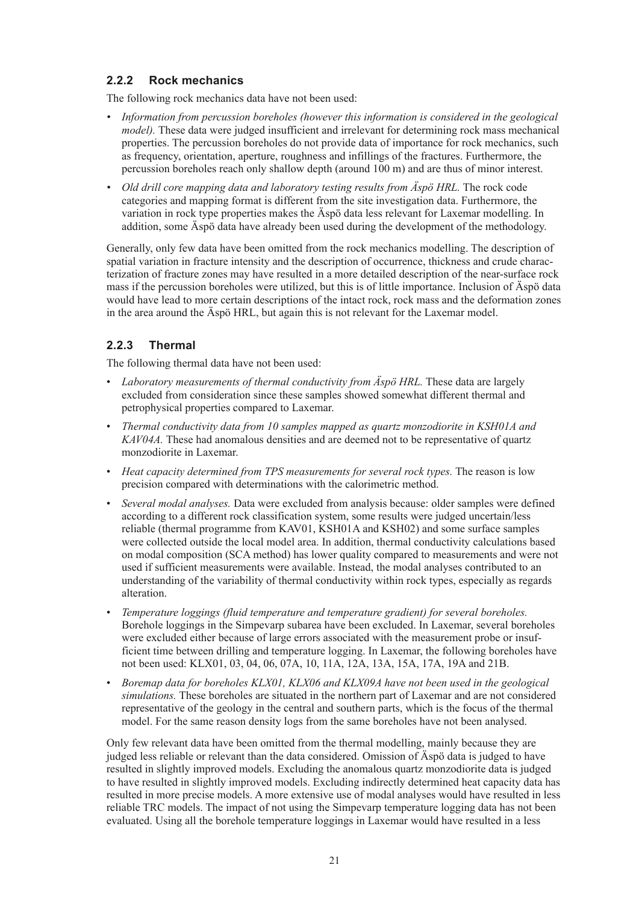### 2.2.2 Rock mechanics

The following rock mechanics data have not been used:

- *Information from percussion boreholes (however this information is considered in the geological model).* These data were judged insufficient and irrelevant for determining rock mass mechanical properties. The percussion boreholes do not provide data of importance for rock mechanics, such as frequency, orientation, aperture, roughness and infillings of the fractures. Furthermore, the percussion boreholes reach only shallow depth (around 100 m) and are thus of minor interest.
- *Old drill core mapping data and laboratory testing results from Äspö HRL.* The rock code categories and mapping format is different from the site investigation data. Furthermore, the variation in rock type properties makes the Äspö data less relevant for Laxemar modelling. In addition, some Äspö data have already been used during the development of the methodology.

Generally, only few data have been omitted from the rock mechanics modelling. The description of spatial variation in fracture intensity and the description of occurrence, thickness and crude characterization of fracture zones may have resulted in a more detailed description of the near-surface rock mass if the percussion boreholes were utilized, but this is of little importance. Inclusion of Äspö data would have lead to more certain descriptions of the intact rock, rock mass and the deformation zones in the area around the Äspö HRL, but again this is not relevant for the Laxemar model.

### 2.2.3 Thermal

The following thermal data have not been used:

- *Laboratory measurements of thermal conductivity from Äspö HRL.* These data are largely excluded from consideration since these samples showed somewhat different thermal and petrophysical properties compared to Laxemar.
- *Thermal conductivity data from 10 samples mapped as quartz monzodiorite in KSH01A and KAV04A.* These had anomalous densities and are deemed not to be representative of quartz monzodiorite in Laxemar.
- *Heat capacity determined from TPS measurements for several rock types.* The reason is low precision compared with determinations with the calorimetric method.
- *Several modal analyses.* Data were excluded from analysis because: older samples were defined according to a different rock classification system, some results were judged uncertain/less reliable (thermal programme from KAV01, KSH01A and KSH02) and some surface samples were collected outside the local model area. In addition, thermal conductivity calculations based on modal composition (SCA method) has lower quality compared to measurements and were not used if sufficient measurements were available. Instead, the modal analyses contributed to an understanding of the variability of thermal conductivity within rock types, especially as regards alteration.
- *Temperature loggings (fluid temperature and temperature gradient) for several boreholes.* Borehole loggings in the Simpevarp subarea have been excluded. In Laxemar, several boreholes were excluded either because of large errors associated with the measurement probe or insufficient time between drilling and temperature logging. In Laxemar, the following boreholes have not been used: KLX01, 03, 04, 06, 07A, 10, 11A, 12A, 13A, 15A, 17A, 19A and 21B.
- *Boremap data for boreholes KLX01, KLX06 and KLX09A have not been used in the geological simulations.* These boreholes are situated in the northern part of Laxemar and are not considered representative of the geology in the central and southern parts, which is the focus of the thermal model. For the same reason density logs from the same boreholes have not been analysed.

Only few relevant data have been omitted from the thermal modelling, mainly because they are judged less reliable or relevant than the data considered. Omission of Äspö data is judged to have resulted in slightly improved models. Excluding the anomalous quartz monzodiorite data is judged to have resulted in slightly improved models. Excluding indirectly determined heat capacity data has resulted in more precise models. A more extensive use of modal analyses would have resulted in less reliable TRC models. The impact of not using the Simpevarp temperature logging data has not been evaluated. Using all the borehole temperature loggings in Laxemar would have resulted in a less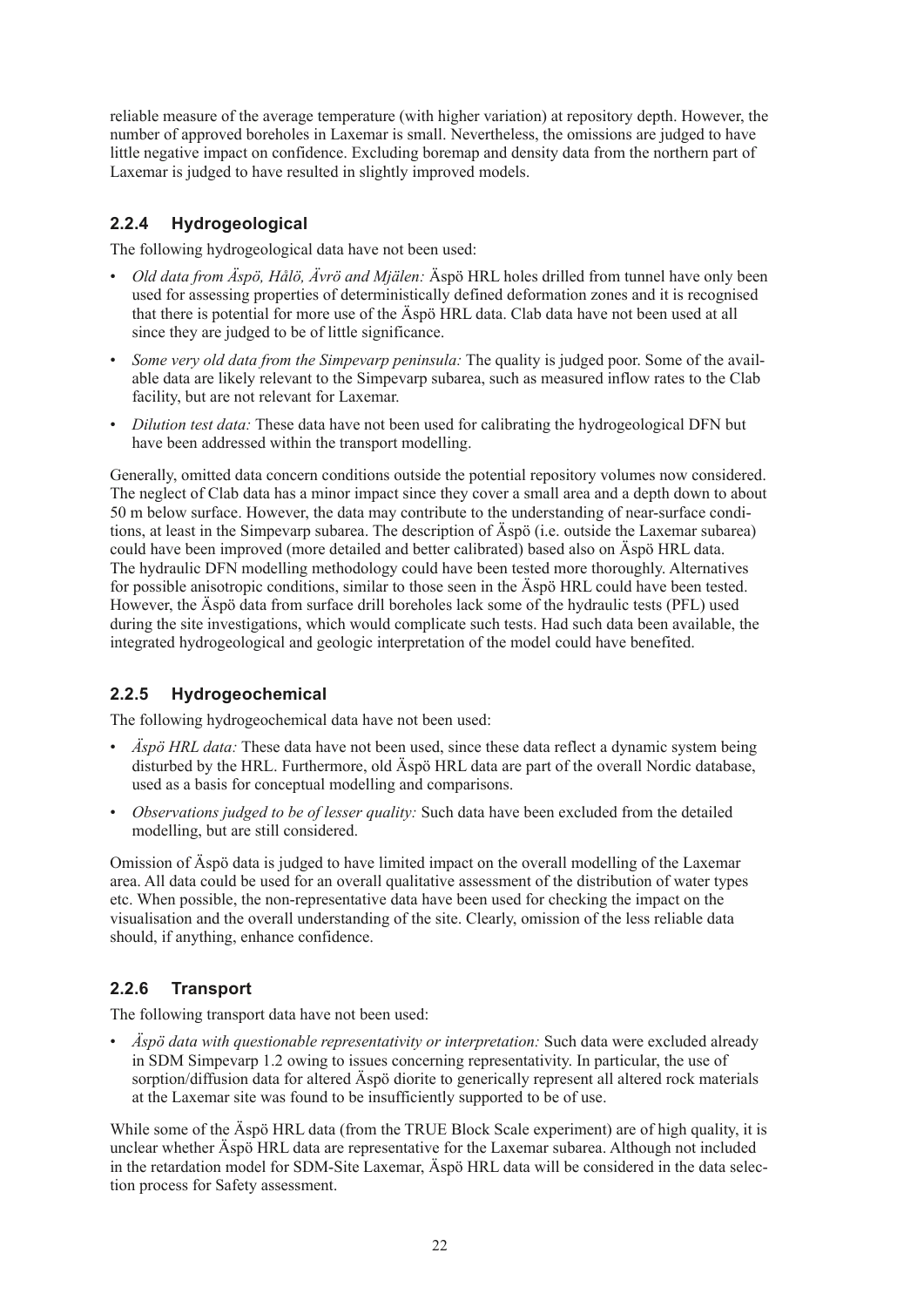reliable measure of the average temperature (with higher variation) at repository depth. However, the number of approved boreholes in Laxemar is small. Nevertheless, the omissions are judged to have little negative impact on confidence. Excluding boremap and density data from the northern part of Laxemar is judged to have resulted in slightly improved models.

### 2.2.4 Hydrogeological

The following hydrogeological data have not been used:

- *Old data from Äspö, Hålö, Ävrö and Mjälen:* Äspö HRL holes drilled from tunnel have only been used for assessing properties of deterministically defined deformation zones and it is recognised that there is potential for more use of the Äspö HRL data. Clab data have not been used at all since they are judged to be of little significance.
- *Some very old data from the Simpevarp peninsula:* The quality is judged poor. Some of the available data are likely relevant to the Simpevarp subarea, such as measured inflow rates to the Clab facility, but are not relevant for Laxemar.
- *Dilution test data:* These data have not been used for calibrating the hydrogeological DFN but have been addressed within the transport modelling.

Generally, omitted data concern conditions outside the potential repository volumes now considered. The neglect of Clab data has a minor impact since they cover a small area and a depth down to about 50 m below surface. However, the data may contribute to the understanding of near-surface conditions, at least in the Simpevarp subarea. The description of Äspö (i.e. outside the Laxemar subarea) could have been improved (more detailed and better calibrated) based also on Äspö HRL data. The hydraulic DFN modelling methodology could have been tested more thoroughly. Alternatives for possible anisotropic conditions, similar to those seen in the Äspö HRL could have been tested. However, the Äspö data from surface drill boreholes lack some of the hydraulic tests (PFL) used during the site investigations, which would complicate such tests. Had such data been available, the integrated hydrogeological and geologic interpretation of the model could have benefited.

### 2.2.5 Hydrogeochemical

The following hydrogeochemical data have not been used:

- *Äspö HRL data:* These data have not been used, since these data reflect a dynamic system being disturbed by the HRL. Furthermore, old Äspö HRL data are part of the overall Nordic database, used as a basis for conceptual modelling and comparisons.
- *Observations judged to be of lesser quality:* Such data have been excluded from the detailed modelling, but are still considered.

Omission of Äspö data is judged to have limited impact on the overall modelling of the Laxemar area. All data could be used for an overall qualitative assessment of the distribution of water types etc. When possible, the non-representative data have been used for checking the impact on the visualisation and the overall understanding of the site. Clearly, omission of the less reliable data should, if anything, enhance confidence.

### 2.2.6 Transport

The following transport data have not been used:

- *Äspö data with questionable representativity or interpretation:* Such data were excluded already in SDM Simpevarp 1.2 owing to issues concerning representativity. In particular, the use of sorption/diffusion data for altered Äspö diorite to generically represent all altered rock materials at the Laxemar site was found to be insufficiently supported to be of use.

While some of the Äspö HRL data (from the TRUE Block Scale experiment) are of high quality, it is unclear whether Äspö HRL data are representative for the Laxemar subarea. Although not included in the retardation model for SDM-Site Laxemar, Äspö HRL data will be considered in the data selection process for Safety assessment.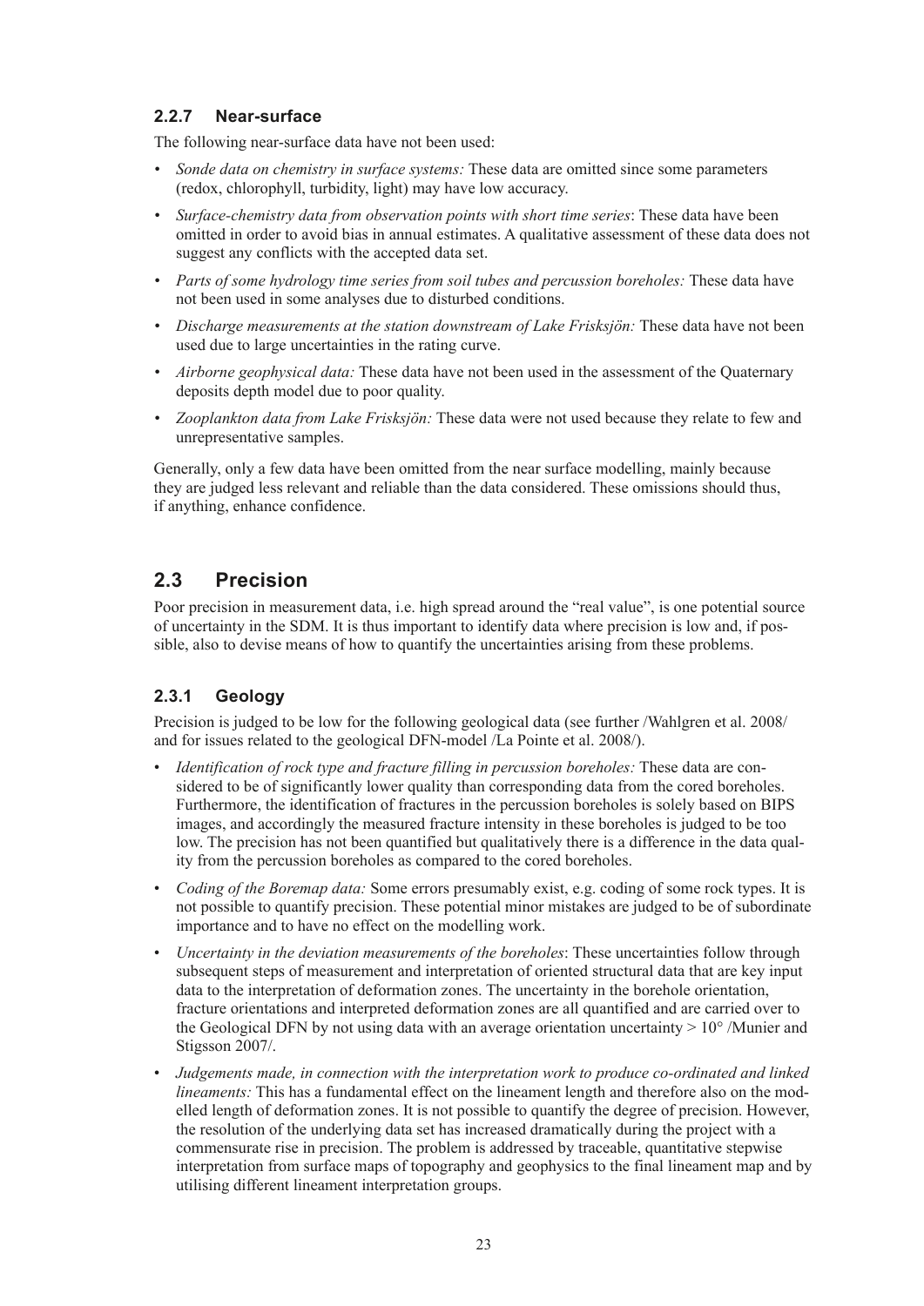### 2.2.7 Near-surface

The following near-surface data have not been used:

- *Sonde data on chemistry in surface systems:* These data are omitted since some parameters (redox, chlorophyll, turbidity, light) may have low accuracy.
- *Surface-chemistry data from observation points with short time series*: These data have been omitted in order to avoid bias in annual estimates. A qualitative assessment of these data does not suggest any conflicts with the accepted data set.
- *Parts of some hydrology time series from soil tubes and percussion boreholes:* These data have not been used in some analyses due to disturbed conditions.
- *Discharge measurements at the station downstream of Lake Friksjön:* These data have not been used due to large uncertainties in the rating curve.
- *Airborne geophysical data:* These data have not been used in the assessment of the Quaternary deposits depth model due to poor quality.
- *Zooplankton data from Lake Friksjön:* These data were not used because they relate to few and unrepresentative samples.

Generally, only a few data have been omitted from the near surface modelling, mainly because they are judged less relevant and reliable than the data considered. These omissions should thus, if anything, enhance confidence.

## 2.3 Precision

Poor precision in measurement data, i.e. high spread around the "real value", is one potential source of uncertainty in the SDM. It is thus important to identify data where precision is low and, if possible, also to devise means of how to quantify the uncertainties arising from these problems.

### 2.3.1 Geology

Precision is judged to be low for the following geological data (see further /Wahlgren et al. 2008/ and for issues related to the geological DFN-model /La Pointe et al. 2008/).

- *Identification of rock type and fracture filling in percussion boreholes:* These data are considered to be of significantly lower quality than corresponding data from the cored boreholes. Furthermore, the identification of fractures in the percussion boreholes is solely based on BIPS images, and accordingly the measured fracture intensity in these boreholes is judged to be too low. The precision has not been quantified but qualitatively there is a difference in the data quality from the percussion boreholes as compared to the cored boreholes.
- *Coding of the Boremap data:* Some errors presumably exist, e.g. coding of some rock types. It is not possible to quantify precision. These potential minor mistakes are judged to be of subordinate importance and to have no effect on the modelling work.
- *Uncertainty in the deviation measurements of the boreholes*: These uncertainties follow through subsequent steps of measurement and interpretation of oriented structural data that are key input data to the interpretation of deformation zones. The uncertainty in the borehole orientation, fracture orientations and interpreted deformation zones are all quantified and are carried over to the Geological DFN by not using data with an average orientation uncertainty > 10° /Munier and Stigsson 2007/.
- *Judgements made, in connection with the interpretation work to produce co-ordinated and linked lineaments:* This has a fundamental effect on the lineament length and therefore also on the modelled length of deformation zones. It is not possible to quantify the degree of precision. However, the resolution of the underlying data set has increased dramatically during the project with a commensurate rise in precision. The problem is addressed by traceable, quantitative stepwise interpretation from surface maps of topography and geophysics to the final lineament map and by utilising different lineament interpretation groups.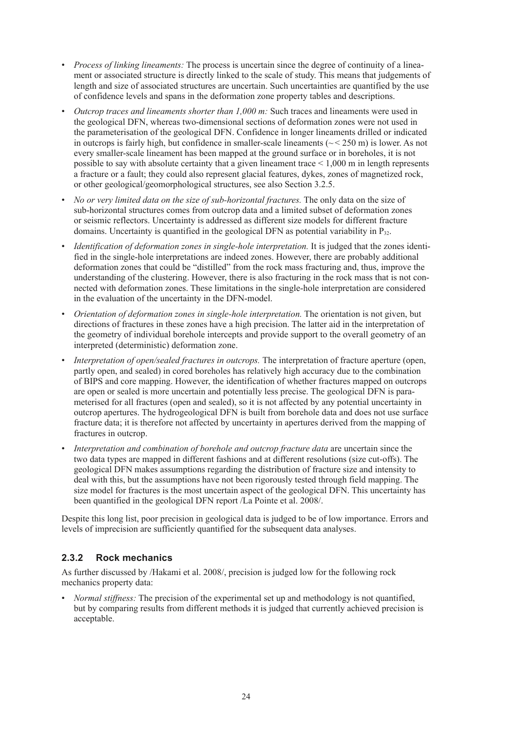- *Process of linking lineaments:* The process is uncertain since the degree of continuity of a lineament or associated structure is directly linked to the scale of study. This means that judgements of length and size of associated structures are uncertain. Such uncertainties are quantified by the use of confidence levels and spans in the deformation zone property tables and descriptions.
- *Outcrop traces and lineaments shorter than 1,000 m:* Such traces and lineaments were used in the geological DFN, whereas two-dimensional sections of deformation zones were not used in the parameterisation of the geological DFN. Confidence in longer lineaments drilled or indicated in outcrops is fairly high, but confidence in smaller-scale lineaments (~< 250 m) is lower. As not every smaller-scale lineament has been mapped at the ground surface or in boreholes, it is not possible to say with absolute certainty that a given lineament trace < 1,000 m in length represents a fracture or a fault; they could also represent glacial features, dykes, zones of magnetized rock, or other geological/geomorphological structures, see also Section 3.2.5.
- *No or very limited data on the size of sub-horizontal fractures.* The only data on the size of sub-horizontal structures comes from outcrop data and a limited subset of deformation zones or seismic reflectors. Uncertainty is addressed as different size models for different fracture domains. Uncertainty is quantified in the geological DFN as potential variability in $P_{32}$.
- *Identification of deformation zones in single-hole interpretation.* It is judged that the zones identified in the single-hole interpretations are indeed zones. However, there are probably additional deformation zones that could be "distilled" from the rock mass fracturing and, thus, improve the understanding of the clustering. However, there is also fracturing in the rock mass that is not connected with deformation zones. These limitations in the single-hole interpretation are considered in the evaluation of the uncertainty in the DFN-model.
- *Orientation of deformation zones in single-hole interpretation.* The orientation is not given, but directions of fractures in these zones have a high precision. The latter aid in the interpretation of the geometry of individual borehole intercepts and provide support to the overall geometry of an interpreted (deterministic) deformation zone.
- *Interpretation of open/sealed fractures in outcrops.* The interpretation of fracture aperture (open, partly open, and sealed) in cored boreholes has relatively high accuracy due to the combination of BIPS and core mapping. However, the identification of whether fractures mapped on outcrops are open or sealed is more uncertain and potentially less precise. The geological DFN is parameterised for all fractures (open and sealed), so it is not affected by any potential uncertainty in outcrop apertures. The hydrogeological DFN is built from borehole data and does not use surface fracture data; it is therefore not affected by uncertainty in apertures derived from the mapping of fractures in outcrop.
- *Interpretation and combination of borehole and outcrop fracture data* are uncertain since the two data types are mapped in different fashions and at different resolutions (size cut-offs). The geological DFN makes assumptions regarding the distribution of fracture size and intensity to deal with this, but the assumptions have not been rigorously tested through field mapping. The size model for fractures is the most uncertain aspect of the geological DFN. This uncertainty has been quantified in the geological DFN report /La Pointe et al. 2008/.

Despite this long list, poor precision in geological data is judged to be of low importance. Errors and levels of imprecision are sufficiently quantified for the subsequent data analyses.

### 2.3.2 Rock mechanics

As further discussed by /Hakami et al. 2008/, precision is judged low for the following rock mechanics property data:

- *Normal stiffness:* The precision of the experimental set up and methodology is not quantified, but by comparing results from different methods it is judged that currently achieved precision is acceptable.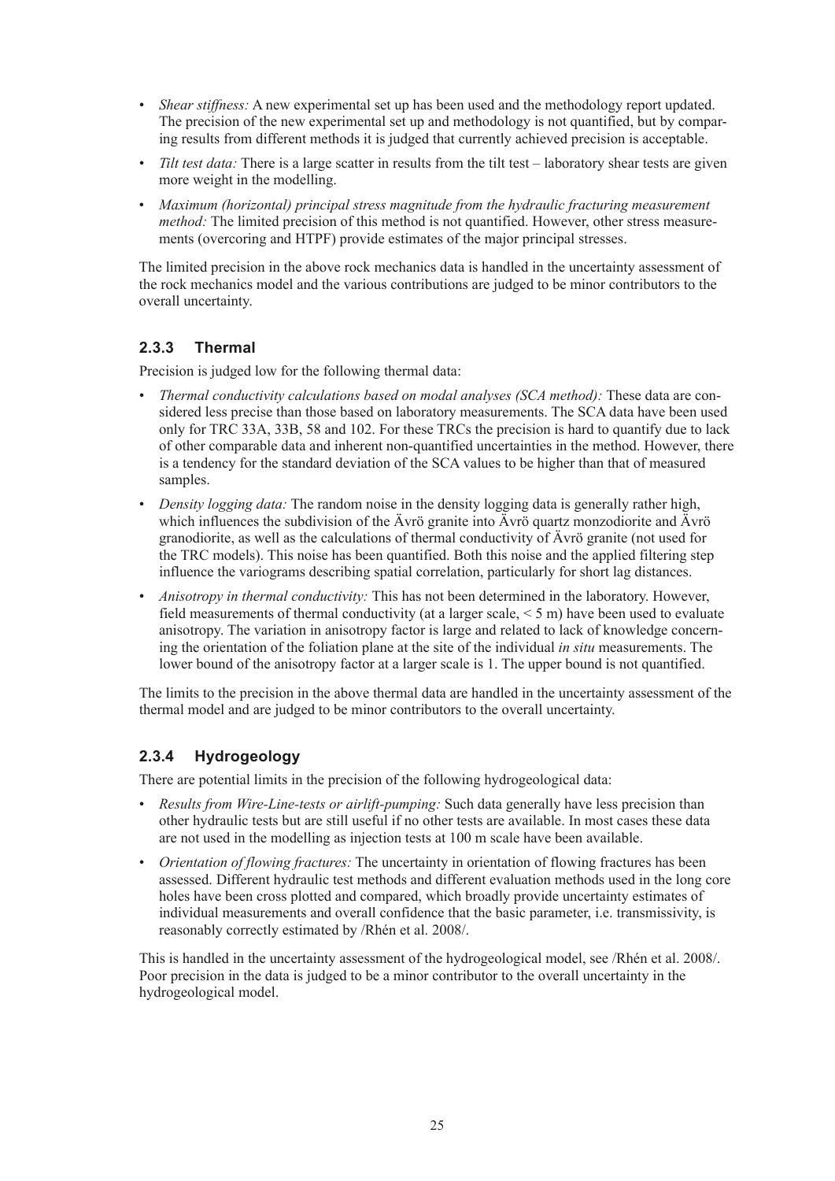- *Shear stiffness:* A new experimental set up has been used and the methodology report updated. The precision of the new experimental set up and methodology is not quantified, but by comparing results from different methods it is judged that currently achieved precision is acceptable.
- *Tilt test data:* There is a large scatter in results from the tilt test – laboratory shear tests are given more weight in the modelling.
- *Maximum (horizontal) principal stress magnitude from the hydraulic fracturing measurement method:* The limited precision of this method is not quantified. However, other stress measurements (overcoring and HTPF) provide estimates of the major principal stresses.

The limited precision in the above rock mechanics data is handled in the uncertainty assessment of the rock mechanics model and the various contributions are judged to be minor contributors to the overall uncertainty.

### 2.3.3 Thermal

Precision is judged low for the following thermal data:

- *Thermal conductivity calculations based on modal analyses (SCA method):* These data are considered less precise than those based on laboratory measurements. The SCA data have been used only for TRC 33A, 33B, 58 and 102. For these TRCs the precision is hard to quantify due to lack of other comparable data and inherent non-quantified uncertainties in the method. However, there is a tendency for the standard deviation of the SCA values to be higher than that of measured samples.
- *Density logging data:* The random noise in the density logging data is generally rather high, which influences the subdivision of the Ävrö granite into Ävrö quartz monzodiorite and Ävrö granodiorite, as well as the calculations of thermal conductivity of Ävrö granite (not used for the TRC models). This noise has been quantified. Both this noise and the applied filtering step influence the variograms describing spatial correlation, particularly for short lag distances.
- *Anisotropy in thermal conductivity:* This has not been determined in the laboratory. However, field measurements of thermal conductivity (at a larger scale, < 5 m) have been used to evaluate anisotropy. The variation in anisotropy factor is large and related to lack of knowledge concerning the orientation of the foliation plane at the site of the individual *in situ* measurements. The lower bound of the anisotropy factor at a larger scale is 1. The upper bound is not quantified.

The limits to the precision in the above thermal data are handled in the uncertainty assessment of the thermal model and are judged to be minor contributors to the overall uncertainty.

### 2.3.4 Hydrogeology

There are potential limits in the precision of the following hydrogeological data:

- *Results from Wire-Line-tests or airlift-pumping:* Such data generally have less precision than other hydraulic tests but are still useful if no other tests are available. In most cases these data are not used in the modelling as injection tests at 100 m scale have been available.
- *Orientation of flowing fractures:* The uncertainty in orientation of flowing fractures has been assessed. Different hydraulic test methods and different evaluation methods used in the long core holes have been cross plotted and compared, which broadly provide uncertainty estimates of individual measurements and overall confidence that the basic parameter, i.e. transmissivity, is reasonably correctly estimated by /Rhén et al. 2008/.

This is handled in the uncertainty assessment of the hydrogeological model, see /Rhén et al. 2008/. Poor precision in the data is judged to be a minor contributor to the overall uncertainty in the hydrogeological model.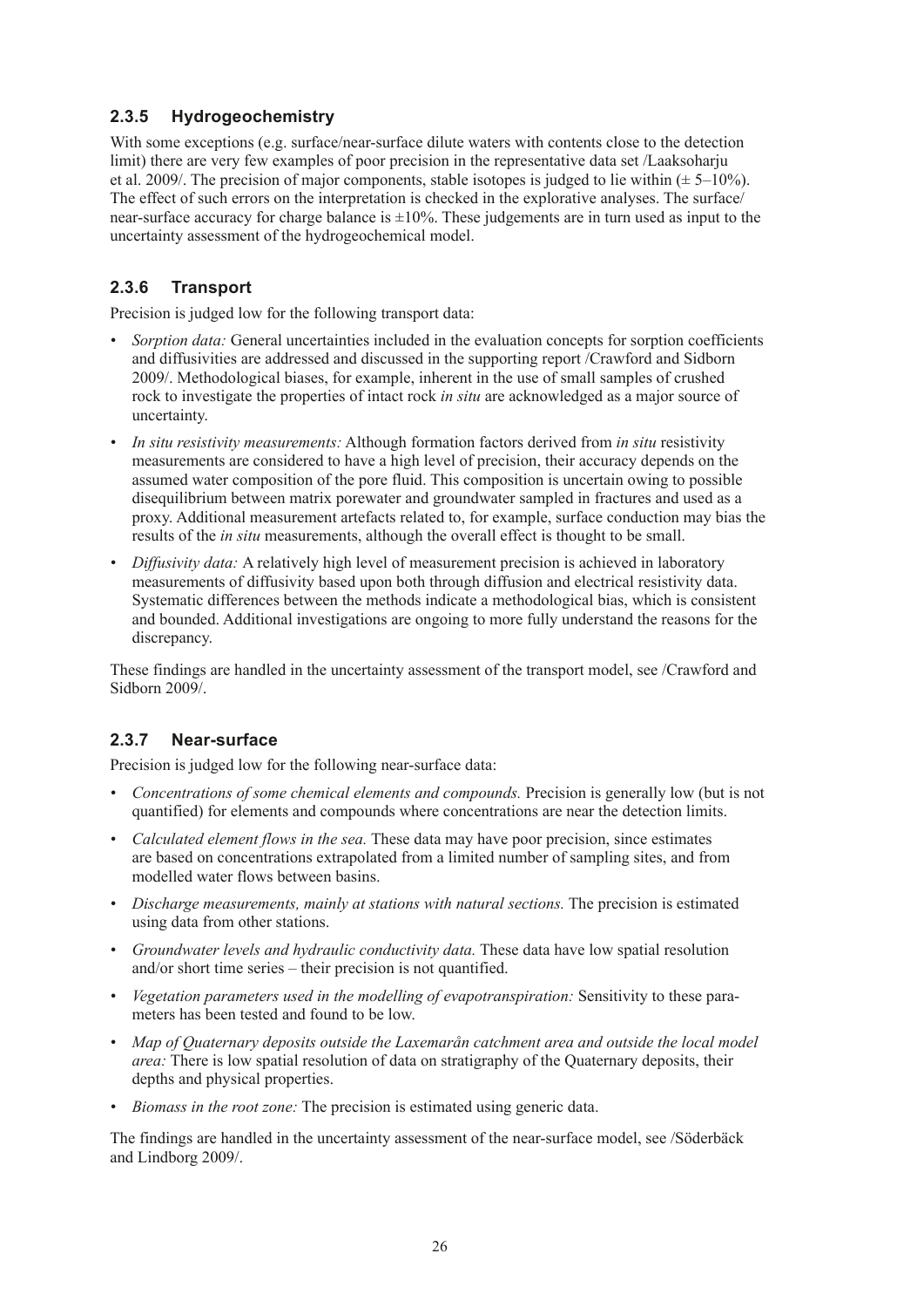### 2.3.5 Hydrogeochemistry

With some exceptions (e.g. surface/near-surface dilute waters with contents close to the detection limit) there are very few examples of poor precision in the representative data set /Laaksoharju et al. 2009/. The precision of major components, stable isotopes is judged to lie within (± 5–10%). The effect of such errors on the interpretation is checked in the explorative analyses. The surface/near-surface accuracy for charge balance is ±10%. These judgements are in turn used as input to the uncertainty assessment of the hydrogeochemical model.

### 2.3.6 Transport

Precision is judged low for the following transport data:

- *Sorption data:* General uncertainties included in the evaluation concepts for sorption coefficients and diffusivities are addressed and discussed in the supporting report /Crawford and Sidborn 2009/. Methodological biases, for example, inherent in the use of small samples of crushed rock to investigate the properties of intact rock *in situ* are acknowledged as a major source of uncertainty.
- *In situ resistivity measurements:* Although formation factors derived from *in situ* resistivity measurements are considered to have a high level of precision, their accuracy depends on the assumed water composition of the pore fluid. This composition is uncertain owing to possible disequilibrium between matrix porewater and groundwater sampled in fractures and used as a proxy. Additional measurement artefacts related to, for example, surface conduction may bias the results of the *in situ* measurements, although the overall effect is thought to be small.
- *Diffusivity data:* A relatively high level of measurement precision is achieved in laboratory measurements of diffusivity based upon both through diffusion and electrical resistivity data. Systematic differences between the methods indicate a methodological bias, which is consistent and bounded. Additional investigations are ongoing to more fully understand the reasons for the discrepancy.

These findings are handled in the uncertainty assessment of the transport model, see /Crawford and Sidborn 2009/.

### 2.3.7 Near-surface

Precision is judged low for the following near-surface data:

- *Concentrations of some chemical elements and compounds.* Precision is generally low (but is not quantified) for elements and compounds where concentrations are near the detection limits.
- *Calculated element flows in the sea.* These data may have poor precision, since estimates are based on concentrations extrapolated from a limited number of sampling sites, and from modelled water flows between basins.
- *Discharge measurements, mainly at stations with natural sections.* The precision is estimated using data from other stations.
- *Groundwater levels and hydraulic conductivity data.* These data have low spatial resolution and/or short time series – their precision is not quantified.
- *Vegetation parameters used in the modelling of evapotranspiration:* Sensitivity to these parameters has been tested and found to be low.
- *Map of Quaternary deposits outside the Laxemarån catchment area and outside the local model area:* There is low spatial resolution of data on stratigraphy of the Quaternary deposits, their depths and physical properties.
- *Biomass in the root zone:* The precision is estimated using generic data.

The findings are handled in the uncertainty assessment of the near-surface model, see /Söderbäck and Lindborg 2009/.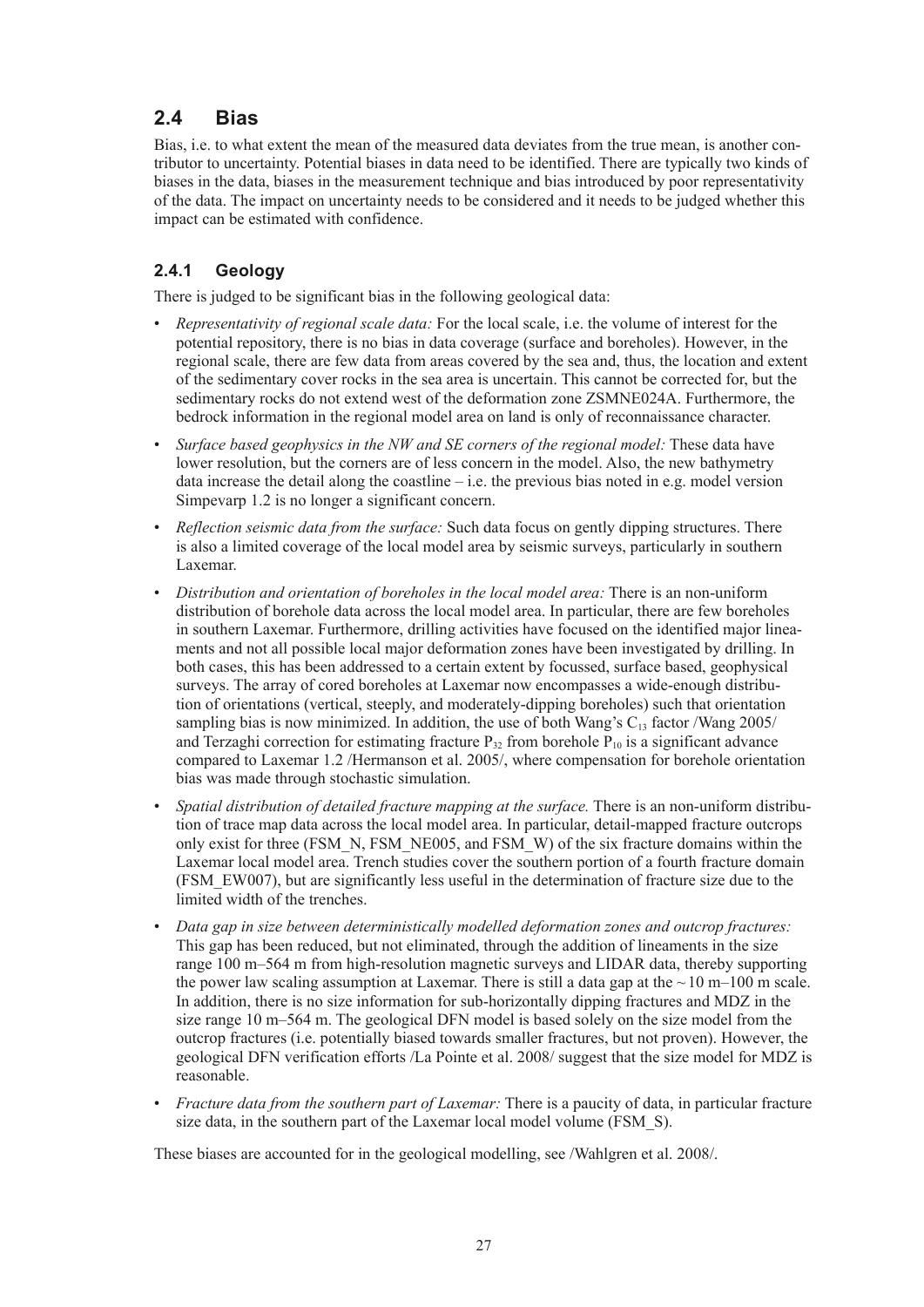## 2.4 Bias

Bias, i.e. to what extent the mean of the measured data deviates from the true mean, is another contributor to uncertainty. Potential biases in data need to be identified. There are typically two kinds of biases in the data, biases in the measurement technique and bias introduced by poor representativity of the data. The impact on uncertainty needs to be considered and it needs to be judged whether this impact can be estimated with confidence.

### 2.4.1 Geology

There is judged to be significant bias in the following geological data:

- *Representativity of regional scale data:* For the local scale, i.e. the volume of interest for the potential repository, there is no bias in data coverage (surface and boreholes). However, in the regional scale, there are few data from areas covered by the sea and, thus, the location and extent of the sedimentary cover rocks in the sea area is uncertain. This cannot be corrected for, but the sedimentary rocks do not extend west of the deformation zone ZSMNE024A. Furthermore, the bedrock information in the regional model area on land is only of reconnaissance character.
- *Surface based geophysics in the NW and SE corners of the regional model:* These data have lower resolution, but the corners are of less concern in the model. Also, the new bathymetry data increase the detail along the coastline – i.e. the previous bias noted in e.g. model version Simpevarp 1.2 is no longer a significant concern.
- *Reflection seismic data from the surface:* Such data focus on gently dipping structures. There is also a limited coverage of the local model area by seismic surveys, particularly in southern Laxemar.
- *Distribution and orientation of boreholes in the local model area:* There is an non-uniform distribution of borehole data across the local model area. In particular, there are few boreholes in southern Laxemar. Furthermore, drilling activities have focused on the identified major lineaments and not all possible local major deformation zones have been investigated by drilling. In both cases, this has been addressed to a certain extent by focussed, surface based, geophysical surveys. The array of cored boreholes at Laxemar now encompasses a wide-enough distribution of orientations (vertical, steeply, and moderately-dipping boreholes) such that orientation sampling bias is now minimized. In addition, the use of both Wang's $C_{13}$ factor /Wang 2005/ and Terzaghi correction for estimating fracture $P_{32}$ from borehole $P_{10}$ is a significant advance compared to Laxemar 1.2 /Hermanson et al. 2005/, where compensation for borehole orientation bias was made through stochastic simulation.
- *Spatial distribution of detailed fracture mapping at the surface.* There is an non-uniform distribution of trace map data across the local model area. In particular, detail-mapped fracture outcrops only exist for three (FSM_N, FSM_NE005, and FSM_W) of the six fracture domains within the Laxemar local model area. Trench studies cover the southern portion of a fourth fracture domain (FSM_EW007), but are significantly less useful in the determination of fracture size due to the limited width of the trenches.
- *Data gap in size between deterministically modelled deformation zones and outcrop fractures:* This gap has been reduced, but not eliminated, through the addition of lineaments in the size range 100 m–564 m from high-resolution magnetic surveys and LIDAR data, thereby supporting the power law scaling assumption at Laxemar. There is still a data gap at the ~10 m–100 m scale. In addition, there is no size information for sub-horizontally dipping fractures and MDZ in the size range 10 m–564 m. The geological DFN model is based solely on the size model from the outcrop fractures (i.e. potentially biased towards smaller fractures, but not proven). However, the geological DFN verification efforts /La Pointe et al. 2008/ suggest that the size model for MDZ is reasonable.
- *Fracture data from the southern part of Laxemar:* There is a paucity of data, in particular fracture size data, in the southern part of the Laxemar local model volume (FSM_S).

These biases are accounted for in the geological modelling, see /Wahlgren et al. 2008/.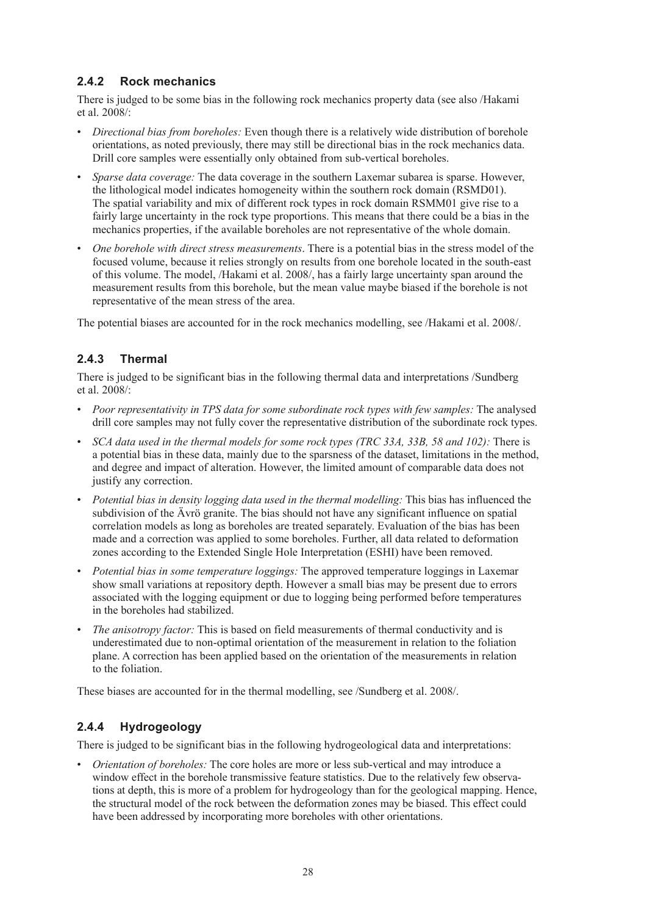### 2.4.2 Rock mechanics

There is judged to be some bias in the following rock mechanics property data (see also /Hakami et al. 2008/:

- *Directional bias from boreholes:* Even though there is a relatively wide distribution of borehole orientations, as noted previously, there may still be directional bias in the rock mechanics data. Drill core samples were essentially only obtained from sub-vertical boreholes.
- *Sparse data coverage:* The data coverage in the southern Laxemar subarea is sparse. However, the lithological model indicates homogeneity within the southern rock domain (RSMD01). The spatial variability and mix of different rock types in rock domain RSMM01 give rise to a fairly large uncertainty in the rock type proportions. This means that there could be a bias in the mechanics properties, if the available boreholes are not representative of the whole domain.
- *One borehole with direct stress measurements*. There is a potential bias in the stress model of the focused volume, because it relies strongly on results from one borehole located in the south-east of this volume. The model, /Hakami et al. 2008/, has a fairly large uncertainty span around the measurement results from this borehole, but the mean value maybe biased if the borehole is not representative of the mean stress of the area.

The potential biases are accounted for in the rock mechanics modelling, see /Hakami et al. 2008/.

### 2.4.3 Thermal

There is judged to be significant bias in the following thermal data and interpretations /Sundberg et al. 2008/:

- *Poor representativity in TPS data for some subordinate rock types with few samples:* The analysed drill core samples may not fully cover the representative distribution of the subordinate rock types.
- *SCA data used in the thermal models for some rock types (TRC 33A, 33B, 58 and 102):* There is a potential bias in these data, mainly due to the sparsness of the dataset, limitations in the method, and degree and impact of alteration. However, the limited amount of comparable data does not justify any correction.
- *Potential bias in density logging data used in the thermal modelling:* This bias has influenced the subdivision of the Ävrö granite. The bias should not have any significant influence on spatial correlation models as long as boreholes are treated separately. Evaluation of the bias has been made and a correction was applied to some boreholes. Further, all data related to deformation zones according to the Extended Single Hole Interpretation (ESHI) have been removed.
- *Potential bias in some temperature loggings:* The approved temperature loggings in Laxemar show small variations at repository depth. However a small bias may be present due to errors associated with the logging equipment or due to logging being performed before temperatures in the boreholes had stabilized.
- *The anisotropy factor:* This is based on field measurements of thermal conductivity and is underestimated due to non-optimal orientation of the measurement in relation to the foliation plane. A correction has been applied based on the orientation of the measurements in relation to the foliation.

These biases are accounted for in the thermal modelling, see /Sundberg et al. 2008/.

### 2.4.4 Hydrogeology

There is judged to be significant bias in the following hydrogeological data and interpretations:

- *Orientation of boreholes:* The core holes are more or less sub-vertical and may introduce a window effect in the borehole transmissive feature statistics. Due to the relatively few observations at depth, this is more of a problem for hydrogeology than for the geological mapping. Hence, the structural model of the rock between the deformation zones may be biased. This effect could have been addressed by incorporating more boreholes with other orientations.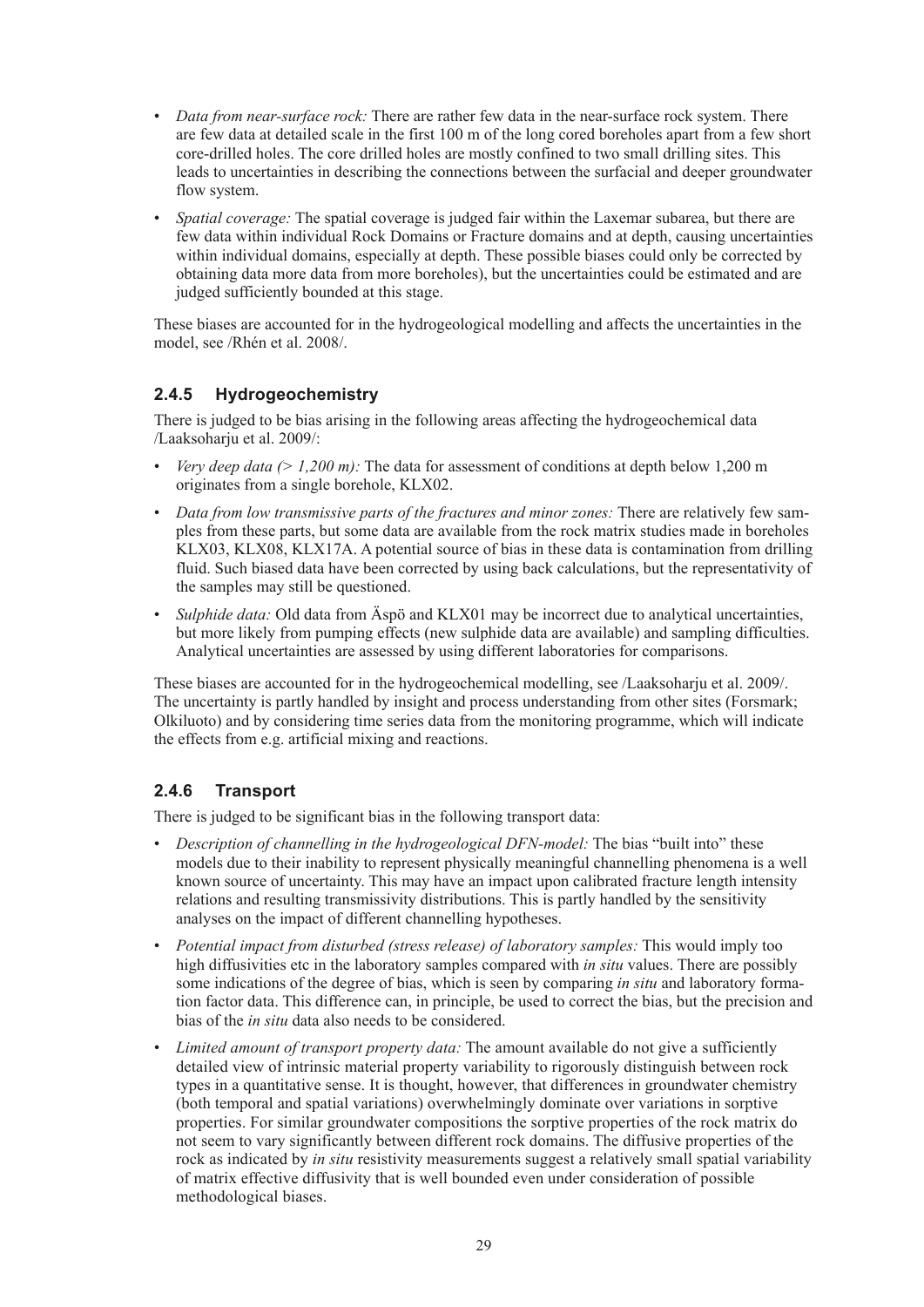- *Data from near-surface rock:* There are rather few data in the near-surface rock system. There are few data at detailed scale in the first 100 m of the long cored boreholes apart from a few short core-drilled holes. The core drilled holes are mostly confined to two small drilling sites. This leads to uncertainties in describing the connections between the surfacial and deeper groundwater flow system.
- *Spatial coverage:* The spatial coverage is judged fair within the Laxemar subarea, but there are few data within individual Rock Domains or Fracture domains and at depth, causing uncertainties within individual domains, especially at depth. These possible biases could only be corrected by obtaining data more data from more boreholes), but the uncertainties could be estimated and are judged sufficiently bounded at this stage.

These biases are accounted for in the hydrogeological modelling and affects the uncertainties in the model, see /Rhén et al. 2008/.

### 2.4.5 Hydrogeochemistry

There is judged to be bias arising in the following areas affecting the hydrogeochemical data /Laaksoharju et al. 2009/:

- *Very deep data (> 1,200 m):* The data for assessment of conditions at depth below 1,200 m originates from a single borehole, KLX02.
- *Data from low transmissive parts of the fractures and minor zones:* There are relatively few samples from these parts, but some data are available from the rock matrix studies made in boreholes KLX03, KLX08, KLX17A. A potential source of bias in these data is contamination from drilling fluid. Such biased data have been corrected by using back calculations, but the representativity of the samples may still be questioned.
- *Sulphide data:* Old data from Äspö and KLX01 may be incorrect due to analytical uncertainties, but more likely from pumping effects (new sulphide data are available) and sampling difficulties. Analytical uncertainties are assessed by using different laboratories for comparisons.

These biases are accounted for in the hydrogeochemical modelling, see /Laaksoharju et al. 2009/. The uncertainty is partly handled by insight and process understanding from other sites (Forsmark; Olkiluoto) and by considering time series data from the monitoring programme, which will indicate the effects from e.g. artificial mixing and reactions.

### 2.4.6 Transport

There is judged to be significant bias in the following transport data:

- *Description of channelling in the hydrogeological DFN-model:* The bias "built into" these models due to their inability to represent physically meaningful channelling phenomena is a well known source of uncertainty. This may have an impact upon calibrated fracture length intensity relations and resulting transmissivity distributions. This is partly handled by the sensitivity analyses on the impact of different channelling hypotheses.
- *Potential impact from disturbed (stress release) of laboratory samples:* This would imply too high diffusivities etc in the laboratory samples compared with *in situ* values. There are possibly some indications of the degree of bias, which is seen by comparing *in situ* and laboratory formation factor data. This difference can, in principle, be used to correct the bias, but the precision and bias of the *in situ* data also needs to be considered.
- *Limited amount of transport property data:* The amount available do not give a sufficiently detailed view of intrinsic material property variability to rigorously distinguish between rock types in a quantitative sense. It is thought, however, that differences in groundwater chemistry (both temporal and spatial variations) overwhelmingly dominate over variations in sorptive properties. For similar groundwater compositions the sorptive properties of the rock matrix do not seem to vary significantly between different rock domains. The diffusive properties of the rock as indicated by *in situ* resistivity measurements suggest a relatively small spatial variability of matrix effective diffusivity that is well bounded even under consideration of possible methodological biases.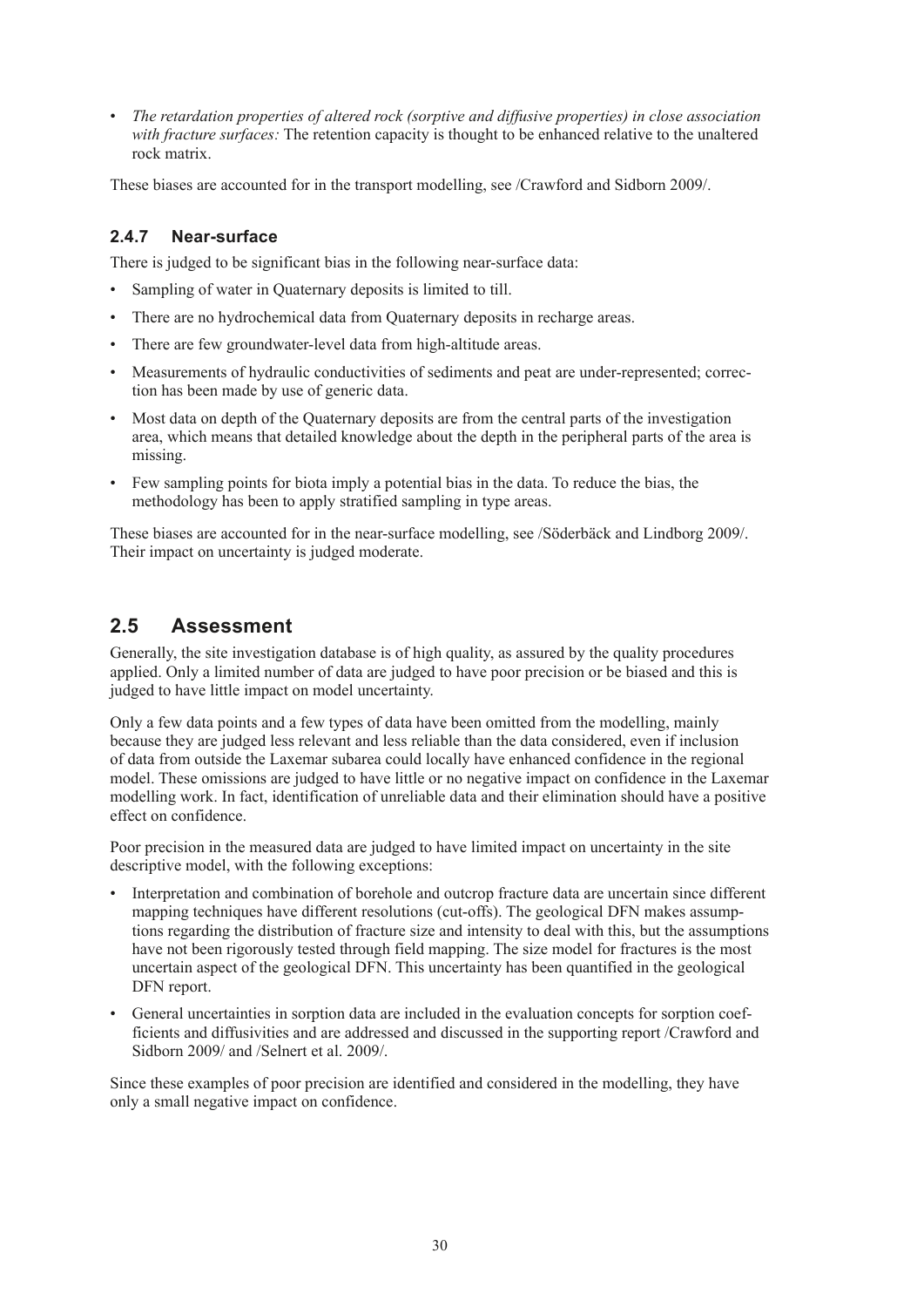- *The retardation properties of altered rock (sorptive and diffusive properties) in close association with fracture surfaces:* The retention capacity is thought to be enhanced relative to the unaltered rock matrix.

These biases are accounted for in the transport modelling, see /Crawford and Sidborn 2009/.

### 2.4.7 Near-surface

There is judged to be significant bias in the following near-surface data:

- Sampling of water in Quaternary deposits is limited to till.
- There are no hydrochemical data from Quaternary deposits in recharge areas.
- There are few groundwater-level data from high-altitude areas.
- Measurements of hydraulic conductivities of sediments and peat are under-represented; correction has been made by use of generic data.
- Most data on depth of the Quaternary deposits are from the central parts of the investigation area, which means that detailed knowledge about the depth in the peripheral parts of the area is missing.
- Few sampling points for biota imply a potential bias in the data. To reduce the bias, the methodology has been to apply stratified sampling in type areas.

These biases are accounted for in the near-surface modelling, see /Söderbäck and Lindborg 2009/. Their impact on uncertainty is judged moderate.

## 2.5 Assessment

Generally, the site investigation database is of high quality, as assured by the quality procedures applied. Only a limited number of data are judged to have poor precision or be biased and this is judged to have little impact on model uncertainty.

Only a few data points and a few types of data have been omitted from the modelling, mainly because they are judged less relevant and less reliable than the data considered, even if inclusion of data from outside the Laxemar subarea could locally have enhanced confidence in the regional model. These omissions are judged to have little or no negative impact on confidence in the Laxemar modelling work. In fact, identification of unreliable data and their elimination should have a positive effect on confidence.

Poor precision in the measured data are judged to have limited impact on uncertainty in the site descriptive model, with the following exceptions:

- Interpretation and combination of borehole and outcrop fracture data are uncertain since different mapping techniques have different resolutions (cut-offs). The geological DFN makes assumptions regarding the distribution of fracture size and intensity to deal with this, but the assumptions have not been rigorously tested through field mapping. The size model for fractures is the most uncertain aspect of the geological DFN. This uncertainty has been quantified in the geological DFN report.
- General uncertainties in sorption data are included in the evaluation concepts for sorption coefficients and diffusivities and are addressed and discussed in the supporting report /Crawford and Sidborn 2009/ and /Selnert et al. 2009/.

Since these examples of poor precision are identified and considered in the modelling, they have only a small negative impact on confidence.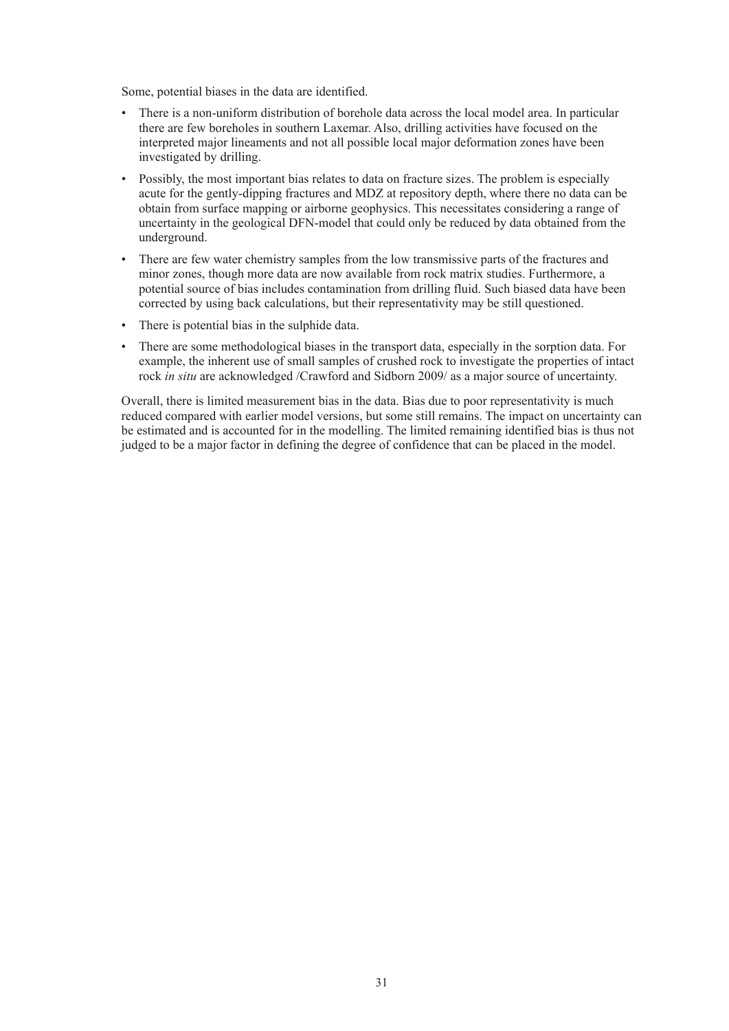Some, potential biases in the data are identified.

- There is a non-uniform distribution of borehole data across the local model area. In particular there are few boreholes in southern Laxemar. Also, drilling activities have focused on the interpreted major lineaments and not all possible local major deformation zones have been investigated by drilling.
- Possibly, the most important bias relates to data on fracture sizes. The problem is especially acute for the gently-dipping fractures and MDZ at repository depth, where there no data can be obtain from surface mapping or airborne geophysics. This necessitates considering a range of uncertainty in the geological DFN-model that could only be reduced by data obtained from the underground.
- There are few water chemistry samples from the low transmissive parts of the fractures and minor zones, though more data are now available from rock matrix studies. Furthermore, a potential source of bias includes contamination from drilling fluid. Such biased data have been corrected by using back calculations, but their representativity may be still questioned.
- There is potential bias in the sulphide data.
- There are some methodological biases in the transport data, especially in the sorption data. For example, the inherent use of small samples of crushed rock to investigate the properties of intact rock *in situ* are acknowledged /Crawford and Sidborn 2009/ as a major source of uncertainty.

Overall, there is limited measurement bias in the data. Bias due to poor representativity is much reduced compared with earlier model versions, but some still remains. The impact on uncertainty can be estimated and is accounted for in the modelling. The limited remaining identified bias is thus not judged to be a major factor in defining the degree of confidence that can be placed in the model.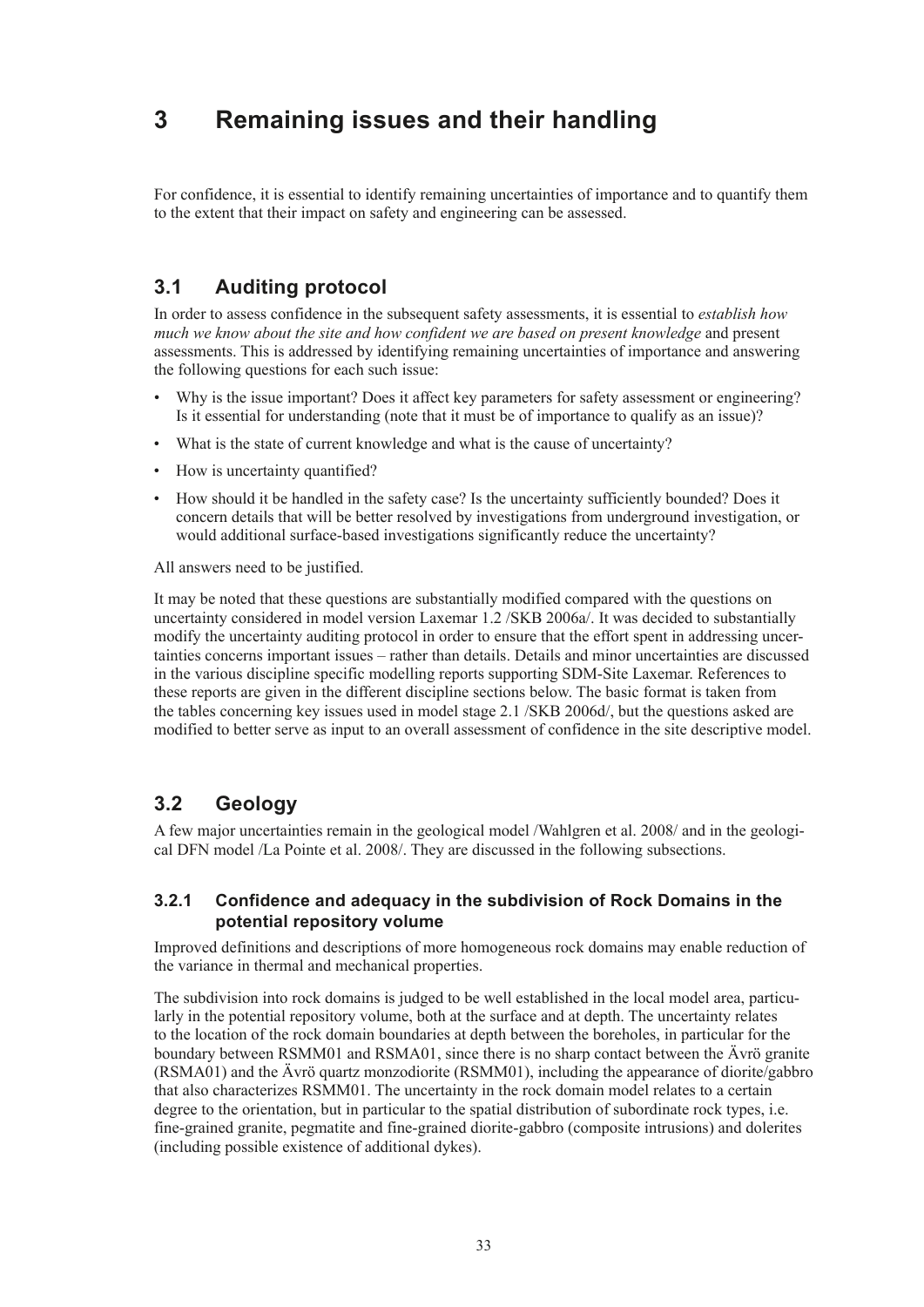# 3 Remaining issues and their handling

For confidence, it is essential to identify remaining uncertainties of importance and to quantify them to the extent that their impact on safety and engineering can be assessed.

## 3.1 Auditing protocol

In order to assess confidence in the subsequent safety assessments, it is essential to *establish how much we know about the site and how confident we are based on present knowledge* and present assessments. This is addressed by identifying remaining uncertainties of importance and answering the following questions for each such issue:

- Why is the issue important? Does it affect key parameters for safety assessment or engineering? Is it essential for understanding (note that it must be of importance to qualify as an issue)?
- What is the state of current knowledge and what is the cause of uncertainty?
- How is uncertainty quantified?
- How should it be handled in the safety case? Is the uncertainty sufficiently bounded? Does it concern details that will be better resolved by investigations from underground investigation, or would additional surface-based investigations significantly reduce the uncertainty?

All answers need to be justified.

It may be noted that these questions are substantially modified compared with the questions on uncertainty considered in model version Laxemar 1.2 /SKB 2006a/. It was decided to substantially modify the uncertainty auditing protocol in order to ensure that the effort spent in addressing uncertainties concerns important issues – rather than details. Details and minor uncertainties are discussed in the various discipline specific modelling reports supporting SDM-Site Laxemar. References to these reports are given in the different discipline sections below. The basic format is taken from the tables concerning key issues used in model stage 2.1 /SKB 2006d/, but the questions asked are modified to better serve as input to an overall assessment of confidence in the site descriptive model.

## 3.2 Geology

A few major uncertainties remain in the geological model /Wahlgren et al. 2008/ and in the geological DFN model /La Pointe et al. 2008/. They are discussed in the following subsections.

### 3.2.1 Confidence and adequacy in the subdivision of Rock Domains in the potential repository volume

Improved definitions and descriptions of more homogeneous rock domains may enable reduction of the variance in thermal and mechanical properties.

The subdivision into rock domains is judged to be well established in the local model area, particularly in the potential repository volume, both at the surface and at depth. The uncertainty relates to the location of the rock domain boundaries at depth between the boreholes, in particular for the boundary between RSMM01 and RSMA01, since there is no sharp contact between the Ävrö granite (RSMA01) and the Ävrö quartz monzodiorite (RSMM01), including the appearance of diorite/gabbro that also characterizes RSMM01. The uncertainty in the rock domain model relates to a certain degree to the orientation, but in particular to the spatial distribution of subordinate rock types, i.e. fine-grained granite, pegmatite and fine-grained diorite-gabbro (composite intrusions) and dolerites (including possible existence of additional dykes).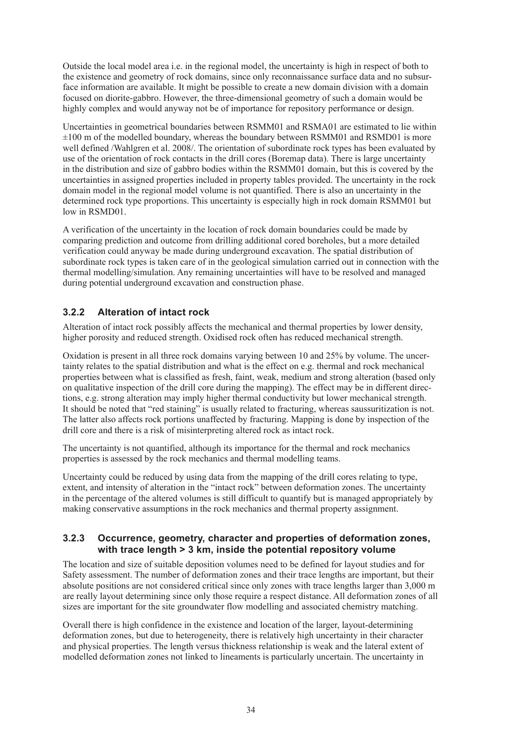Outside the local model area i.e. in the regional model, the uncertainty is high in respect of both to the existence and geometry of rock domains, since only reconnaissance surface data and no subsurface information are available. It might be possible to create a new domain division with a domain focused on diorite-gabbro. However, the three-dimensional geometry of such a domain would be highly complex and would anyway not be of importance for repository performance or design.

Uncertainties in geometrical boundaries between RSMM01 and RSMA01 are estimated to lie within ±100 m of the modelled boundary, whereas the boundary between RSMM01 and RSMD01 is more well defined /Wahlgren et al. 2008/. The orientation of subordinate rock types has been evaluated by use of the orientation of rock contacts in the drill cores (Boremap data). There is large uncertainty in the distribution and size of gabbro bodies within the RSMM01 domain, but this is covered by the uncertainties in assigned properties included in property tables provided. The uncertainty in the rock domain model in the regional model volume is not quantified. There is also an uncertainty in the determined rock type proportions. This uncertainty is especially high in rock domain RSMM01 but low in RSMD01.

A verification of the uncertainty in the location of rock domain boundaries could be made by comparing prediction and outcome from drilling additional cored boreholes, but a more detailed verification could anyway be made during underground excavation. The spatial distribution of subordinate rock types is taken care of in the geological simulation carried out in connection with the thermal modelling/simulation. Any remaining uncertainties will have to be resolved and managed during potential underground excavation and construction phase.

### 3.2.2 Alteration of intact rock

Alteration of intact rock possibly affects the mechanical and thermal properties by lower density, higher porosity and reduced strength. Oxidised rock often has reduced mechanical strength.

Oxidation is present in all three rock domains varying between 10 and 25% by volume. The uncertainty relates to the spatial distribution and what is the effect on e.g. thermal and rock mechanical properties between what is classified as fresh, faint, weak, medium and strong alteration (based only on qualitative inspection of the drill core during the mapping). The effect may be in different directions, e.g. strong alteration may imply higher thermal conductivity but lower mechanical strength. It should be noted that "red staining" is usually related to fracturing, whereas saussuritization is not. The latter also affects rock portions unaffected by fracturing. Mapping is done by inspection of the drill core and there is a risk of misinterpreting altered rock as intact rock.

The uncertainty is not quantified, although its importance for the thermal and rock mechanics properties is assessed by the rock mechanics and thermal modelling teams.

Uncertainty could be reduced by using data from the mapping of the drill cores relating to type, extent, and intensity of alteration in the "intact rock" between deformation zones. The uncertainty in the percentage of the altered volumes is still difficult to quantify but is managed appropriately by making conservative assumptions in the rock mechanics and thermal property assignment.

### 3.2.3 Occurrence, geometry, character and properties of deformation zones, with trace length > 3 km, inside the potential repository volume

The location and size of suitable deposition volumes need to be defined for layout studies and for Safety assessment. The number of deformation zones and their trace lengths are important, but their absolute positions are not considered critical since only zones with trace lengths larger than 3,000 m are really layout determining since only those require a respect distance. All deformation zones of all sizes are important for the site groundwater flow modelling and associated chemistry matching.

Overall there is high confidence in the existence and location of the larger, layout-determining deformation zones, but due to heterogeneity, there is relatively high uncertainty in their character and physical properties. The length versus thickness relationship is weak and the lateral extent of modelled deformation zones not linked to lineaments is particularly uncertain. The uncertainty in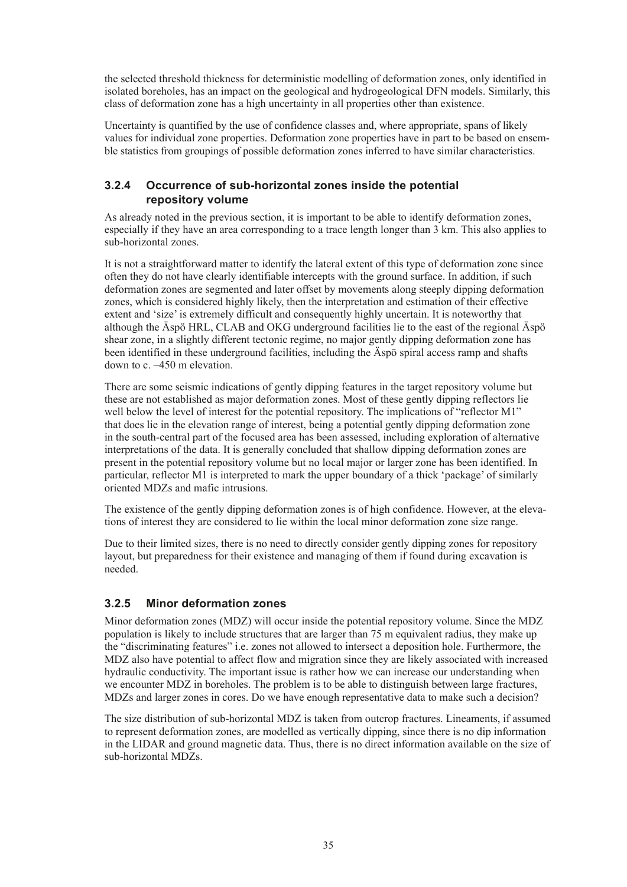the selected threshold thickness for deterministic modelling of deformation zones, only identified in isolated boreholes, has an impact on the geological and hydrogeological DFN models. Similarly, this class of deformation zone has a high uncertainty in all properties other than existence.

Uncertainty is quantified by the use of confidence classes and, where appropriate, spans of likely values for individual zone properties. Deformation zone properties have in part to be based on ensemble statistics from groupings of possible deformation zones inferred to have similar characteristics.

### 3.2.4 Occurrence of sub-horizontal zones inside the potential repository volume

As already noted in the previous section, it is important to be able to identify deformation zones, especially if they have an area corresponding to a trace length longer than 3 km. This also applies to sub-horizontal zones.

It is not a straightforward matter to identify the lateral extent of this type of deformation zone since often they do not have clearly identifiable intercepts with the ground surface. In addition, if such deformation zones are segmented and later offset by movements along steeply dipping deformation zones, which is considered highly likely, then the interpretation and estimation of their effective extent and 'size' is extremely difficult and consequently highly uncertain. It is noteworthy that although the Äspö HRL, CLAB and OKG underground facilities lie to the east of the regional Äspö shear zone, in a slightly different tectonic regime, no major gently dipping deformation zone has been identified in these underground facilities, including the Äspö spiral access ramp and shafts down to c. –450 m elevation.

There are some seismic indications of gently dipping features in the target repository volume but these are not established as major deformation zones. Most of these gently dipping reflectors lie well below the level of interest for the potential repository. The implications of "reflector M1" that does lie in the elevation range of interest, being a potential gently dipping deformation zone in the south-central part of the focused area has been assessed, including exploration of alternative interpretations of the data. It is generally concluded that shallow dipping deformation zones are present in the potential repository volume but no local major or larger zone has been identified. In particular, reflector M1 is interpreted to mark the upper boundary of a thick 'package' of similarly oriented MDZs and mafic intrusions.

The existence of the gently dipping deformation zones is of high confidence. However, at the elevations of interest they are considered to lie within the local minor deformation zone size range.

Due to their limited sizes, there is no need to directly consider gently dipping zones for repository layout, but preparedness for their existence and managing of them if found during excavation is needed.

### 3.2.5 Minor deformation zones

Minor deformation zones (MDZ) will occur inside the potential repository volume. Since the MDZ population is likely to include structures that are larger than 75 m equivalent radius, they make up the "discriminating features" i.e. zones not allowed to intersect a deposition hole. Furthermore, the MDZ also have potential to affect flow and migration since they are likely associated with increased hydraulic conductivity. The important issue is rather how we can increase our understanding when we encounter MDZ in boreholes. The problem is to be able to distinguish between large fractures, MDZs and larger zones in cores. Do we have enough representative data to make such a decision?

The size distribution of sub-horizontal MDZ is taken from outcrop fractures. Lineaments, if assumed to represent deformation zones, are modelled as vertically dipping, since there is no dip information in the LIDAR and ground magnetic data. Thus, there is no direct information available on the size of sub-horizontal MDZs.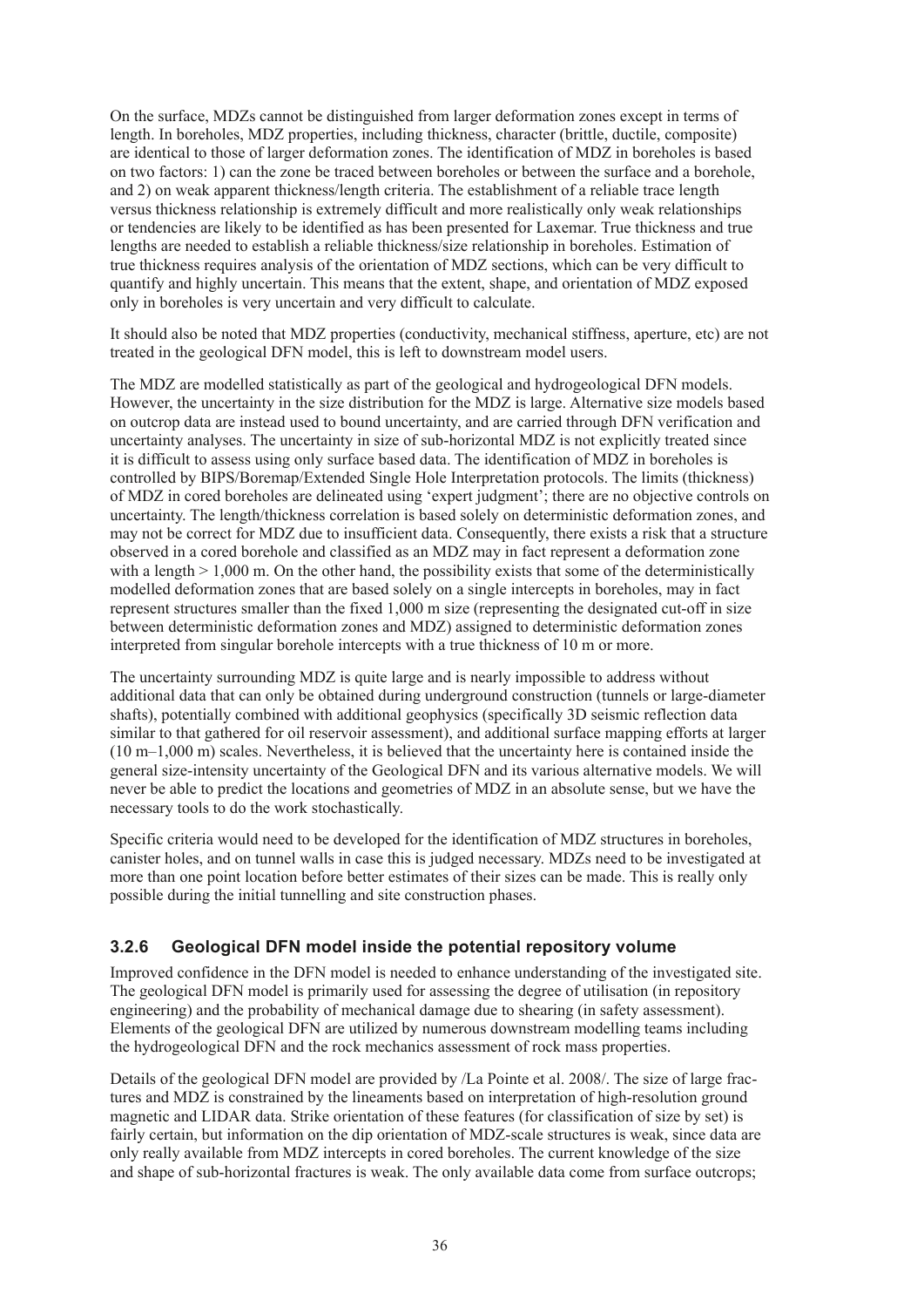On the surface, MDZs cannot be distinguished from larger deformation zones except in terms of length. In boreholes, MDZ properties, including thickness, character (brittle, ductile, composite) are identical to those of larger deformation zones. The identification of MDZ in boreholes is based on two factors: 1) can the zone be traced between boreholes or between the surface and a borehole, and 2) on weak apparent thickness/length criteria. The establishment of a reliable trace length versus thickness relationship is extremely difficult and more realistically only weak relationships or tendencies are likely to be identified as has been presented for Laxemar. True thickness and true lengths are needed to establish a reliable thickness/size relationship in boreholes. Estimation of true thickness requires analysis of the orientation of MDZ sections, which can be very difficult to quantify and highly uncertain. This means that the extent, shape, and orientation of MDZ exposed only in boreholes is very uncertain and very difficult to calculate.

It should also be noted that MDZ properties (conductivity, mechanical stiffness, aperture, etc) are not treated in the geological DFN model, this is left to downstream model users.

The MDZ are modelled statistically as part of the geological and hydrogeological DFN models. However, the uncertainty in the size distribution for the MDZ is large. Alternative size models based on outcrop data are instead used to bound uncertainty, and are carried through DFN verification and uncertainty analyses. The uncertainty in size of sub-horizontal MDZ is not explicitly treated since it is difficult to assess using only surface based data. The identification of MDZ in boreholes is controlled by BIPS/Boremap/Extended Single Hole Interpretation protocols. The limits (thickness) of MDZ in cored boreholes are delineated using 'expert judgment'; there are no objective controls on uncertainty. The length/thickness correlation is based solely on deterministic deformation zones, and may not be correct for MDZ due to insufficient data. Consequently, there exists a risk that a structure observed in a cored borehole and classified as an MDZ may in fact represent a deformation zone with a length > 1,000 m. On the other hand, the possibility exists that some of the deterministically modelled deformation zones that are based solely on a single intercepts in boreholes, may in fact represent structures smaller than the fixed 1,000 m size (representing the designated cut-off in size between deterministic deformation zones and MDZ) assigned to deterministic deformation zones interpreted from singular borehole intercepts with a true thickness of 10 m or more.

The uncertainty surrounding MDZ is quite large and is nearly impossible to address without additional data that can only be obtained during underground construction (tunnels or large-diameter shafts), potentially combined with additional geophysics (specifically 3D seismic reflection data similar to that gathered for oil reservoir assessment), and additional surface mapping efforts at larger (10 m–1,000 m) scales. Nevertheless, it is believed that the uncertainty here is contained inside the general size-intensity uncertainty of the Geological DFN and its various alternative models. We will never be able to predict the locations and geometries of MDZ in an absolute sense, but we have the necessary tools to do the work stochastically.

Specific criteria would need to be developed for the identification of MDZ structures in boreholes, canister holes, and on tunnel walls in case this is judged necessary. MDZs need to be investigated at more than one point location before better estimates of their sizes can be made. This is really only possible during the initial tunnelling and site construction phases.

### 3.2.6 Geological DFN model inside the potential repository volume

Improved confidence in the DFN model is needed to enhance understanding of the investigated site. The geological DFN model is primarily used for assessing the degree of utilisation (in repository engineering) and the probability of mechanical damage due to shearing (in safety assessment). Elements of the geological DFN are utilized by numerous downstream modelling teams including the hydrogeological DFN and the rock mechanics assessment of rock mass properties.

Details of the geological DFN model are provided by /La Pointe et al. 2008/. The size of large fractures and MDZ is constrained by the lineaments based on interpretation of high-resolution ground magnetic and LIDAR data. Strike orientation of these features (for classification of size by set) is fairly certain, but information on the dip orientation of MDZ-scale structures is weak, since data are only really available from MDZ intercepts in cored boreholes. The current knowledge of the size and shape of sub-horizontal fractures is weak. The only available data come from surface outcrops;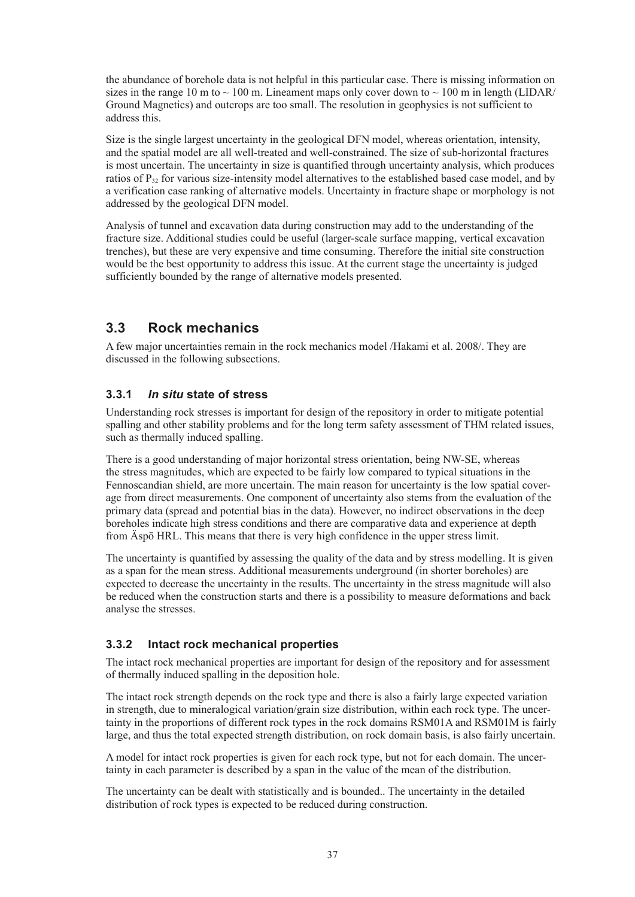the abundance of borehole data is not helpful in this particular case. There is missing information on sizes in the range 10 m to ~ 100 m. Lineament maps only cover down to ~ 100 m in length (LIDAR/ Ground Magnetics) and outcrops are too small. The resolution in geophysics is not sufficient to address this.

Size is the single largest uncertainty in the geological DFN model, whereas orientation, intensity, and the spatial model are all well-treated and well-constrained. The size of sub-horizontal fractures is most uncertain. The uncertainty in size is quantified through uncertainty analysis, which produces ratios of $P_{32}$ for various size-intensity model alternatives to the established based case model, and by a verification case ranking of alternative models. Uncertainty in fracture shape or morphology is not addressed by the geological DFN model.

Analysis of tunnel and excavation data during construction may add to the understanding of the fracture size. Additional studies could be useful (larger-scale surface mapping, vertical excavation trenches), but these are very expensive and time consuming. Therefore the initial site construction would be the best opportunity to address this issue. At the current stage the uncertainty is judged sufficiently bounded by the range of alternative models presented.

## 3.3 Rock mechanics

A few major uncertainties remain in the rock mechanics model /Hakami et al. 2008/. They are discussed in the following subsections.

### 3.3.1 *In situ* state of stress

Understanding rock stresses is important for design of the repository in order to mitigate potential spalling and other stability problems and for the long term safety assessment of THM related issues, such as thermally induced spalling.

There is a good understanding of major horizontal stress orientation, being NW-SE, whereas the stress magnitudes, which are expected to be fairly low compared to typical situations in the Fennoscandian shield, are more uncertain. The main reason for uncertainty is the low spatial coverage from direct measurements. One component of uncertainty also stems from the evaluation of the primary data (spread and potential bias in the data). However, no indirect observations in the deep boreholes indicate high stress conditions and there are comparative data and experience at depth from Äspö HRL. This means that there is very high confidence in the upper stress limit.

The uncertainty is quantified by assessing the quality of the data and by stress modelling. It is given as a span for the mean stress. Additional measurements underground (in shorter boreholes) are expected to decrease the uncertainty in the results. The uncertainty in the stress magnitude will also be reduced when the construction starts and there is a possibility to measure deformations and back analyse the stresses.

### 3.3.2 Intact rock mechanical properties

The intact rock mechanical properties are important for design of the repository and for assessment of thermally induced spalling in the deposition hole.

The intact rock strength depends on the rock type and there is also a fairly large expected variation in strength, due to mineralogical variation/grain size distribution, within each rock type. The uncertainty in the proportions of different rock types in the rock domains RSM01A and RSM01M is fairly large, and thus the total expected strength distribution, on rock domain basis, is also fairly uncertain.

A model for intact rock properties is given for each rock type, but not for each domain. The uncertainty in each parameter is described by a span in the value of the mean of the distribution.

The uncertainty can be dealt with statistically and is bounded.. The uncertainty in the detailed distribution of rock types is expected to be reduced during construction.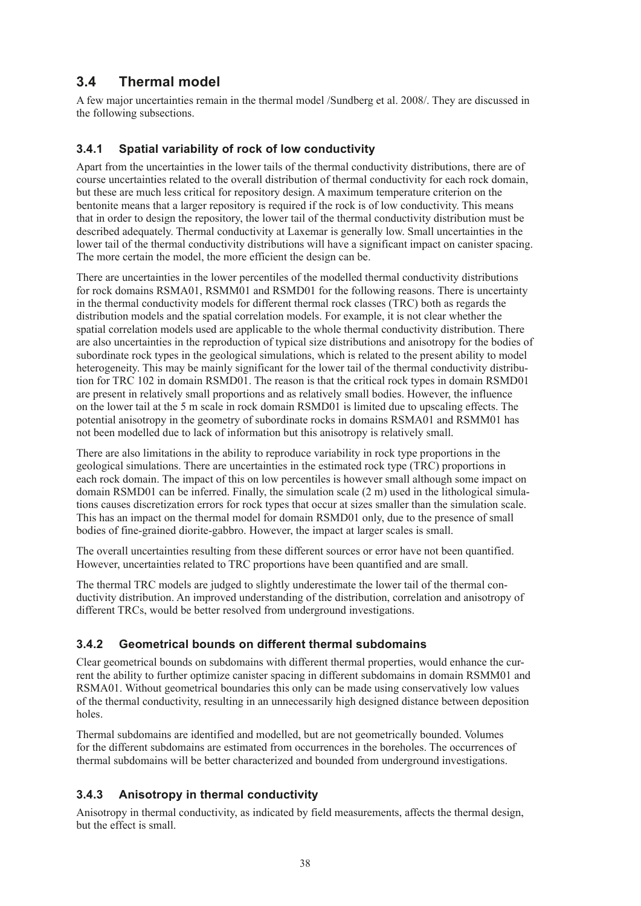## 3.4 Thermal model

A few major uncertainties remain in the thermal model /Sundberg et al. 2008/. They are discussed in the following subsections.

### 3.4.1 Spatial variability of rock of low conductivity

Apart from the uncertainties in the lower tails of the thermal conductivity distributions, there are of course uncertainties related to the overall distribution of thermal conductivity for each rock domain, but these are much less critical for repository design. A maximum temperature criterion on the bentonite means that a larger repository is required if the rock is of low conductivity. This means that in order to design the repository, the lower tail of the thermal conductivity distribution must be described adequately. Thermal conductivity at Laxemar is generally low. Small uncertainties in the lower tail of the thermal conductivity distributions will have a significant impact on canister spacing. The more certain the model, the more efficient the design can be.

There are uncertainties in the lower percentiles of the modelled thermal conductivity distributions for rock domains RSMA01, RSMM01 and RSMD01 for the following reasons. There is uncertainty in the thermal conductivity models for different thermal rock classes (TRC) both as regards the distribution models and the spatial correlation models. For example, it is not clear whether the spatial correlation models used are applicable to the whole thermal conductivity distribution. There are also uncertainties in the reproduction of typical size distributions and anisotropy for the bodies of subordinate rock types in the geological simulations, which is related to the present ability to model heterogeneity. This may be mainly significant for the lower tail of the thermal conductivity distribution for TRC 102 in domain RSMD01. The reason is that the critical rock types in domain RSMD01 are present in relatively small proportions and as relatively small bodies. However, the influence on the lower tail at the 5 m scale in rock domain RSMD01 is limited due to upscaling effects. The potential anisotropy in the geometry of subordinate rocks in domains RSMA01 and RSMM01 has not been modelled due to lack of information but this anisotropy is relatively small.

There are also limitations in the ability to reproduce variability in rock type proportions in the geological simulations. There are uncertainties in the estimated rock type (TRC) proportions in each rock domain. The impact of this on low percentiles is however small although some impact on domain RSMD01 can be inferred. Finally, the simulation scale (2 m) used in the lithological simulations causes discretization errors for rock types that occur at sizes smaller than the simulation scale. This has an impact on the thermal model for domain RSMD01 only, due to the presence of small bodies of fine-grained diorite-gabbro. However, the impact at larger scales is small.

The overall uncertainties resulting from these different sources or error have not been quantified. However, uncertainties related to TRC proportions have been quantified and are small.

The thermal TRC models are judged to slightly underestimate the lower tail of the thermal conductivity distribution. An improved understanding of the distribution, correlation and anisotropy of different TRCs, would be better resolved from underground investigations.

### 3.4.2 Geometrical bounds on different thermal subdomains

Clear geometrical bounds on subdomains with different thermal properties, would enhance the current the ability to further optimize canister spacing in different subdomains in domain RSMM01 and RSMA01. Without geometrical boundaries this only can be made using conservatively low values of the thermal conductivity, resulting in an unnecessarily high designed distance between deposition holes.

Thermal subdomains are identified and modelled, but are not geometrically bounded. Volumes for the different subdomains are estimated from occurrences in the boreholes. The occurrences of thermal subdomains will be better characterized and bounded from underground investigations.

### 3.4.3 Anisotropy in thermal conductivity

Anisotropy in thermal conductivity, as indicated by field measurements, affects the thermal design, but the effect is small.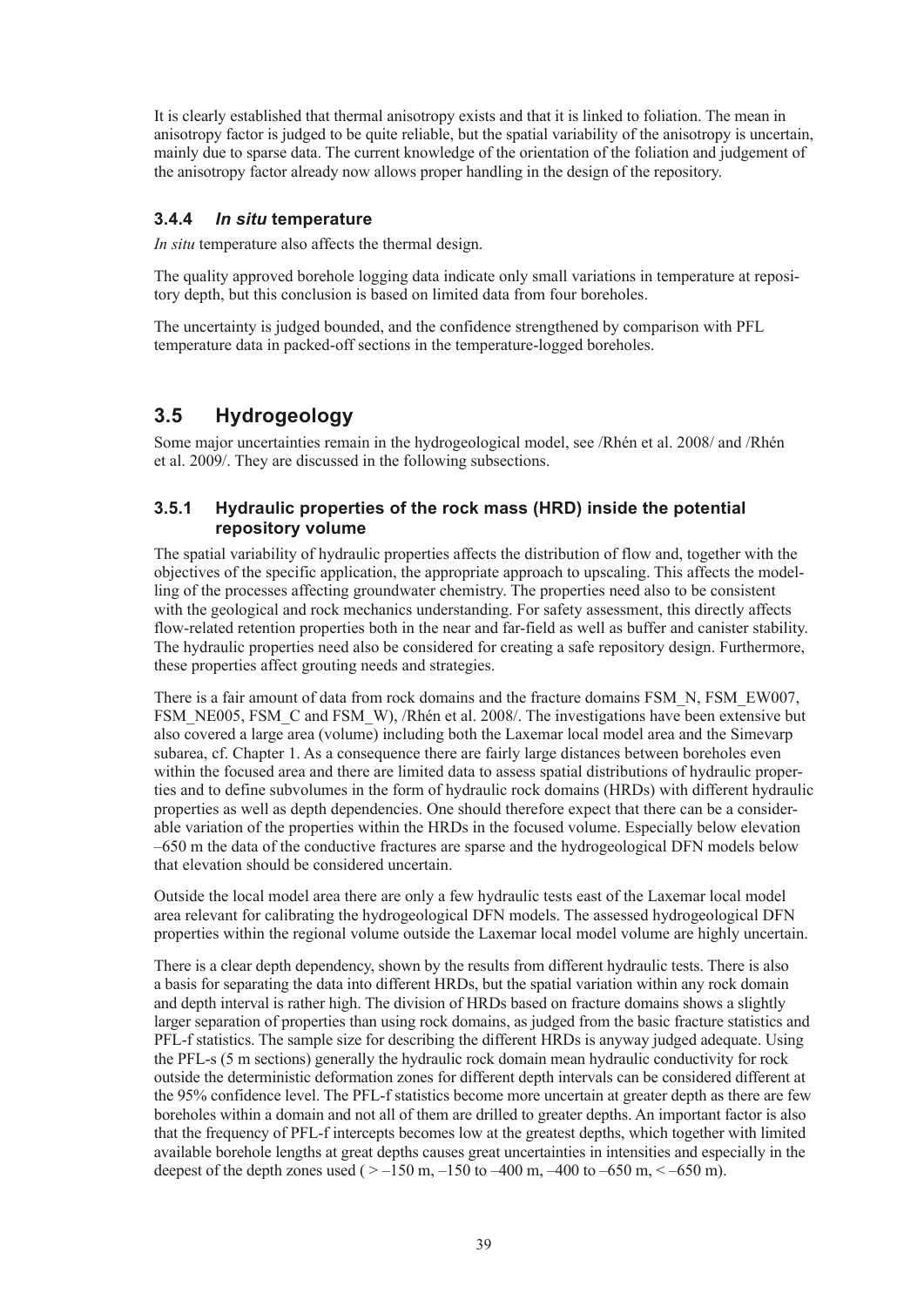It is clearly established that thermal anisotropy exists and that it is linked to foliation. The mean in anisotropy factor is judged to be quite reliable, but the spatial variability of the anisotropy is uncertain, mainly due to sparse data. The current knowledge of the orientation of the foliation and judgement of the anisotropy factor already now allows proper handling in the design of the repository.

### 3.4.4 *In situ* temperature

*In situ* temperature also affects the thermal design.

The quality approved borehole logging data indicate only small variations in temperature at repository depth, but this conclusion is based on limited data from four boreholes.

The uncertainty is judged bounded, and the confidence strengthened by comparison with PFL temperature data in packed-off sections in the temperature-logged boreholes.

## 3.5 Hydrogeology

Some major uncertainties remain in the hydrogeological model, see /Rhén et al. 2008/ and /Rhén et al. 2009/. They are discussed in the following subsections.

### 3.5.1 Hydraulic properties of the rock mass (HRD) inside the potential repository volume

The spatial variability of hydraulic properties affects the distribution of flow and, together with the objectives of the specific application, the appropriate approach to upscaling. This affects the modelling of the processes affecting groundwater chemistry. The properties need also to be consistent with the geological and rock mechanics understanding. For safety assessment, this directly affects flow-related retention properties both in the near and far-field as well as buffer and canister stability. The hydraulic properties need also be considered for creating a safe repository design. Furthermore, these properties affect grouting needs and strategies.

There is a fair amount of data from rock domains and the fracture domains FSM_N, FSM_EW007, FSM_NE005, FSM_C and FSM_W), /Rhén et al. 2008/. The investigations have been extensive but also covered a large area (volume) including both the Laxemar local model area and the Simevarp subarea, cf. Chapter 1. As a consequence there are fairly large distances between boreholes even within the focused area and there are limited data to assess spatial distributions of hydraulic properties and to define subvolumes in the form of hydraulic rock domains (HRDs) with different hydraulic properties as well as depth dependencies. One should therefore expect that there can be a considerable variation of the properties within the HRDs in the focused volume. Especially below elevation –650 m the data of the conductive fractures are sparse and the hydrogeological DFN models below that elevation should be considered uncertain.

Outside the local model area there are only a few hydraulic tests east of the Laxemar local model area relevant for calibrating the hydrogeological DFN models. The assessed hydrogeological DFN properties within the regional volume outside the Laxemar local model volume are highly uncertain.

There is a clear depth dependency, shown by the results from different hydraulic tests. There is also a basis for separating the data into different HRDs, but the spatial variation within any rock domain and depth interval is rather high. The division of HRDs based on fracture domains shows a slightly larger separation of properties than using rock domains, as judged from the basic fracture statistics and PFL-f statistics. The sample size for describing the different HRDs is anyway judged adequate. Using the PFL-s (5 m sections) generally the hydraulic rock domain mean hydraulic conductivity for rock outside the deterministic deformation zones for different depth intervals can be considered different at the 95% confidence level. The PFL-f statistics become more uncertain at greater depth as there are few boreholes within a domain and not all of them are drilled to greater depths. An important factor is also that the frequency of PFL-f intercepts becomes low at the greatest depths, which together with limited available borehole lengths at great depths causes great uncertainties in intensities and especially in the deepest of the depth zones used ( > –150 m, –150 to –400 m, –400 to –650 m, < –650 m).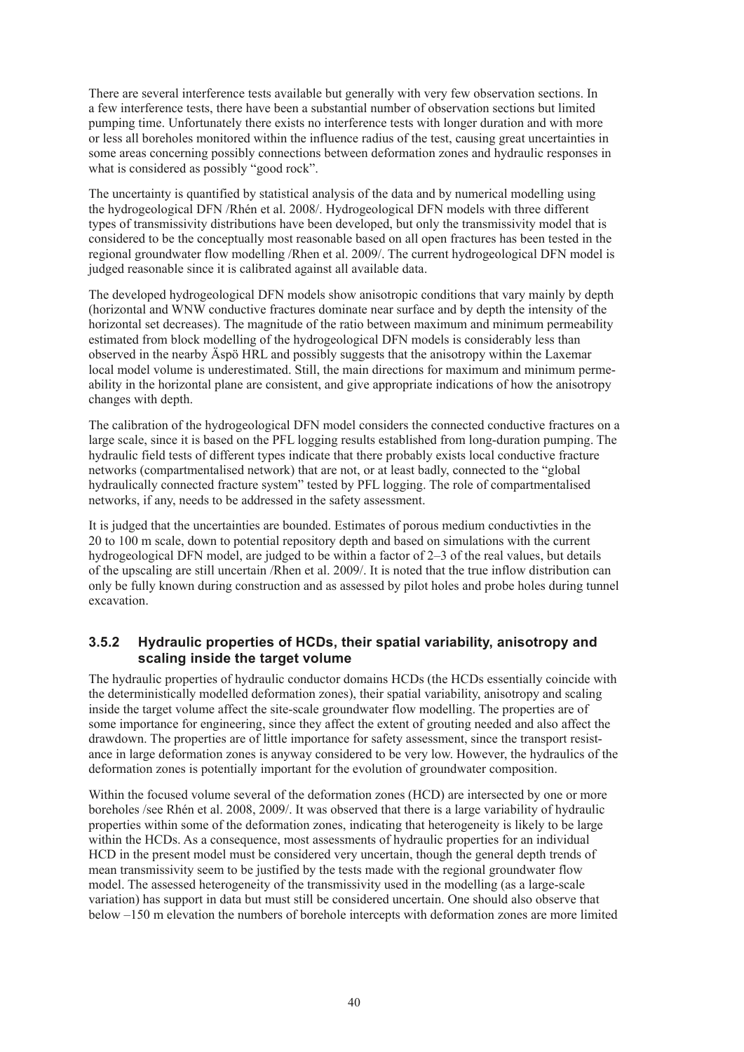There are several interference tests available but generally with very few observation sections. In a few interference tests, there have been a substantial number of observation sections but limited pumping time. Unfortunately there exists no interference tests with longer duration and with more or less all boreholes monitored within the influence radius of the test, causing great uncertainties in some areas concerning possibly connections between deformation zones and hydraulic responses in what is considered as possibly "good rock".

The uncertainty is quantified by statistical analysis of the data and by numerical modelling using the hydrogeological DFN /Rhén et al. 2008/. Hydrogeological DFN models with three different types of transmissivity distributions have been developed, but only the transmissivity model that is considered to be the conceptually most reasonable based on all open fractures has been tested in the regional groundwater flow modelling /Rhen et al. 2009/. The current hydrogeological DFN model is judged reasonable since it is calibrated against all available data.

The developed hydrogeological DFN models show anisotropic conditions that vary mainly by depth (horizontal and WNW conductive fractures dominate near surface and by depth the intensity of the horizontal set decreases). The magnitude of the ratio between maximum and minimum permeability estimated from block modelling of the hydrogeological DFN models is considerably less than observed in the nearby Äspö HRL and possibly suggests that the anisotropy within the Laxemar local model volume is underestimated. Still, the main directions for maximum and minimum permeability in the horizontal plane are consistent, and give appropriate indications of how the anisotropy changes with depth.

The calibration of the hydrogeological DFN model considers the connected conductive fractures on a large scale, since it is based on the PFL logging results established from long-duration pumping. The hydraulic field tests of different types indicate that there probably exists local conductive fracture networks (compartmentalised network) that are not, or at least badly, connected to the "global hydraulically connected fracture system" tested by PFL logging. The role of compartmentalised networks, if any, needs to be addressed in the safety assessment.

It is judged that the uncertainties are bounded. Estimates of porous medium conductivties in the 20 to 100 m scale, down to potential repository depth and based on simulations with the current hydrogeological DFN model, are judged to be within a factor of 2–3 of the real values, but details of the upscaling are still uncertain /Rhen et al. 2009/. It is noted that the true inflow distribution can only be fully known during construction and as assessed by pilot holes and probe holes during tunnel excavation.

### 3.5.2 Hydraulic properties of HCDs, their spatial variability, anisotropy and scaling inside the target volume

The hydraulic properties of hydraulic conductor domains HCDs (the HCDs essentially coincide with the deterministically modelled deformation zones), their spatial variability, anisotropy and scaling inside the target volume affect the site-scale groundwater flow modelling. The properties are of some importance for engineering, since they affect the extent of grouting needed and also affect the drawdown. The properties are of little importance for safety assessment, since the transport resistance in large deformation zones is anyway considered to be very low. However, the hydraulics of the deformation zones is potentially important for the evolution of groundwater composition.

Within the focused volume several of the deformation zones (HCD) are intersected by one or more boreholes /see Rhén et al. 2008, 2009/. It was observed that there is a large variability of hydraulic properties within some of the deformation zones, indicating that heterogeneity is likely to be large within the HCDs. As a consequence, most assessments of hydraulic properties for an individual HCD in the present model must be considered very uncertain, though the general depth trends of mean transmissivity seem to be justified by the tests made with the regional groundwater flow model. The assessed heterogeneity of the transmissivity used in the modelling (as a large-scale variation) has support in data but must still be considered uncertain. One should also observe that below –150 m elevation the numbers of borehole intercepts with deformation zones are more limited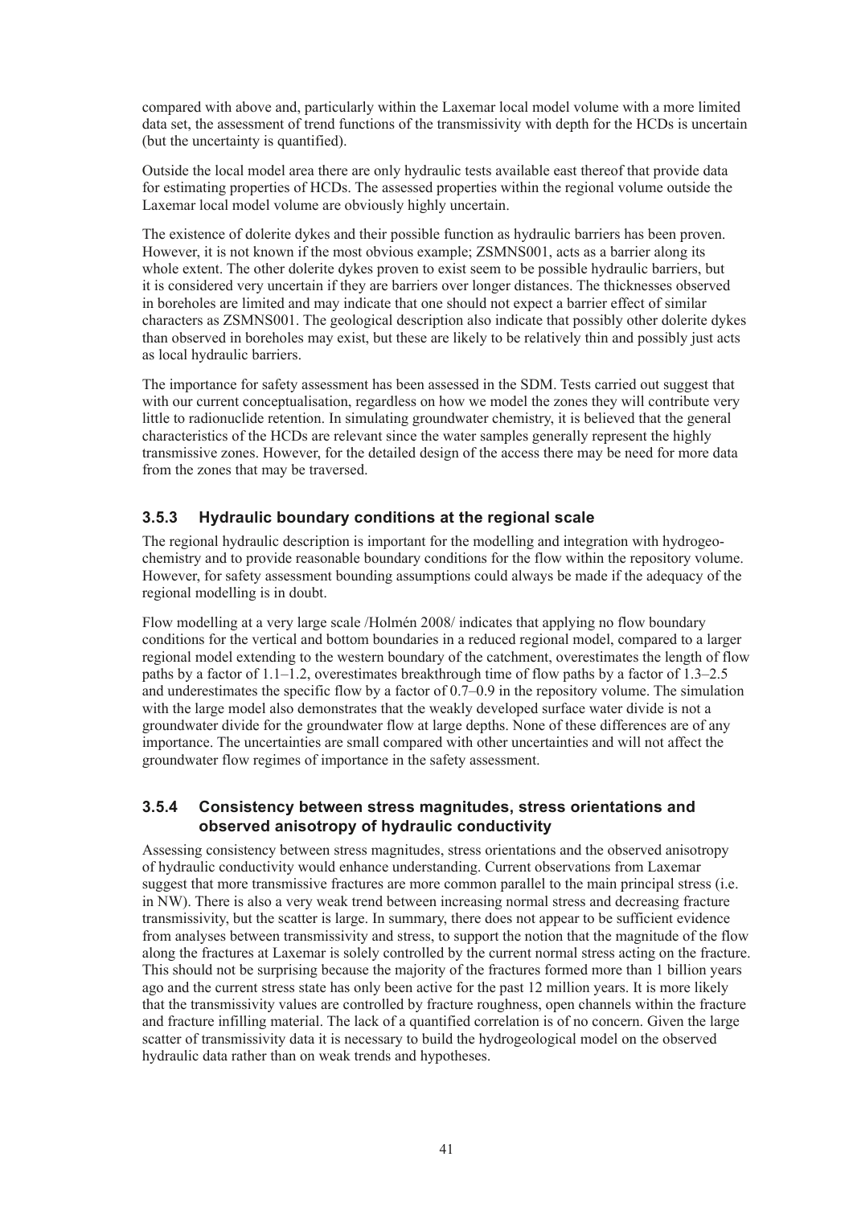compared with above and, particularly within the Laxemar local model volume with a more limited data set, the assessment of trend functions of the transmissivity with depth for the HCDs is uncertain (but the uncertainty is quantified).

Outside the local model area there are only hydraulic tests available east thereof that provide data for estimating properties of HCDs. The assessed properties within the regional volume outside the Laxemar local model volume are obviously highly uncertain.

The existence of dolerite dykes and their possible function as hydraulic barriers has been proven. However, it is not known if the most obvious example; ZSMNS001, acts as a barrier along its whole extent. The other dolerite dykes proven to exist seem to be possible hydraulic barriers, but it is considered very uncertain if they are barriers over longer distances. The thicknesses observed in boreholes are limited and may indicate that one should not expect a barrier effect of similar characters as ZSMNS001. The geological description also indicate that possibly other dolerite dykes than observed in boreholes may exist, but these are likely to be relatively thin and possibly just acts as local hydraulic barriers.

The importance for safety assessment has been assessed in the SDM. Tests carried out suggest that with our current conceptualisation, regardless on how we model the zones they will contribute very little to radionuclide retention. In simulating groundwater chemistry, it is believed that the general characteristics of the HCDs are relevant since the water samples generally represent the highly transmissive zones. However, for the detailed design of the access there may be need for more data from the zones that may be traversed.

### 3.5.3 Hydraulic boundary conditions at the regional scale

The regional hydraulic description is important for the modelling and integration with hydrogeochemistry and to provide reasonable boundary conditions for the flow within the repository volume. However, for safety assessment bounding assumptions could always be made if the adequacy of the regional modelling is in doubt.

Flow modelling at a very large scale /Holmén 2008/ indicates that applying no flow boundary conditions for the vertical and bottom boundaries in a reduced regional model, compared to a larger regional model extending to the western boundary of the catchment, overestimates the length of flow paths by a factor of 1.1–1.2, overestimates breakthrough time of flow paths by a factor of 1.3–2.5 and underestimates the specific flow by a factor of 0.7–0.9 in the repository volume. The simulation with the large model also demonstrates that the weakly developed surface water divide is not a groundwater divide for the groundwater flow at large depths. None of these differences are of any importance. The uncertainties are small compared with other uncertainties and will not affect the groundwater flow regimes of importance in the safety assessment.

### 3.5.4 Consistency between stress magnitudes, stress orientations and observed anisotropy of hydraulic conductivity

Assessing consistency between stress magnitudes, stress orientations and the observed anisotropy of hydraulic conductivity would enhance understanding. Current observations from Laxemar suggest that more transmissive fractures are more common parallel to the main principal stress (i.e. in NW). There is also a very weak trend between increasing normal stress and decreasing fracture transmissivity, but the scatter is large. In summary, there does not appear to be sufficient evidence from analyses between transmissivity and stress, to support the notion that the magnitude of the flow along the fractures at Laxemar is solely controlled by the current normal stress acting on the fracture. This should not be surprising because the majority of the fractures formed more than 1 billion years ago and the current stress state has only been active for the past 12 million years. It is more likely that the transmissivity values are controlled by fracture roughness, open channels within the fracture and fracture infilling material. The lack of a quantified correlation is of no concern. Given the large scatter of transmissivity data it is necessary to build the hydrogeological model on the observed hydraulic data rather than on weak trends and hypotheses.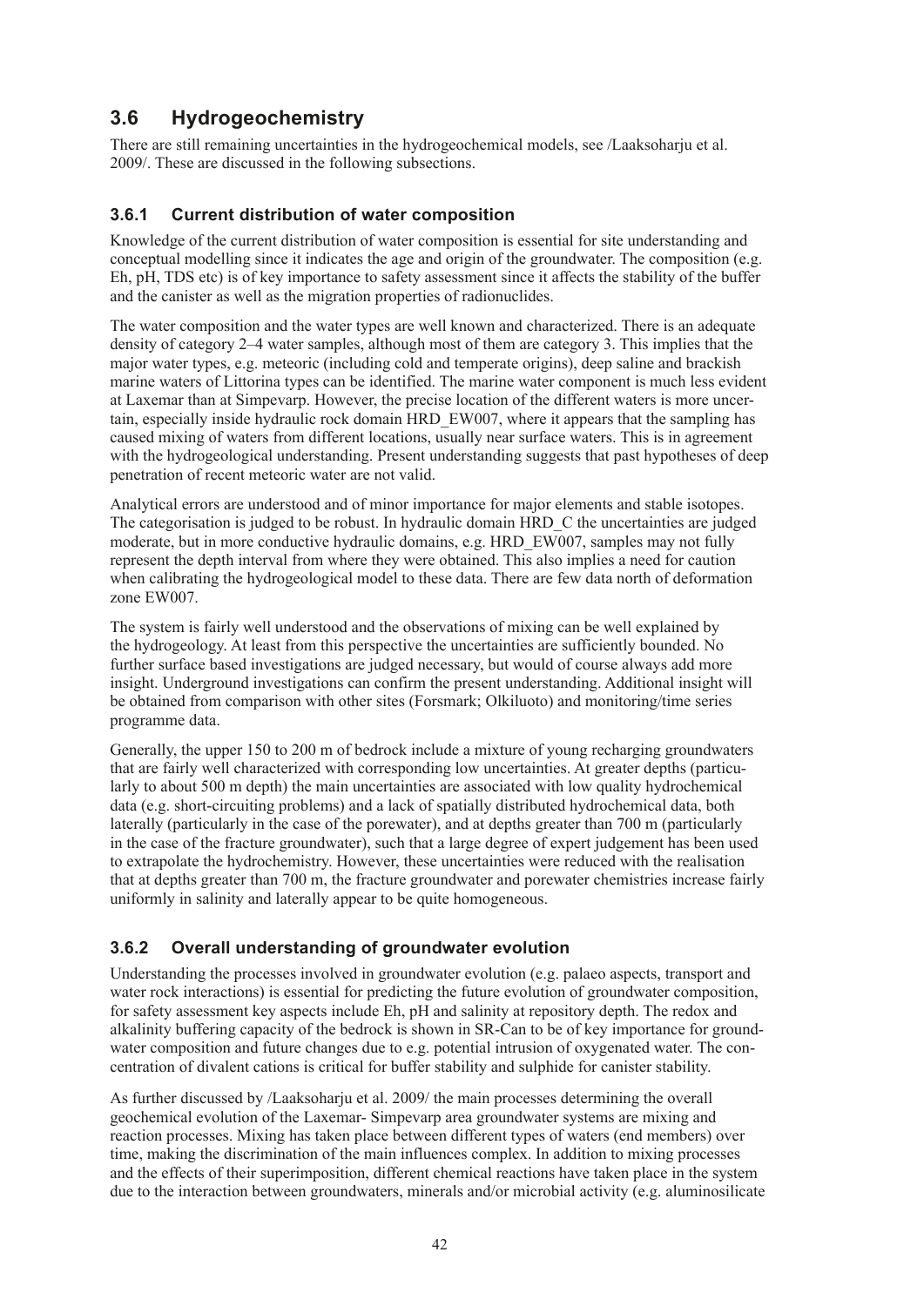## 3.6 Hydrogeochemistry

There are still remaining uncertainties in the hydrogeochemical models, see /Laaksoharju et al. 2009/. These are discussed in the following subsections.

### 3.6.1 Current distribution of water composition

Knowledge of the current distribution of water composition is essential for site understanding and conceptual modelling since it indicates the age and origin of the groundwater. The composition (e.g. Eh, pH, TDS etc) is of key importance to safety assessment since it affects the stability of the buffer and the canister as well as the migration properties of radionuclides.

The water composition and the water types are well known and characterized. There is an adequate density of category 2–4 water samples, although most of them are category 3. This implies that the major water types, e.g. meteoric (including cold and temperate origins), deep saline and brackish marine waters of Littorina types can be identified. The marine water component is much less evident at Laxemar than at Simpevarp. However, the precise location of the different waters is more uncertain, especially inside hydraulic rock domain HRD_EW007, where it appears that the sampling has caused mixing of waters from different locations, usually near surface waters. This is in agreement with the hydrogeological understanding. Present understanding suggests that past hypotheses of deep penetration of recent meteoric water are not valid.

Analytical errors are understood and of minor importance for major elements and stable isotopes. The categorisation is judged to be robust. In hydraulic domain HRD_C the uncertainties are judged moderate, but in more conductive hydraulic domains, e.g. HRD_EW007, samples may not fully represent the depth interval from where they were obtained. This also implies a need for caution when calibrating the hydrogeological model to these data. There are few data north of deformation zone EW007.

The system is fairly well understood and the observations of mixing can be well explained by the hydrogeology. At least from this perspective the uncertainties are sufficiently bounded. No further surface based investigations are judged necessary, but would of course always add more insight. Underground investigations can confirm the present understanding. Additional insight will be obtained from comparison with other sites (Forsmark; Olkiluoto) and monitoring/time series programme data.

Generally, the upper 150 to 200 m of bedrock include a mixture of young recharging groundwaters that are fairly well characterized with corresponding low uncertainties. At greater depths (particularly to about 500 m depth) the main uncertainties are associated with low quality hydrochemical data (e.g. short-circuiting problems) and a lack of spatially distributed hydrochemical data, both laterally (particularly in the case of the porewater), and at depths greater than 700 m (particularly in the case of the fracture groundwater), such that a large degree of expert judgement has been used to extrapolate the hydrochemistry. However, these uncertainties were reduced with the realisation that at depths greater than 700 m, the fracture groundwater and porewater chemistries increase fairly uniformly in salinity and laterally appear to be quite homogeneous.

### 3.6.2 Overall understanding of groundwater evolution

Understanding the processes involved in groundwater evolution (e.g. palaeo aspects, transport and water rock interactions) is essential for predicting the future evolution of groundwater composition, for safety assessment key aspects include Eh, pH and salinity at repository depth. The redox and alkalinity buffering capacity of the bedrock is shown in SR-Can to be of key importance for groundwater composition and future changes due to e.g. potential intrusion of oxygenated water. The concentration of divalent cations is critical for buffer stability and sulphide for canister stability.

As further discussed by /Laaksoharju et al. 2009/ the main processes determining the overall geochemical evolution of the Laxemar- Simpevarp area groundwater systems are mixing and reaction processes. Mixing has taken place between different types of waters (end members) over time, making the discrimination of the main influences complex. In addition to mixing processes and the effects of their superimposition, different chemical reactions have taken place in the system due to the interaction between groundwaters, minerals and/or microbial activity (e.g. aluminosilicate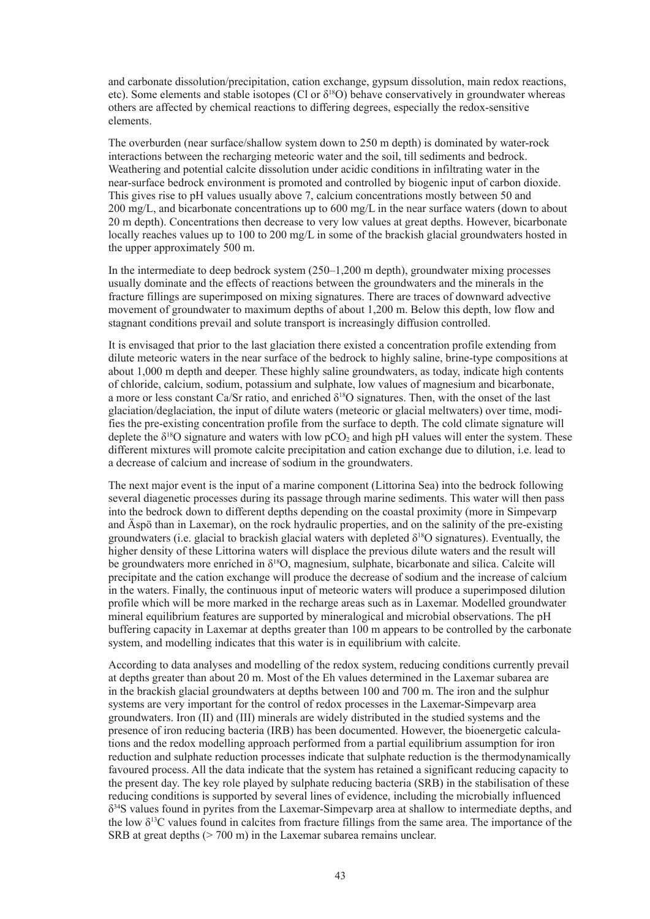and carbonate dissolution/precipitation, cation exchange, gypsum dissolution, main redox reactions, etc). Some elements and stable isotopes (Cl or $\delta^{18}O$) behave conservatively in groundwater whereas others are affected by chemical reactions to differing degrees, especially the redox-sensitive elements.

The overburden (near surface/shallow system down to 250 m depth) is dominated by water-rock interactions between the recharging meteoric water and the soil, till sediments and bedrock. Weathering and potential calcite dissolution under acidic conditions in infiltrating water in the near-surface bedrock environment is promoted and controlled by biogenic input of carbon dioxide. This gives rise to pH values usually above 7, calcium concentrations mostly between 50 and 200 mg/L, and bicarbonate concentrations up to 600 mg/L in the near surface waters (down to about 20 m depth). Concentrations then decrease to very low values at great depths. However, bicarbonate locally reaches values up to 100 to 200 mg/L in some of the brackish glacial groundwaters hosted in the upper approximately 500 m.

In the intermediate to deep bedrock system (250–1,200 m depth), groundwater mixing processes usually dominate and the effects of reactions between the groundwaters and the minerals in the fracture fillings are superimposed on mixing signatures. There are traces of downward advective movement of groundwater to maximum depths of about 1,200 m. Below this depth, low flow and stagnant conditions prevail and solute transport is increasingly diffusion controlled.

It is envisaged that prior to the last glaciation there existed a concentration profile extending from dilute meteoric waters in the near surface of the bedrock to highly saline, brine-type compositions at about 1,000 m depth and deeper. These highly saline groundwaters, as today, indicate high contents of chloride, calcium, sodium, potassium and sulphate, low values of magnesium and bicarbonate, a more or less constant Ca/Sr ratio, and enriched $\delta^{18}O$ signatures. Then, with the onset of the last glaciation/deglaciation, the input of dilute waters (meteoric or glacial meltwaters) over time, modifies the pre-existing concentration profile from the surface to depth. The cold climate signature will deplete the $\delta^{18}O$ signature and waters with low $pCO_2$ and high pH values will enter the system. These different mixtures will promote calcite precipitation and cation exchange due to dilution, i.e. lead to a decrease of calcium and increase of sodium in the groundwaters.

The next major event is the input of a marine component (Littorina Sea) into the bedrock following several diagenetic processes during its passage through marine sediments. This water will then pass into the bedrock down to different depths depending on the coastal proximity (more in Simpevarp and Äspö than in Laxemar), on the rock hydraulic properties, and on the salinity of the pre-existing groundwaters (i.e. glacial to brackish glacial waters with depleted $\delta^{18}O$ signatures). Eventually, the higher density of these Littorina waters will displace the previous dilute waters and the result will be groundwaters more enriched in $\delta^{18}O$, magnesium, sulphate, bicarbonate and silica. Calcite will precipitate and the cation exchange will produce the decrease of sodium and the increase of calcium in the waters. Finally, the continuous input of meteoric waters will produce a superimposed dilution profile which will be more marked in the recharge areas such as in Laxemar. Modelled groundwater mineral equilibrium features are supported by mineralogical and microbial observations. The pH buffering capacity in Laxemar at depths greater than 100 m appears to be controlled by the carbonate system, and modelling indicates that this water is in equilibrium with calcite.

According to data analyses and modelling of the redox system, reducing conditions currently prevail at depths greater than about 20 m. Most of the Eh values determined in the Laxemar subarea are in the brackish glacial groundwaters at depths between 100 and 700 m. The iron and the sulphur systems are very important for the control of redox processes in the Laxemar-Simpevarp area groundwaters. Iron (II) and (III) minerals are widely distributed in the studied systems and the presence of iron reducing bacteria (IRB) has been documented. However, the bioenergetic calculations and the redox modelling approach performed from a partial equilibrium assumption for iron reduction and sulphate reduction processes indicate that sulphate reduction is the thermodynamically favoured process. All the data indicate that the system has retained a significant reducing capacity to the present day. The key role played by sulphate reducing bacteria (SRB) in the stabilisation of these reducing conditions is supported by several lines of evidence, including the microbially influenced $\delta^{34}S$ values found in pyrites from the Laxemar-Simpevarp area at shallow to intermediate depths, and the low $\delta^{13}C$ values found in calcites from fracture fillings from the same area. The importance of the SRB at great depths (> 700 m) in the Laxemar subarea remains unclear.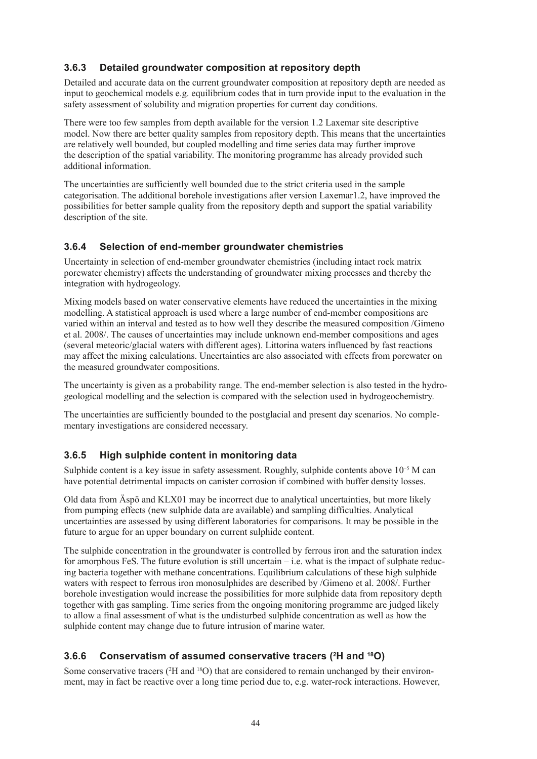### 3.6.3 Detailed groundwater composition at repository depth

Detailed and accurate data on the current groundwater composition at repository depth are needed as input to geochemical models e.g. equilibrium codes that in turn provide input to the evaluation in the safety assessment of solubility and migration properties for current day conditions.

There were too few samples from depth available for the version 1.2 Laxemar site descriptive model. Now there are better quality samples from repository depth. This means that the uncertainties are relatively well bounded, but coupled modelling and time series data may further improve the description of the spatial variability. The monitoring programme has already provided such additional information.

The uncertainties are sufficiently well bounded due to the strict criteria used in the sample categorisation. The additional borehole investigations after version Laxemar1.2, have improved the possibilities for better sample quality from the repository depth and support the spatial variability description of the site.

### 3.6.4 Selection of end-member groundwater chemistries

Uncertainty in selection of end-member groundwater chemistries (including intact rock matrix porewater chemistry) affects the understanding of groundwater mixing processes and thereby the integration with hydrogeology.

Mixing models based on water conservative elements have reduced the uncertainties in the mixing modelling. A statistical approach is used where a large number of end-member compositions are varied within an interval and tested as to how well they describe the measured composition /Gimeno et al. 2008/. The causes of uncertainties may include unknown end-member compositions and ages (several meteoric/glacial waters with different ages). Littorina waters influenced by fast reactions may affect the mixing calculations. Uncertainties are also associated with effects from porewater on the measured groundwater compositions.

The uncertainty is given as a probability range. The end-member selection is also tested in the hydrogeological modelling and the selection is compared with the selection used in hydrogeochemistry.

The uncertainties are sufficiently bounded to the postglacial and present day scenarios. No complementary investigations are considered necessary.

### 3.6.5 High sulphide content in monitoring data

Sulphide content is a key issue in safety assessment. Roughly, sulphide contents above $10^{-5}$ M can have potential detrimental impacts on canister corrosion if combined with buffer density losses.

Old data from Äspö and KLX01 may be incorrect due to analytical uncertainties, but more likely from pumping effects (new sulphide data are available) and sampling difficulties. Analytical uncertainties are assessed by using different laboratories for comparisons. It may be possible in the future to argue for an upper boundary on current sulphide content.

The sulphide concentration in the groundwater is controlled by ferrous iron and the saturation index for amorphous FeS. The future evolution is still uncertain – i.e. what is the impact of sulphate reducing bacteria together with methane concentrations. Equilibrium calculations of these high sulphide waters with respect to ferrous iron monosulphides are described by /Gimeno et al. 2008/. Further borehole investigation would increase the possibilities for more sulphide data from repository depth together with gas sampling. Time series from the ongoing monitoring programme are judged likely to allow a final assessment of what is the undisturbed sulphide concentration as well as how the sulphide content may change due to future intrusion of marine water.

### 3.6.6 Conservatism of assumed conservative tracers ($^{2}H$ and $^{18}O$)

Some conservative tracers ($^{2}H$ and $^{18}O$) that are considered to remain unchanged by their environment, may in fact be reactive over a long time period due to, e.g. water-rock interactions. However,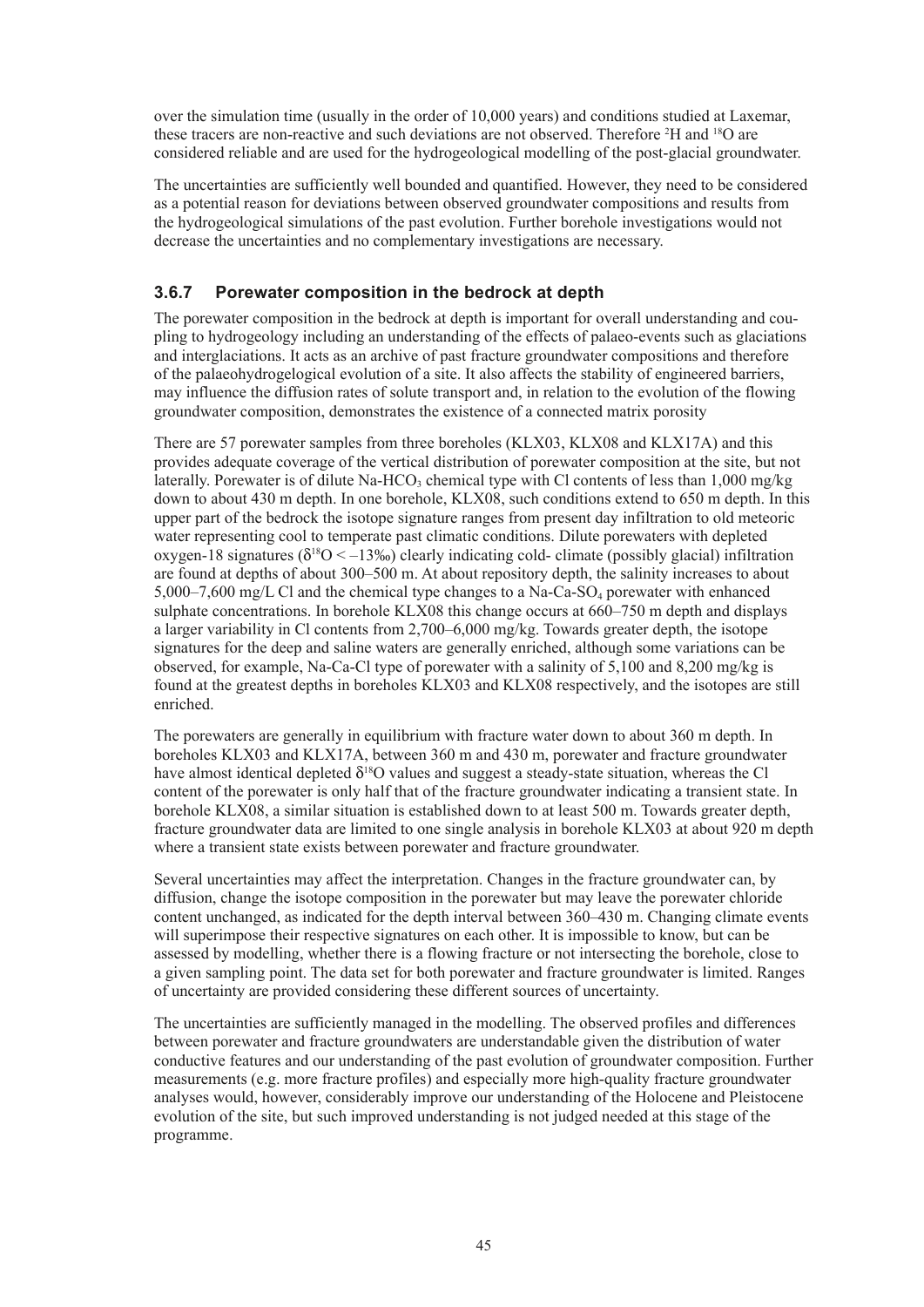over the simulation time (usually in the order of 10,000 years) and conditions studied at Laxemar, these tracers are non-reactive and such deviations are not observed. Therefore $^{2}H$ and $^{18}O$ are considered reliable and are used for the hydrogeological modelling of the post-glacial groundwater.

The uncertainties are sufficiently well bounded and quantified. However, they need to be considered as a potential reason for deviations between observed groundwater compositions and results from the hydrogeological simulations of the past evolution. Further borehole investigations would not decrease the uncertainties and no complementary investigations are necessary.

### 3.6.7 Porewater composition in the bedrock at depth

The porewater composition in the bedrock at depth is important for overall understanding and coupling to hydrogeology including an understanding of the effects of palaeo-events such as glaciations and interglaciations. It acts as an archive of past fracture groundwater compositions and therefore of the palaeohydrogelogical evolution of a site. It also affects the stability of engineered barriers, may influence the diffusion rates of solute transport and, in relation to the evolution of the flowing groundwater composition, demonstrates the existence of a connected matrix porosity

There are 57 porewater samples from three boreholes (KLX03, KLX08 and KLX17A) and this provides adequate coverage of the vertical distribution of porewater composition at the site, but not laterally. Porewater is of dilute Na-$HCO_3$ chemical type with Cl contents of less than 1,000 mg/kg down to about 430 m depth. In one borehole, KLX08, such conditions extend to 650 m depth. In this upper part of the bedrock the isotope signature ranges from present day infiltration to old meteoric water representing cool to temperate past climatic conditions. Dilute porewaters with depleted oxygen-18 signatures ($\delta^{18}O < -13‰$) clearly indicating cold- climate (possibly glacial) infiltration are found at depths of about 300–500 m. At about repository depth, the salinity increases to about 5,000–7,600 mg/L Cl and the chemical type changes to a Na-Ca-$SO_4$ porewater with enhanced sulphate concentrations. In borehole KLX08 this change occurs at 660–750 m depth and displays a larger variability in Cl contents from 2,700–6,000 mg/kg. Towards greater depth, the isotope signatures for the deep and saline waters are generally enriched, although some variations can be observed, for example, Na-Ca-Cl type of porewater with a salinity of 5,100 and 8,200 mg/kg is found at the greatest depths in boreholes KLX03 and KLX08 respectively, and the isotopes are still enriched.

The porewaters are generally in equilibrium with fracture water down to about 360 m depth. In boreholes KLX03 and KLX17A, between 360 m and 430 m, porewater and fracture groundwater have almost identical depleted $\delta^{18}O$ values and suggest a steady-state situation, whereas the Cl content of the porewater is only half that of the fracture groundwater indicating a transient state. In borehole KLX08, a similar situation is established down to at least 500 m. Towards greater depth, fracture groundwater data are limited to one single analysis in borehole KLX03 at about 920 m depth where a transient state exists between porewater and fracture groundwater.

Several uncertainties may affect the interpretation. Changes in the fracture groundwater can, by diffusion, change the isotope composition in the porewater but may leave the porewater chloride content unchanged, as indicated for the depth interval between 360–430 m. Changing climate events will superimpose their respective signatures on each other. It is impossible to know, but can be assessed by modelling, whether there is a flowing fracture or not intersecting the borehole, close to a given sampling point. The data set for both porewater and fracture groundwater is limited. Ranges of uncertainty are provided considering these different sources of uncertainty.

The uncertainties are sufficiently managed in the modelling. The observed profiles and differences between porewater and fracture groundwaters are understandable given the distribution of water conductive features and our understanding of the past evolution of groundwater composition. Further measurements (e.g. more fracture profiles) and especially more high-quality fracture groundwater analyses would, however, considerably improve our understanding of the Holocene and Pleistocene evolution of the site, but such improved understanding is not judged needed at this stage of the programme.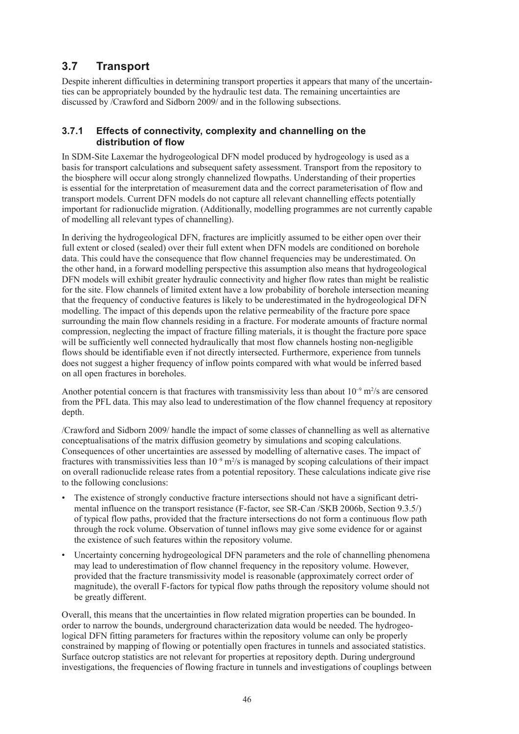## 3.7 Transport

Despite inherent difficulties in determining transport properties it appears that many of the uncertainties can be appropriately bounded by the hydraulic test data. The remaining uncertainties are discussed by /Crawford and Sidborn 2009/ and in the following subsections.

### 3.7.1 Effects of connectivity, complexity and channelling on the distribution of flow

In SDM-Site Laxemar the hydrogeological DFN model produced by hydrogeology is used as a basis for transport calculations and subsequent safety assessment. Transport from the repository to the biosphere will occur along strongly channelized flowpaths. Understanding of their properties is essential for the interpretation of measurement data and the correct parameterisation of flow and transport models. Current DFN models do not capture all relevant channelling effects potentially important for radionuclide migration. (Additionally, modelling programmes are not currently capable of modelling all relevant types of channelling).

In deriving the hydrogeological DFN, fractures are implicitly assumed to be either open over their full extent or closed (sealed) over their full extent when DFN models are conditioned on borehole data. This could have the consequence that flow channel frequencies may be underestimated. On the other hand, in a forward modelling perspective this assumption also means that hydrogeological DFN models will exhibit greater hydraulic connectivity and higher flow rates than might be realistic for the site. Flow channels of limited extent have a low probability of borehole intersection meaning that the frequency of conductive features is likely to be underestimated in the hydrogeological DFN modelling. The impact of this depends upon the relative permeability of the fracture pore space surrounding the main flow channels residing in a fracture. For moderate amounts of fracture normal compression, neglecting the impact of fracture filling materials, it is thought the fracture pore space will be sufficiently well connected hydraulically that most flow channels hosting non-negligible flows should be identifiable even if not directly intersected. Furthermore, experience from tunnels does not suggest a higher frequency of inflow points compared with what would be inferred based on all open fractures in boreholes.

Another potential concern is that fractures with transmissivity less than about $10^{-9}$ $m^2/s$ are censored from the PFL data. This may also lead to underestimation of the flow channel frequency at repository depth.

/Crawford and Sidborn 2009/ handle the impact of some classes of channelling as well as alternative conceptualisations of the matrix diffusion geometry by simulations and scoping calculations. Consequences of other uncertainties are assessed by modelling of alternative cases. The impact of fractures with transmissivities less than $10^{-9}$ $m^2/s$ is managed by scoping calculations of their impact on overall radionuclide release rates from a potential repository. These calculations indicate give rise to the following conclusions:

- The existence of strongly conductive fracture intersections should not have a significant detrimental influence on the transport resistance (F-factor, see SR-Can /SKB 2006b, Section 9.3.5/) of typical flow paths, provided that the fracture intersections do not form a continuous flow path through the rock volume. Observation of tunnel inflows may give some evidence for or against the existence of such features within the repository volume.
- Uncertainty concerning hydrogeological DFN parameters and the role of channelling phenomena may lead to underestimation of flow channel frequency in the repository volume. However, provided that the fracture transmissivity model is reasonable (approximately correct order of magnitude), the overall F-factors for typical flow paths through the repository volume should not be greatly different.

Overall, this means that the uncertainties in flow related migration properties can be bounded. In order to narrow the bounds, underground characterization data would be needed. The hydrogeological DFN fitting parameters for fractures within the repository volume can only be properly constrained by mapping of flowing or potentially open fractures in tunnels and associated statistics. Surface outcrop statistics are not relevant for properties at repository depth. During underground investigations, the frequencies of flowing fracture in tunnels and investigations of couplings between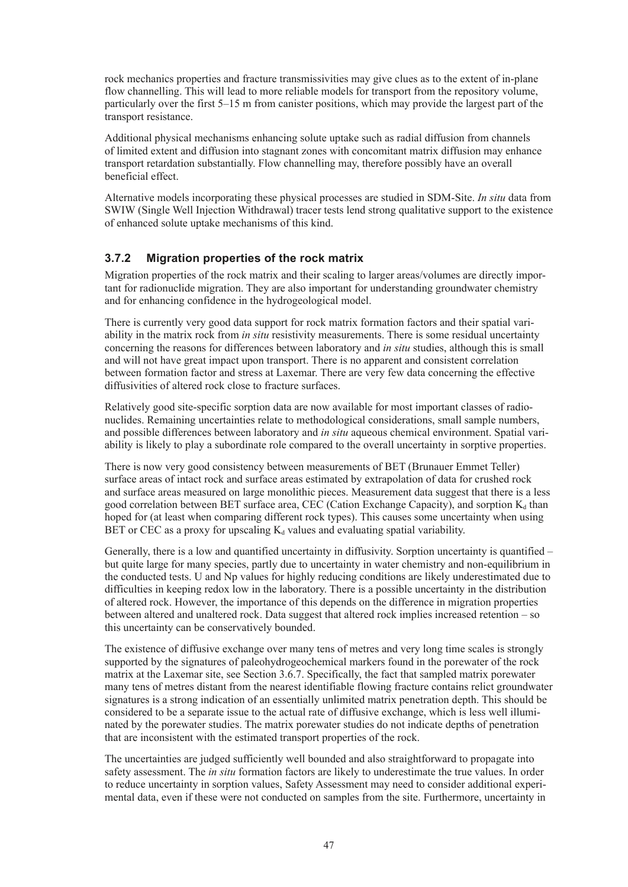rock mechanics properties and fracture transmissivities may give clues as to the extent of in-plane flow channelling. This will lead to more reliable models for transport from the repository volume, particularly over the first 5–15 m from canister positions, which may provide the largest part of the transport resistance.

Additional physical mechanisms enhancing solute uptake such as radial diffusion from channels of limited extent and diffusion into stagnant zones with concomitant matrix diffusion may enhance transport retardation substantially. Flow channelling may, therefore possibly have an overall beneficial effect.

Alternative models incorporating these physical processes are studied in SDM-Site. *In situ* data from SWIW (Single Well Injection Withdrawal) tracer tests lend strong qualitative support to the existence of enhanced solute uptake mechanisms of this kind.

### 3.7.2 Migration properties of the rock matrix

Migration properties of the rock matrix and their scaling to larger areas/volumes are directly important for radionuclide migration. They are also important for understanding groundwater chemistry and for enhancing confidence in the hydrogeological model.

There is currently very good data support for rock matrix formation factors and their spatial variability in the matrix rock from *in situ* resistivity measurements. There is some residual uncertainty concerning the reasons for differences between laboratory and *in situ* studies, although this is small and will not have great impact upon transport. There is no apparent and consistent correlation between formation factor and stress at Laxemar. There are very few data concerning the effective diffusivities of altered rock close to fracture surfaces.

Relatively good site-specific sorption data are now available for most important classes of radionuclides. Remaining uncertainties relate to methodological considerations, small sample numbers, and possible differences between laboratory and *in situ* aqueous chemical environment. Spatial variability is likely to play a subordinate role compared to the overall uncertainty in sorptive properties.

There is now very good consistency between measurements of BET (Brunauer Emmet Teller) surface areas of intact rock and surface areas estimated by extrapolation of data for crushed rock and surface areas measured on large monolithic pieces. Measurement data suggest that there is a less good correlation between BET surface area, CEC (Cation Exchange Capacity), and sorption $K_d$ than hoped for (at least when comparing different rock types). This causes some uncertainty when using BET or CEC as a proxy for upscaling $K_d$ values and evaluating spatial variability.

Generally, there is a low and quantified uncertainty in diffusivity. Sorption uncertainty is quantified – but quite large for many species, partly due to uncertainty in water chemistry and non-equilibrium in the conducted tests. U and Np values for highly reducing conditions are likely underestimated due to difficulties in keeping redox low in the laboratory. There is a possible uncertainty in the distribution of altered rock. However, the importance of this depends on the difference in migration properties between altered and unaltered rock. Data suggest that altered rock implies increased retention – so this uncertainty can be conservatively bounded.

The existence of diffusive exchange over many tens of metres and very long time scales is strongly supported by the signatures of paleohydrogeochemical markers found in the porewater of the rock matrix at the Laxemar site, see Section 3.6.7. Specifically, the fact that sampled matrix porewater many tens of metres distant from the nearest identifiable flowing fracture contains relict groundwater signatures is a strong indication of an essentially unlimited matrix penetration depth. This should be considered to be a separate issue to the actual rate of diffusive exchange, which is less well illuminated by the porewater studies. The matrix porewater studies do not indicate depths of penetration that are inconsistent with the estimated transport properties of the rock.

The uncertainties are judged sufficiently well bounded and also straightforward to propagate into safety assessment. The *in situ* formation factors are likely to underestimate the true values. In order to reduce uncertainty in sorption values, Safety Assessment may need to consider additional experimental data, even if these were not conducted on samples from the site. Furthermore, uncertainty in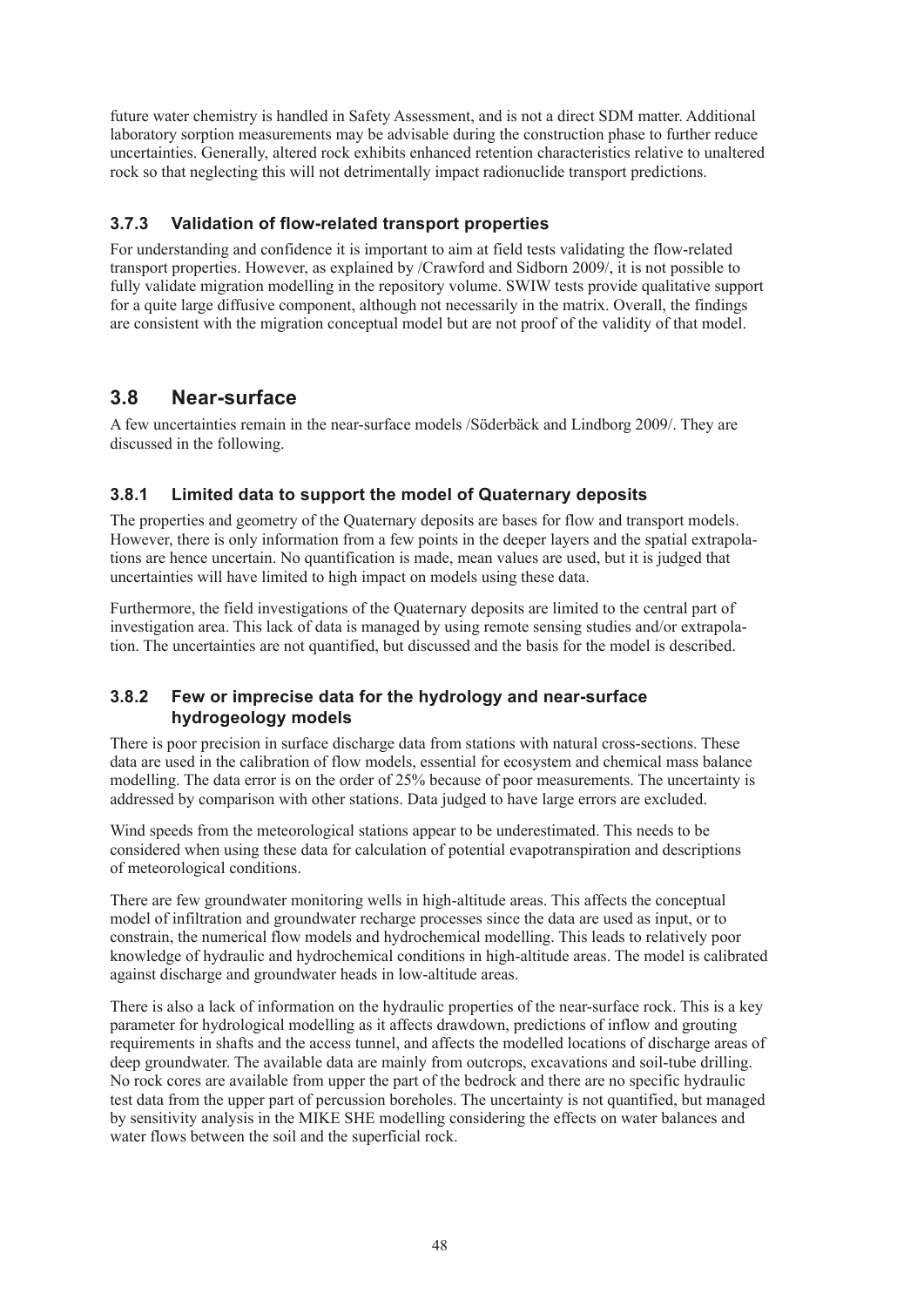future water chemistry is handled in Safety Assessment, and is not a direct SDM matter. Additional laboratory sorption measurements may be advisable during the construction phase to further reduce uncertainties. Generally, altered rock exhibits enhanced retention characteristics relative to unaltered rock so that neglecting this will not detrimentally impact radionuclide transport predictions.

### 3.7.3 Validation of flow-related transport properties

For understanding and confidence it is important to aim at field tests validating the flow-related transport properties. However, as explained by /Crawford and Sidborn 2009/, it is not possible to fully validate migration modelling in the repository volume. SWIW tests provide qualitative support for a quite large diffusive component, although not necessarily in the matrix. Overall, the findings are consistent with the migration conceptual model but are not proof of the validity of that model.

## 3.8 Near-surface

A few uncertainties remain in the near-surface models /Söderbäck and Lindborg 2009/. They are discussed in the following.

### 3.8.1 Limited data to support the model of Quaternary deposits

The properties and geometry of the Quaternary deposits are bases for flow and transport models. However, there is only information from a few points in the deeper layers and the spatial extrapolations are hence uncertain. No quantification is made, mean values are used, but it is judged that uncertainties will have limited to high impact on models using these data.

Furthermore, the field investigations of the Quaternary deposits are limited to the central part of investigation area. This lack of data is managed by using remote sensing studies and/or extrapolation. The uncertainties are not quantified, but discussed and the basis for the model is described.

### 3.8.2 Few or imprecise data for the hydrology and near-surface hydrogeology models

There is poor precision in surface discharge data from stations with natural cross-sections. These data are used in the calibration of flow models, essential for ecosystem and chemical mass balance modelling. The data error is on the order of 25% because of poor measurements. The uncertainty is addressed by comparison with other stations. Data judged to have large errors are excluded.

Wind speeds from the meteorological stations appear to be underestimated. This needs to be considered when using these data for calculation of potential evapotranspiration and descriptions of meteorological conditions.

There are few groundwater monitoring wells in high-altitude areas. This affects the conceptual model of infiltration and groundwater recharge processes since the data are used as input, or to constrain, the numerical flow models and hydrochemical modelling. This leads to relatively poor knowledge of hydraulic and hydrochemical conditions in high-altitude areas. The model is calibrated against discharge and groundwater heads in low-altitude areas.

There is also a lack of information on the hydraulic properties of the near-surface rock. This is a key parameter for hydrological modelling as it affects drawdown, predictions of inflow and grouting requirements in shafts and the access tunnel, and affects the modelled locations of discharge areas of deep groundwater. The available data are mainly from outcrops, excavations and soil-tube drilling. No rock cores are available from upper the part of the bedrock and there are no specific hydraulic test data from the upper part of percussion boreholes. The uncertainty is not quantified, but managed by sensitivity analysis in the MIKE SHE modelling considering the effects on water balances and water flows between the soil and the superficial rock.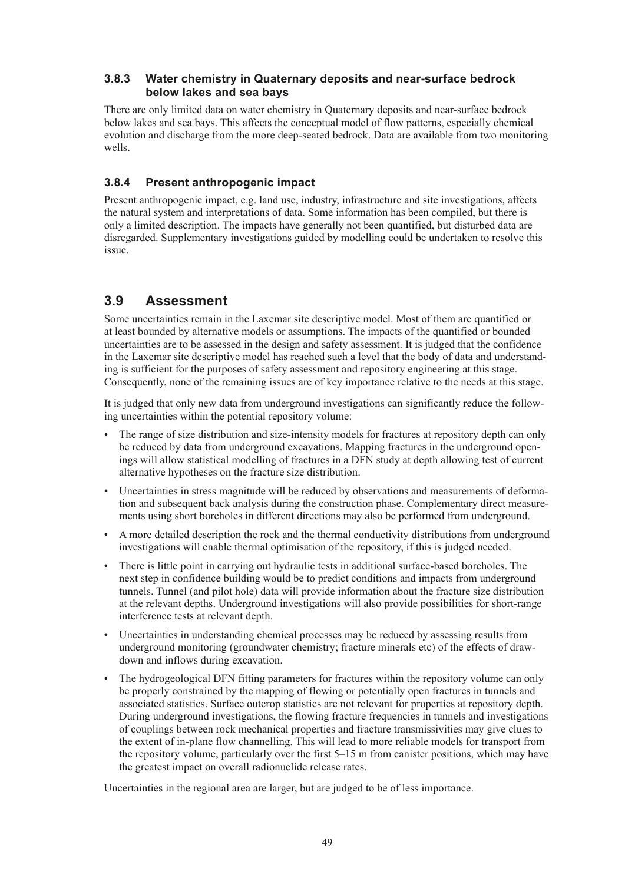### 3.8.3 Water chemistry in Quaternary deposits and near-surface bedrock below lakes and sea bays

There are only limited data on water chemistry in Quaternary deposits and near-surface bedrock below lakes and sea bays. This affects the conceptual model of flow patterns, especially chemical evolution and discharge from the more deep-seated bedrock. Data are available from two monitoring wells.

### 3.8.4 Present anthropogenic impact

Present anthropogenic impact, e.g. land use, industry, infrastructure and site investigations, affects the natural system and interpretations of data. Some information has been compiled, but there is only a limited description. The impacts have generally not been quantified, but disturbed data are disregarded. Supplementary investigations guided by modelling could be undertaken to resolve this issue.

## 3.9 Assessment

Some uncertainties remain in the Laxemar site descriptive model. Most of them are quantified or at least bounded by alternative models or assumptions. The impacts of the quantified or bounded uncertainties are to be assessed in the design and safety assessment. It is judged that the confidence in the Laxemar site descriptive model has reached such a level that the body of data and understanding is sufficient for the purposes of safety assessment and repository engineering at this stage. Consequently, none of the remaining issues are of key importance relative to the needs at this stage.

It is judged that only new data from underground investigations can significantly reduce the following uncertainties within the potential repository volume:

- The range of size distribution and size-intensity models for fractures at repository depth can only be reduced by data from underground excavations. Mapping fractures in the underground openings will allow statistical modelling of fractures in a DFN study at depth allowing test of current alternative hypotheses on the fracture size distribution.
- Uncertainties in stress magnitude will be reduced by observations and measurements of deformation and subsequent back analysis during the construction phase. Complementary direct measurements using short boreholes in different directions may also be performed from underground.
- A more detailed description the rock and the thermal conductivity distributions from underground investigations will enable thermal optimisation of the repository, if this is judged needed.
- There is little point in carrying out hydraulic tests in additional surface-based boreholes. The next step in confidence building would be to predict conditions and impacts from underground tunnels. Tunnel (and pilot hole) data will provide information about the fracture size distribution at the relevant depths. Underground investigations will also provide possibilities for short-range interference tests at relevant depth.
- Uncertainties in understanding chemical processes may be reduced by assessing results from underground monitoring (groundwater chemistry; fracture minerals etc) of the effects of drawdown and inflows during excavation.
- The hydrogeological DFN fitting parameters for fractures within the repository volume can only be properly constrained by the mapping of flowing or potentially open fractures in tunnels and associated statistics. Surface outcrop statistics are not relevant for properties at repository depth. During underground investigations, the flowing fracture frequencies in tunnels and investigations of couplings between rock mechanical properties and fracture transmissivities may give clues to the extent of in-plane flow channelling. This will lead to more reliable models for transport from the repository volume, particularly over the first 5–15 m from canister positions, which may have the greatest impact on overall radionuclide release rates.

Uncertainties in the regional area are larger, but are judged to be of less importance.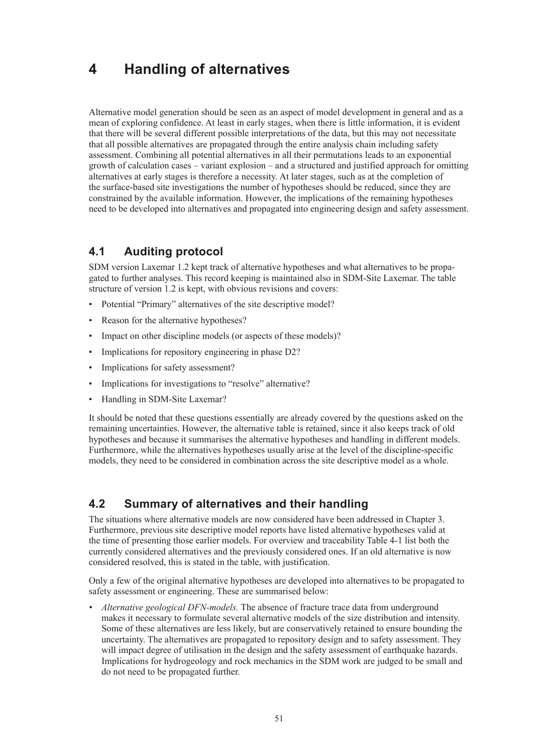# 4 Handling of alternatives

Alternative model generation should be seen as an aspect of model development in general and as a mean of exploring confidence. At least in early stages, when there is little information, it is evident that there will be several different possible interpretations of the data, but this may not necessitate that all possible alternatives are propagated through the entire analysis chain including safety assessment. Combining all potential alternatives in all their permutations leads to an exponential growth of calculation cases – variant explosion – and a structured and justified approach for omitting alternatives at early stages is therefore a necessity. At later stages, such as at the completion of the surface-based site investigations the number of hypotheses should be reduced, since they are constrained by the available information. However, the implications of the remaining hypotheses need to be developed into alternatives and propagated into engineering design and safety assessment.

## 4.1 Auditing protocol

SDM version Laxemar 1.2 kept track of alternative hypotheses and what alternatives to be propagated to further analyses. This record keeping is maintained also in SDM-Site Laxemar. The table structure of version 1.2 is kept, with obvious revisions and covers:

- Potential "Primary" alternatives of the site descriptive model?
- Reason for the alternative hypotheses?
- Impact on other discipline models (or aspects of these models)?
- Implications for repository engineering in phase D2?
- Implications for safety assessment?
- Implications for investigations to "resolve" alternative?
- Handling in SDM-Site Laxemar?

It should be noted that these questions essentially are already covered by the questions asked on the remaining uncertainties. However, the alternative table is retained, since it also keeps track of old hypotheses and because it summarises the alternative hypotheses and handling in different models. Furthermore, while the alternatives hypotheses usually arise at the level of the discipline-specific models, they need to be considered in combination across the site descriptive model as a whole.

## 4.2 Summary of alternatives and their handling

The situations where alternative models are now considered have been addressed in Chapter 3. Furthermore, previous site descriptive model reports have listed alternative hypotheses valid at the time of presenting those earlier models. For overview and traceability Table 4-1 list both the currently considered alternatives and the previously considered ones. If an old alternative is now considered resolved, this is stated in the table, with justification.

Only a few of the original alternative hypotheses are developed into alternatives to be propagated to safety assessment or engineering. These are summarised below:

- *Alternative geological DFN-models.* The absence of fracture trace data from underground makes it necessary to formulate several alternative models of the size distribution and intensity. Some of these alternatives are less likely, but are conservatively retained to ensure bounding the uncertainty. The alternatives are propagated to repository design and to safety assessment. They will impact degree of utilisation in the design and the safety assessment of earthquake hazards. Implications for hydrogeology and rock mechanics in the SDM work are judged to be small and do not need to be propagated further.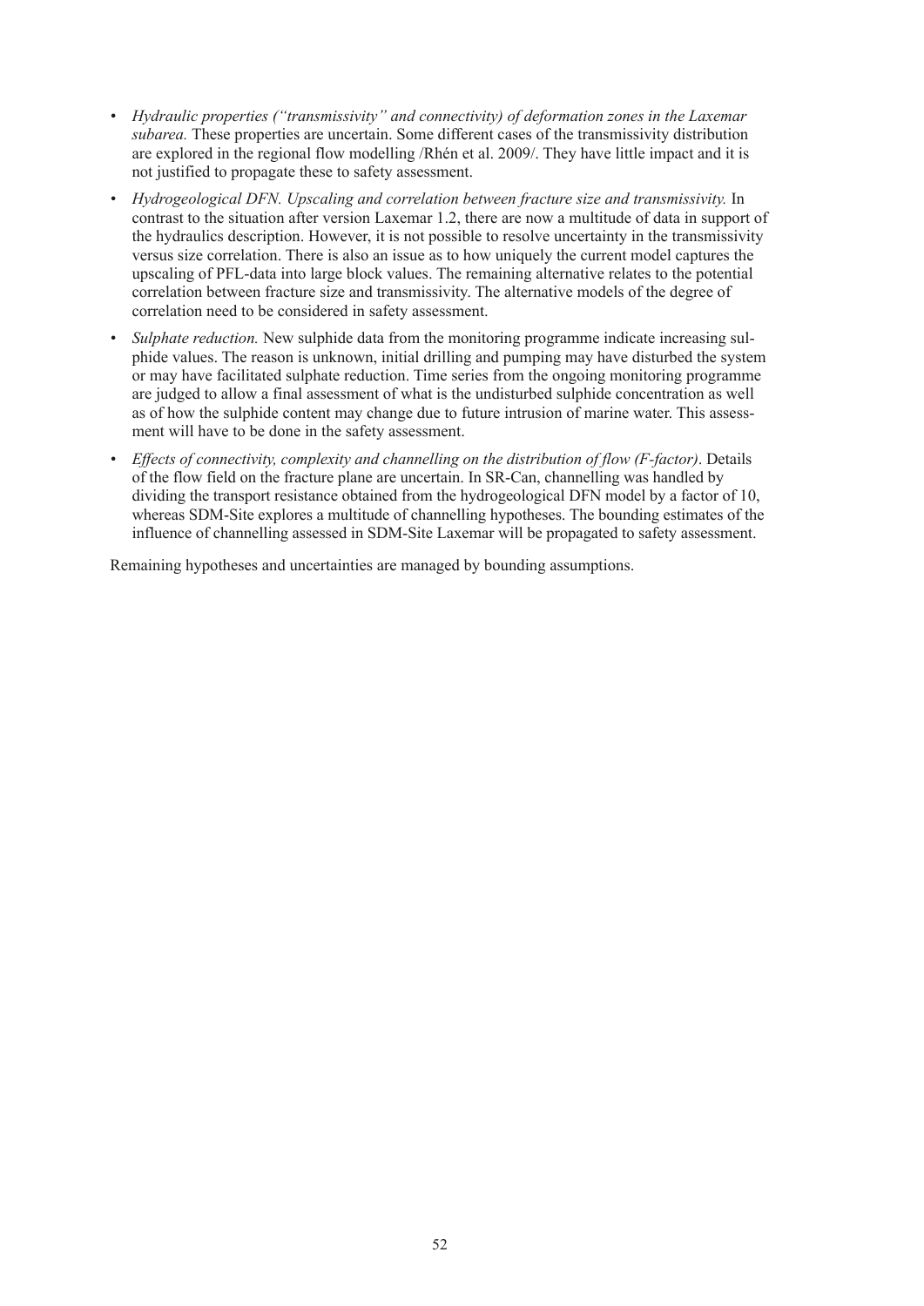- *Hydraulic properties ("transmissivity" and connectivity) of deformation zones in the Laxemar subarea.* These properties are uncertain. Some different cases of the transmissivity distribution are explored in the regional flow modelling /Rhén et al. 2009/. They have little impact and it is not justified to propagate these to safety assessment.
- *Hydrogeological DFN. Upscaling and correlation between fracture size and transmissivity.* In contrast to the situation after version Laxemar 1.2, there are now a multitude of data in support of the hydraulics description. However, it is not possible to resolve uncertainty in the transmissivity versus size correlation. There is also an issue as to how uniquely the current model captures the upscaling of PFL-data into large block values. The remaining alternative relates to the potential correlation between fracture size and transmissivity. The alternative models of the degree of correlation need to be considered in safety assessment.
- *Sulphate reduction.* New sulphide data from the monitoring programme indicate increasing sulphide values. The reason is unknown, initial drilling and pumping may have disturbed the system or may have facilitated sulphate reduction. Time series from the ongoing monitoring programme are judged to allow a final assessment of what is the undisturbed sulphide concentration as well as of how the sulphide content may change due to future intrusion of marine water. This assessment will have to be done in the safety assessment.
- *Effects of connectivity, complexity and channelling on the distribution of flow (F-factor)*. Details of the flow field on the fracture plane are uncertain. In SR-Can, channelling was handled by dividing the transport resistance obtained from the hydrogeological DFN model by a factor of 10, whereas SDM-Site explores a multitude of channelling hypotheses. The bounding estimates of the influence of channelling assessed in SDM-Site Laxemar will be propagated to safety assessment.

Remaining hypotheses and uncertainties are managed by bounding assumptions.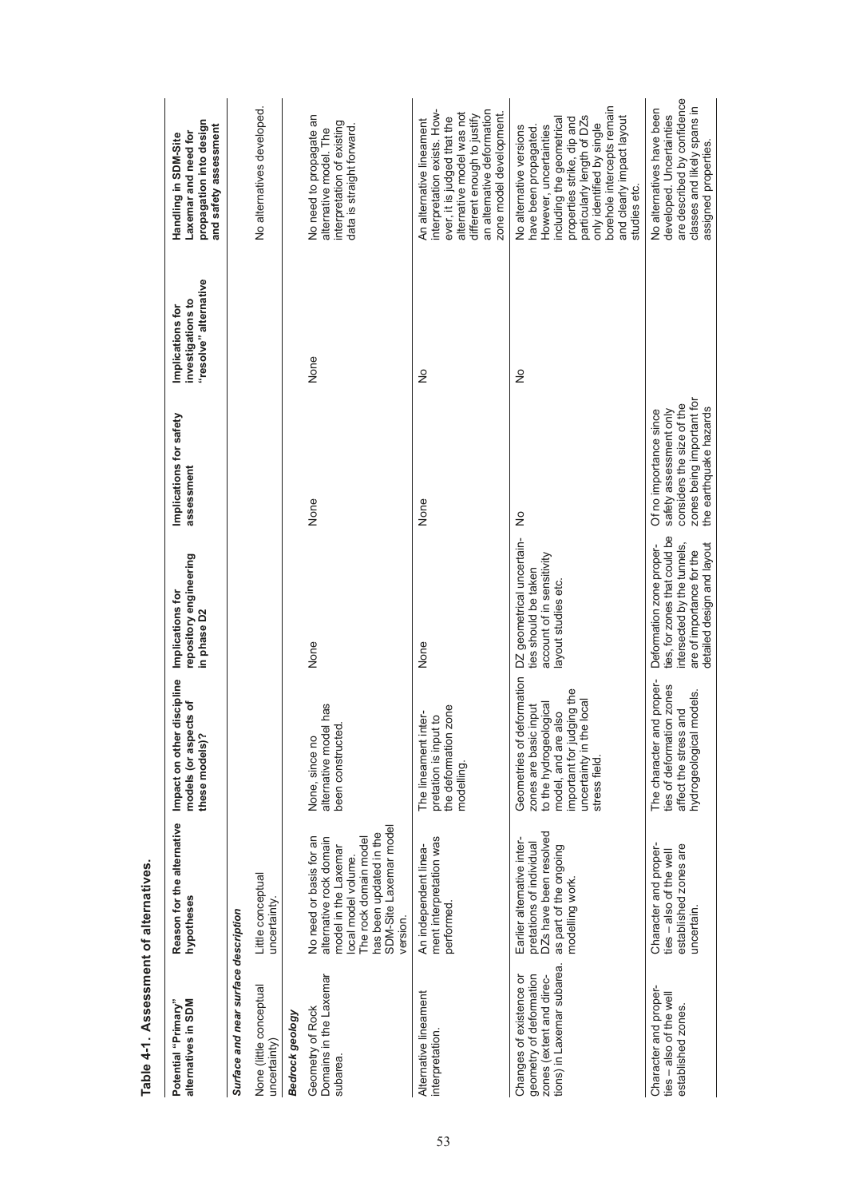**Table 4-1. Assessment of alternatives.**

| Potential "Primary" alternatives in SDM | Reason for the alternative hypotheses | Impact on other discipline models (or aspects of these models)? | Implications for repository engineering in phase D2 | Implications for safety assessment | Implications for investigations to "resolve" alternative | Handling in SDM-Site Laxemar and need for propagation into design and safety assessment |
|---|---|---|---|---|---|---|
| ***Surface and near surface description*** | | | | | | |
| None (little conceptual uncertainty) | Little conceptual uncertainty. | | | | | No alternatives developed. |
| ***Bedrock geology*** | | | | | | |
| Geometry of Rock Domains in the Laxemar subarea. | No need or basis for an alternative rock domain model in the Laxemar local model volume. The rock domain model has been updated in the SDM-Site Laxemar model version. | None, since no alternative model has been constructed. | None | None | None | No need to propagate an alternative model. The interpretation of existing data is straight forward. |
| Alternative lineament interpretation. | An independent lineament interpretation was performed. | The lineament interpretation is input to the deformation zone modelling. | None | None | No | An alternative lineament interpretation exists. However, it is judged that the alternative model was not different enough to justify an alternative deformation zone model development. |
| Changes of existence or geometry of deformation zones (extent and directions) in Laxemar subarea. | Earlier alternative interpretations of individual DZs have been resolved as part of the ongoing modelling work. | Geometries of deformation zones are basic input to the hydrogeological model, and are also important for judging the uncertainty in the local stress field. | DZ geometrical uncertainties should be taken account of in sensitivity layout studies etc. | No | No | No alternative versions have been propagated. However, uncertainties including the geometrical properties strike, dip and particularly length of DZs only identified by single borehole intercepts remain and clearly impact layout studies etc. |
| Character and properties – also of the well established zones. | Character and properties – also of the well established zones are uncertain. | The character and properties of deformation zones affect the stress and hydrogeological models. | Deformation zone properties, for zones that could be intersected by the tunnels, are of importance for the detailed design and layout | Of no importance since safety assessment only considers the size of the zones being important for the earthquake hazards | | No alternatives have been developed. Uncertainties are described by confidence classes and likely spans in assigned properties. |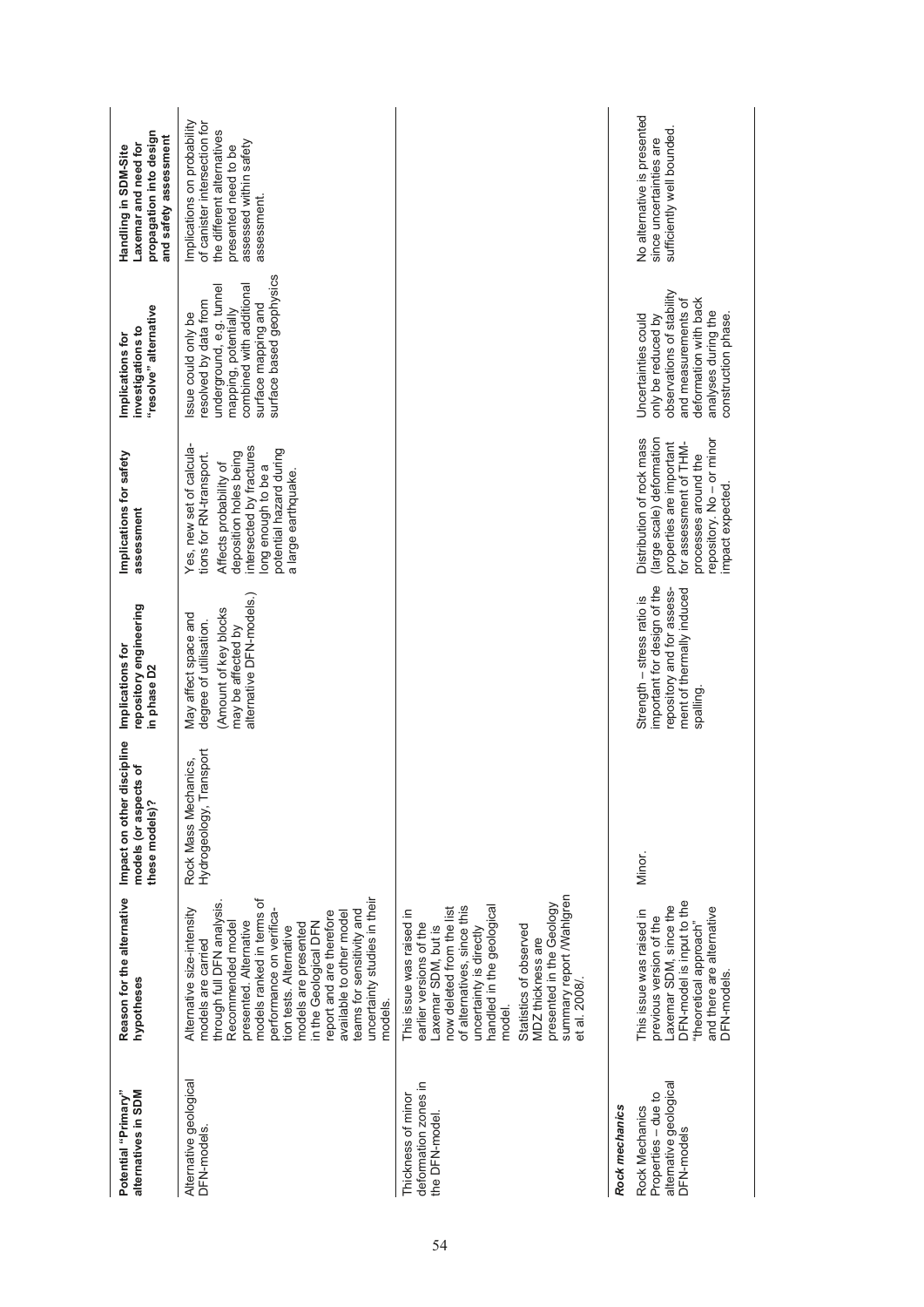| Potential "Primary" alternatives in SDM | Reason for the alternative hypotheses | Impact on other discipline models (or aspects of these models)? | Implications for repository engineering in phase D2 | Implications for safety assessment | Implications for investigations to "resolve" alternative | Handling in SDM-Site Laxemar and need for propagation into design and safety assessment |
|---|---|---|---|---|---|---|
| Alternative geological DFN-models. | Alternative size-intensity models are carried through full DFN analysis. Recommended model presented. Alternative models ranked in terms of performance on verification tests. Alternative models are presented in the Geological DFN report and are therefore available to other model teams for sensitivity and uncertainty studies in their models. | Rock Mass Mechanics, Hydrogeology, Transport | May affect space and degree of utilisation. (Amount of key blocks may be affected by alternative DFN-models.) | Yes, new set of calculations for RN-transport. Affects probability of deposition holes being intersected by fractures long enough to be a potential hazard during a large earthquake. | Issue could only be resolved by data from underground, e.g. tunnel mapping, potentially combined with additional surface mapping and surface based geophysics | Implications on probability of canister intersection for the different alternatives presented need to be assessed within safety assessment. |
| Thickness of minor deformation zones in the DFN-model. | This issue was raised in earlier versions of the Laxemar SDM, but is now deleted from the list of alternatives, since this uncertainty is directly handled in the geological model.<br>Statistics of observed MDZ thickness are presented in the Geology summary report /Wahlgren et al. 2008/. | | | | | |
| ***Rock mechanics*** | | | | | | |
| Rock Mechanics Properties – due to alternative geological DFN-models | This issue was raised in previous version of the Laxemar SDM, since the DFN-model is input to the "theoretical approach" and there are alternative DFN-models. | Minor. | Strength – stress ratio is important for design of the repository and for assessment of thermally induced spalling. | Distribution of rock mass (large scale) deformation properties are important for assessment of THM-processes around the repository. No – or minor impact expected. | Uncertainties could only be reduced by observations of stability and measurements of deformation with back analyses during the construction phase. | No alternative is presented since uncertainties are sufficiently well bounded. |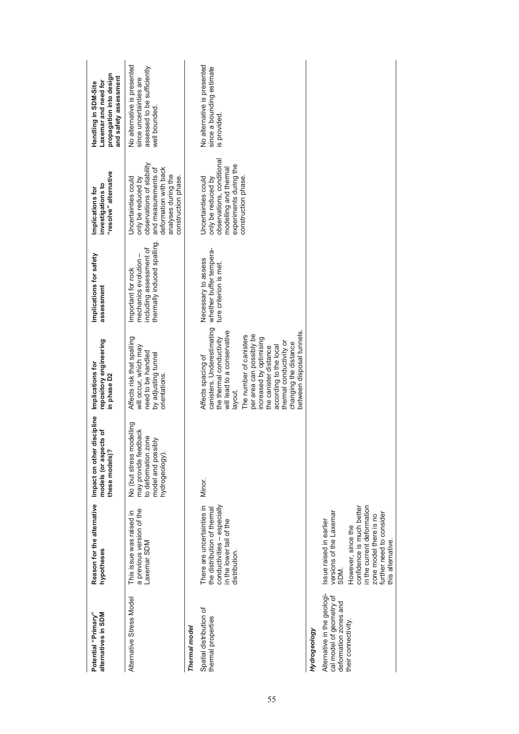| Potential "Primary" alternatives in SDM | Reason for the alternative hypotheses | Impact on other discipline models (or aspects of these models)? | Implications for repository engineering in phase D2 | Implications for safety assessment | Implications for investigations to "resolve" alternative | Handling in SDM-Site Laxemar and need for propagation into design and safety assessment |
|---|---|---|---|---|---|---|
| Alternative Stress Model | This issue was raised in a previous version of the Laxemar SDM | No (but stress modelling may provide feedback to deformation zone model and possibly hydrogeology). | Affects risk that spalling will occur, which may need to be handled by adjusting tunnel orientations. | Important for rock mechanics evolution – including assessment of thermally induced spalling. | Uncertainties could only be reduced by observations of stability and measurements of deformation with back analyses during the construction phase. | No alternative is presented since uncertainties are assessed to be sufficiently well bounded. |
| ***Thermal model*** | | | | | | |
| Spatial distribution of thermal properties | There are uncertainties in the distribution of thermal conductivities – especially in the lower tail of the distribution. | Minor. | Affects spacing of canisters. Underestimating the thermal conductivity will lead to a conservative layout.<br>The number of canisters per area can possibly be increased by optimising the canister distance according to the local thermal conductivity or changing the distance between disposal tunnels. | Necessary to assess whether buffer temperature criterion is met. | Uncertainties could only be reduced by observations, conditional modelling and thermal experiments during the construction phase. | No alternative is presented since a bounding estimate is provided. |
| ***Hydrogeology*** | | | | | | |
| Alternative in the geological model of geometry of deformation zones and their connectivity. | Issue raised in earlier versions of the Laxemar SDM.<br>However, since the confidence is much better in the current deformation zone model there is no further need to consider this alternative. | | | | | |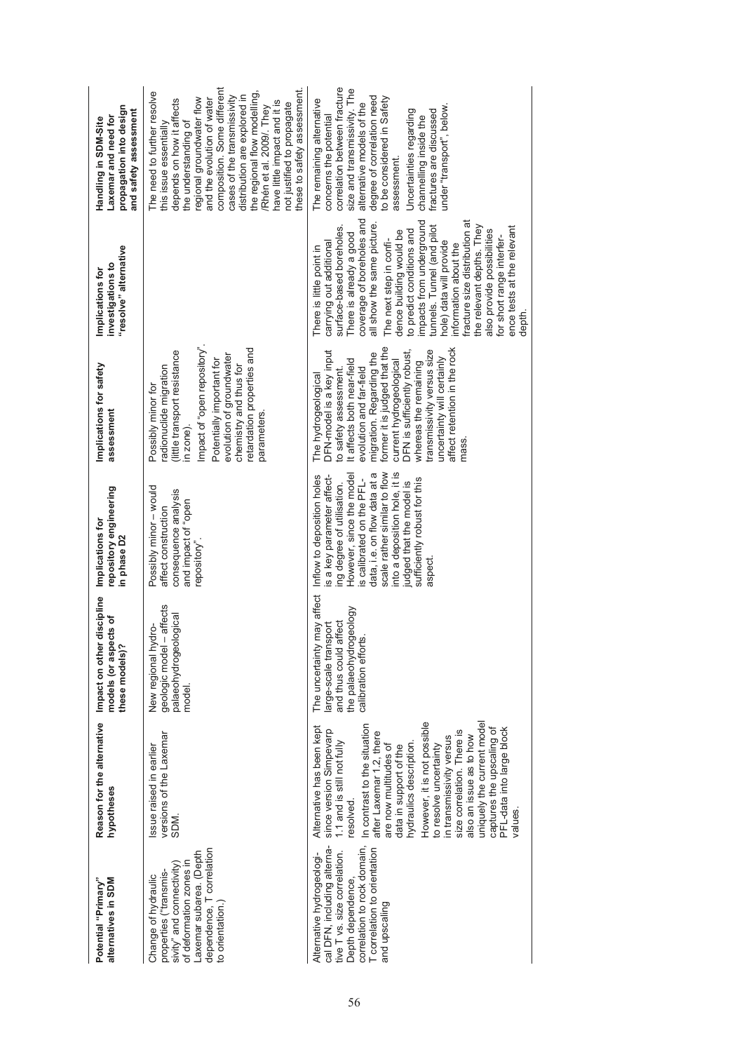| Potential "Primary" alternatives in SDM | Reason for the alternative hypotheses | Impact on other discipline models (or aspects of these models)? | Implications for repository engineering in phase D2 | Implications for safety assessment | Implications for investigations to "resolve" alternative | Handling in SDM-Site Laxemar and need for propagation into design and safety assessment |
|---|---|---|---|---|---|---|
| Change of hydraulic properties ("transmissivity" and connectivity) of deformation zones in Laxemar subarea. (Depth dependence, T correlation to orientation.) | Issue raised in earlier versions of the Laxemar SDM. | New regional hydrogeologic model – affects palaeohydrogeological model. | Possibly minor – would affect construction consequence analysis and impact of "open repository". | Possibly minor for radionuclide migration (little transport resistance in zone). Impact of "open repository". Potentially important for evolution of groundwater chemistry and thus for retardation properties and parameters. | | The need to further resolve this issue essentially depends on how it affects the understanding of regional groundwater flow and the evolution of water composition. Some different cases of the transmissivity distribution are explored in the regional flow modelling, /Rhén et al. 2009/. They have little impact and it is not justified to propagate these to safety assessment. |
| Alternative hydrogeological DFN, including alternative T vs. size correlation. Depth dependence, correlation to rock domain, T correlation to orientation and upscaling | Alternative has been kept since version Simpevarp 1.1 and is still not fully resolved. In contrast to the situation after Laxemar 1.2, there are now multitudes of data in support of the hydraulics description. However, it is not possible to resolve uncertainty in transmissivity versus size correlation. There is also an issue as to how uniquely the current model captures the upscaling of PFL-data into large block values. | The uncertainty may affect large-scale transport and thus could affect the palaeohydrogeology calibration efforts. | Inflow to deposition holes is a key parameter affecting degree of utilisation. However, since the model is calibrated on the PFL-data, i.e. on flow data at a scale rather similar to flow into a deposition hole, it is judged that the model is sufficiently robust for this aspect. | The hydrogeological DFN-model is a key input to safety assessment. It affects both near-field evolution and far-field migration. Regarding the former it is judged that the current hydrogeological DFN is sufficiently robust, whereas the remaining transmissivity versus size uncertainty will certainly affect retention in the rock mass. | There is little point in carrying out additional surface-based boreholes. There is already a good coverage of boreholes and all show the same picture. The next step in confidence building would be to predict conditions and impacts from underground tunnels. Tunnel (and pilot hole) data will provide information about the fracture size distribution at the relevant depths. They also provide possibilities for short range interference tests at the relevant depth. | The remaining alternative concerns the potential correlation between fracture size and transmissivity. The alternative models of the degree of correlation need to be considered in Safety assessment. Uncertainties regarding channelling inside the fractures are discussed under "transport", below. |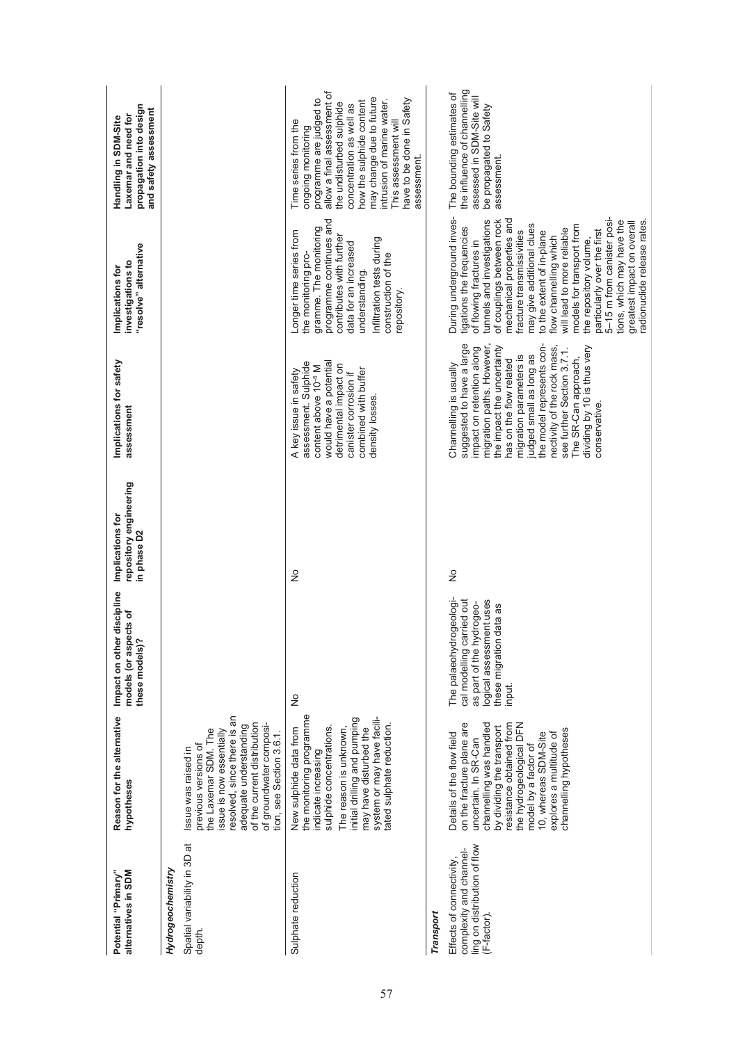| Potential "Primary" alternatives in SDM | Reason for the alternative hypotheses | Impact on other discipline models (or aspects of these models)? | Implications for repository engineering in phase D2 | Implications for safety assessment | Implications for investigations to "resolve" alternative | Handling in SDM-Site Laxemar and need for propagation into design and safety assessment |
|---|---|---|---|---|---|---|
| ***Hydrogeochemistry*** | | | | | | |
| Spatial variability in 3D at depth. | Issue was raised in previous versions of the Laxemar SDM. The issue is now essentially resolved, since there is an adequate understanding of the current distribution of groundwater composition, see Section 3.6.1. | | | | | |
| Sulphate reduction | New sulphide data from the monitoring programme indicate increasing sulphide concentrations. The reason is unknown, initial drilling and pumping may have disturbed the system or may have facilitated sulphate reduction. | No | No | A key issue in safety assessment. Sulphide content above $10^{-5}$ M would have a potential detrimental impact on canister corrosion if combined with buffer density losses. | Longer time series from the monitoring programme. The monitoring programme continues and contributes with further data for an increased understanding. Infiltration tests during construction of the repository. | Time series from the ongoing monitoring programme are judged to allow a final assessment of the undisturbed sulphide concentration as well as how the sulphide content may change due to future intrusion of marine water. This assessment will have to be done in Safety assessment. |
| ***Transport*** | | | | | | |
| Effects of connectivity, complexity and channelling on distribution of flow (F-factor). | Details of the flow field on the fracture plane are uncertain. In SR-Can channelling was handled by dividing the transport resistance obtained from the hydrogeological DFN model by a factor of 10, whereas SDM-Site explores a multitude of channelling hypotheses | The palaeohydrogeological modelling carried out as part of the hydrogeological assessment uses these migration data as input. | No | Channelling is usually suggested to have a large impact on retention along migration paths. However, the impact the uncertainty has on the flow related migration parameters is judged small as long as the model represents connectivity of the rock mass, see further Section 3.7.1. The SR-Can approach, dividing by 10 is thus very conservative. | During underground investigations the frequencies of flowing fractures in tunnels and investigations of couplings between rock mechanical properties and fracture transmissivities may give additional clues to the extent of in-plane flow channelling which will lead to more reliable models for transport from the repository volume, particularly over the first 5–15 m from canister positions, which may have the greatest impact on overall radionuclide release rates. | The bounding estimates of the influence of channelling assessed in SDM-Site will be propagated to Safety assessment. |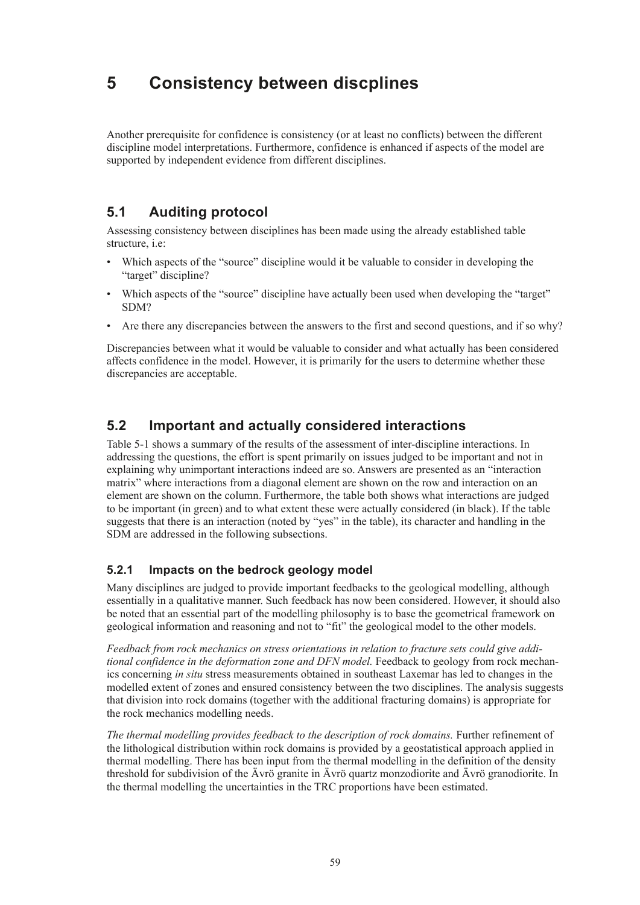# 5 Consistency between discplines

Another prerequisite for confidence is consistency (or at least no conflicts) between the different discipline model interpretations. Furthermore, confidence is enhanced if aspects of the model are supported by independent evidence from different disciplines.

## 5.1 Auditing protocol

Assessing consistency between disciplines has been made using the already established table structure, i.e:

- Which aspects of the "source" discipline would it be valuable to consider in developing the "target" discipline?
- Which aspects of the "source" discipline have actually been used when developing the "target" SDM?
- Are there any discrepancies between the answers to the first and second questions, and if so why?

Discrepancies between what it would be valuable to consider and what actually has been considered affects confidence in the model. However, it is primarily for the users to determine whether these discrepancies are acceptable.

## 5.2 Important and actually considered interactions

Table 5-1 shows a summary of the results of the assessment of inter-discipline interactions. In addressing the questions, the effort is spent primarily on issues judged to be important and not in explaining why unimportant interactions indeed are so. Answers are presented as an "interaction matrix" where interactions from a diagonal element are shown on the row and interaction on an element are shown on the column. Furthermore, the table both shows what interactions are judged to be important (in green) and to what extent these were actually considered (in black). If the table suggests that there is an interaction (noted by "yes" in the table), its character and handling in the SDM are addressed in the following subsections.

### 5.2.1 Impacts on the bedrock geology model

Many disciplines are judged to provide important feedbacks to the geological modelling, although essentially in a qualitative manner. Such feedback has now been considered. However, it should also be noted that an essential part of the modelling philosophy is to base the geometrical framework on geological information and reasoning and not to "fit" the geological model to the other models.

*Feedback from rock mechanics on stress orientations in relation to fracture sets could give additional confidence in the deformation zone and DFN model.* Feedback to geology from rock mechanics concerning *in situ* stress measurements obtained in southeast Laxemar has led to changes in the modelled extent of zones and ensured consistency between the two disciplines. The analysis suggests that division into rock domains (together with the additional fracturing domains) is appropriate for the rock mechanics modelling needs.

*The thermal modelling provides feedback to the description of rock domains.* Further refinement of the lithological distribution within rock domains is provided by a geostatistical approach applied in thermal modelling. There has been input from the thermal modelling in the definition of the density threshold for subdivision of the Ävrö granite in Ävrö quartz monzodiorite and Ävrö granodiorite. In the thermal modelling the uncertainties in the TRC proportions have been estimated.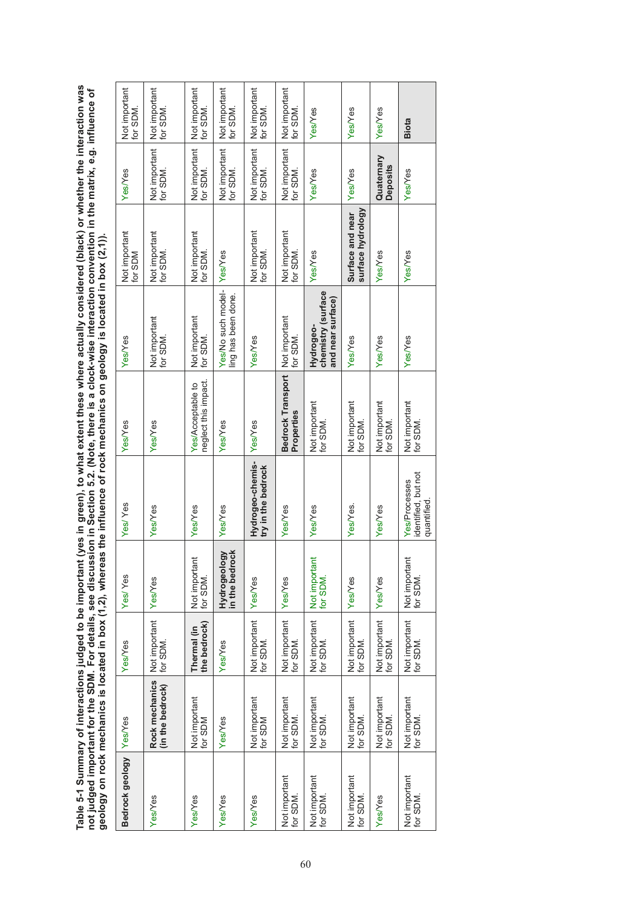**Table 5-1 Summary of interactions judged to be important (yes in green), to what extent these where actually considered (black) or whether the interaction was not judged important for the SDM. For details, see discussion in Section 5.2. (Note, there is a clock-wise interaction convention in the matrix, e.g. influence of geology on rock mechanics is located in box (1,2), whereas the influence of rock mechanics on geology is located in box (2,1)).**

| **Bedrock geology** | Yes/Yes | Yes/Yes | Yes/ Yes | Yes/ Yes | Yes/Yes | Yes/Yes | Not important for SDM | Yes/Yes | Not important for SDM. |
|---|---|---|---|---|---|---|---|---|---|
| Yes/Yes | **Rock mechanics (in the bedrock)** | Not important for SDM. | Yes/Yes | Yes/Yes | Yes/Yes | Not important for SDM. | Not important for SDM. | Not important for SDM. | Not important for SDM. |
| Yes/Yes | Not important for SDM | **Thermal (in the bedrock)** | Not important for SDM. | Yes/Yes | Yes/Acceptable to neglect this impact. | Not important for SDM. | Not important for SDM. | Not important for SDM. | Not important for SDM. |
| Yes/Yes | Yes/Yes | Yes/Yes | **Hydrogeology in the bedrock** | Yes/Yes | Yes/Yes | Yes/No such modelling has been done. | Yes/Yes | Not important for SDM. | Not important for SDM. |
| Yes/Yes | Not important for SDM | Not important for SDM. | Yes/Yes | **Hydrogeo-chemistry in the bedrock** | Yes/Yes | Yes/Yes | Not important for SDM. | Not important for SDM. | Not important for SDM. |
| Not important for SDM. | Not important for SDM. | Not important for SDM. | Yes/Yes | Yes/Yes | **Bedrock Transport Properties** | Not important for SDM. | Not important for SDM. | Not important for SDM. | Not important for SDM. |
| Not important for SDM. | Not important for SDM. | Not important for SDM. | Not important for SDM. | Yes/Yes | Not important for SDM. | **Hydrogeo-chemistry (surface and near surface)** | Yes/Yes | Yes/Yes | Yes/Yes |
| Not important for SDM. | Not important for SDM. | Not important for SDM. | Yes/Yes | Yes/Yes. | Not important for SDM. | Yes/Yes | **Surface and near surface hydrology** | Yes/Yes | Yes/Yes |
| Yes/Yes | Not important for SDM. | Not important for SDM. | Yes/Yes | Yes/Yes | Not important for SDM. | Yes/Yes | Yes/Yes | **Quaternary Deposits** | Yes/Yes |
| Not important for SDM. | Not important for SDM. | Not important for SDM. | Not important for SDM. | Yes/Processes identified, but not quantified. | Not important for SDM. | Yes/Yes | Yes/Yes | Yes/Yes | **Biota** |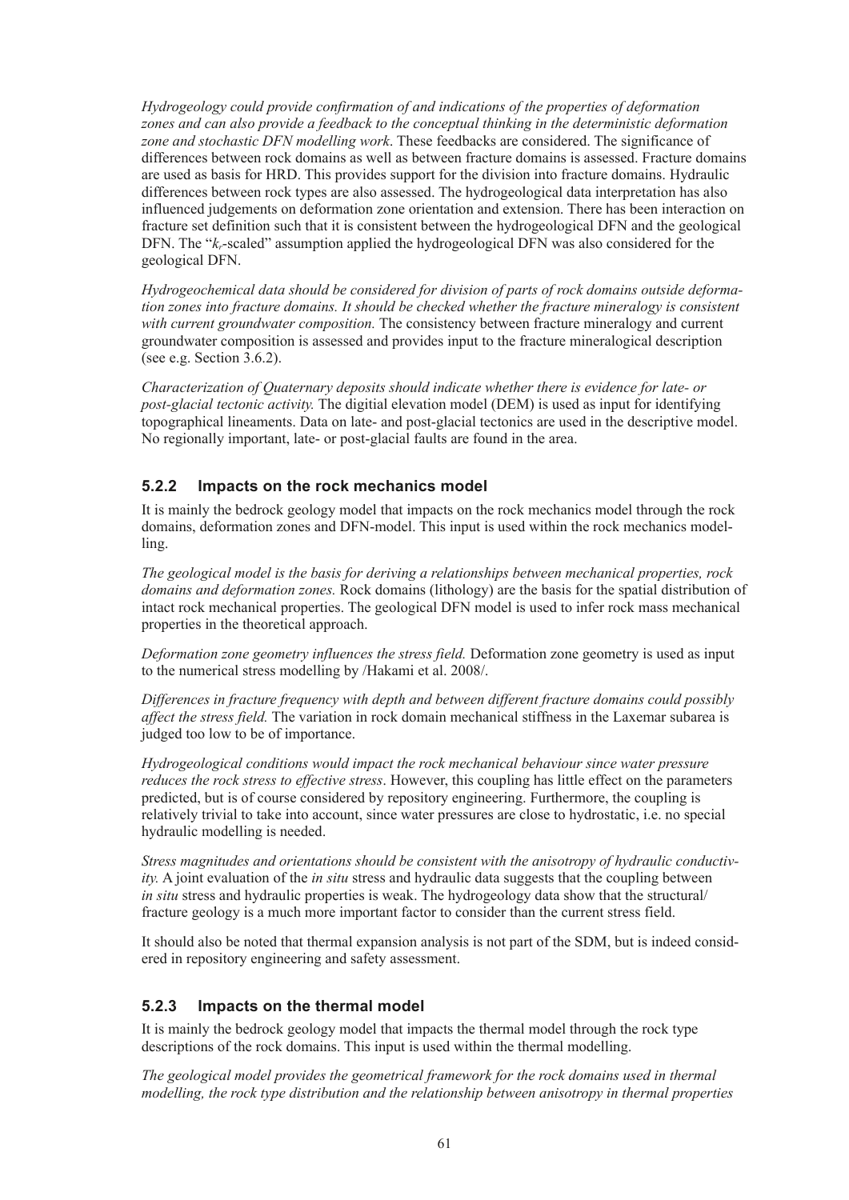*Hydrogeology could provide confirmation of and indications of the properties of deformation zones and can also provide a feedback to the conceptual thinking in the deterministic deformation zone and stochastic DFN modelling work*. These feedbacks are considered. The significance of differences between rock domains as well as between fracture domains is assessed. Fracture domains are used as basis for HRD. This provides support for the division into fracture domains. Hydraulic differences between rock types are also assessed. The hydrogeological data interpretation has also influenced judgements on deformation zone orientation and extension. There has been interaction on fracture set definition such that it is consistent between the hydrogeological DFN and the geological DFN. The "$k_r$-scaled" assumption applied the hydrogeological DFN was also considered for the geological DFN.

*Hydrogeochemical data should be considered for division of parts of rock domains outside deformation zones into fracture domains. It should be checked whether the fracture mineralogy is consistent with current groundwater composition.* The consistency between fracture mineralogy and current groundwater composition is assessed and provides input to the fracture mineralogical description (see e.g. Section 3.6.2).

*Characterization of Quaternary deposits should indicate whether there is evidence for late- or post-glacial tectonic activity.* The digitial elevation model (DEM) is used as input for identifying topographical lineaments. Data on late- and post-glacial tectonics are used in the descriptive model. No regionally important, late- or post-glacial faults are found in the area.

### 5.2.2 Impacts on the rock mechanics model

It is mainly the bedrock geology model that impacts on the rock mechanics model through the rock domains, deformation zones and DFN-model. This input is used within the rock mechanics modelling.

*The geological model is the basis for deriving a relationships between mechanical properties, rock domains and deformation zones.* Rock domains (lithology) are the basis for the spatial distribution of intact rock mechanical properties. The geological DFN model is used to infer rock mass mechanical properties in the theoretical approach.

*Deformation zone geometry influences the stress field.* Deformation zone geometry is used as input to the numerical stress modelling by /Hakami et al. 2008/.

*Differences in fracture frequency with depth and between different fracture domains could possibly affect the stress field.* The variation in rock domain mechanical stiffness in the Laxemar subarea is judged too low to be of importance.

*Hydrogeological conditions would impact the rock mechanical behaviour since water pressure reduces the rock stress to effective stress*. However, this coupling has little effect on the parameters predicted, but is of course considered by repository engineering. Furthermore, the coupling is relatively trivial to take into account, since water pressures are close to hydrostatic, i.e. no special hydraulic modelling is needed.

*Stress magnitudes and orientations should be consistent with the anisotropy of hydraulic conductivity.* A joint evaluation of the *in situ* stress and hydraulic data suggests that the coupling between *in situ* stress and hydraulic properties is weak. The hydrogeology data show that the structural/fracture geology is a much more important factor to consider than the current stress field.

It should also be noted that thermal expansion analysis is not part of the SDM, but is indeed considered in repository engineering and safety assessment.

### 5.2.3 Impacts on the thermal model

It is mainly the bedrock geology model that impacts the thermal model through the rock type descriptions of the rock domains. This input is used within the thermal modelling.

*The geological model provides the geometrical framework for the rock domains used in thermal modelling, the rock type distribution and the relationship between anisotropy in thermal properties*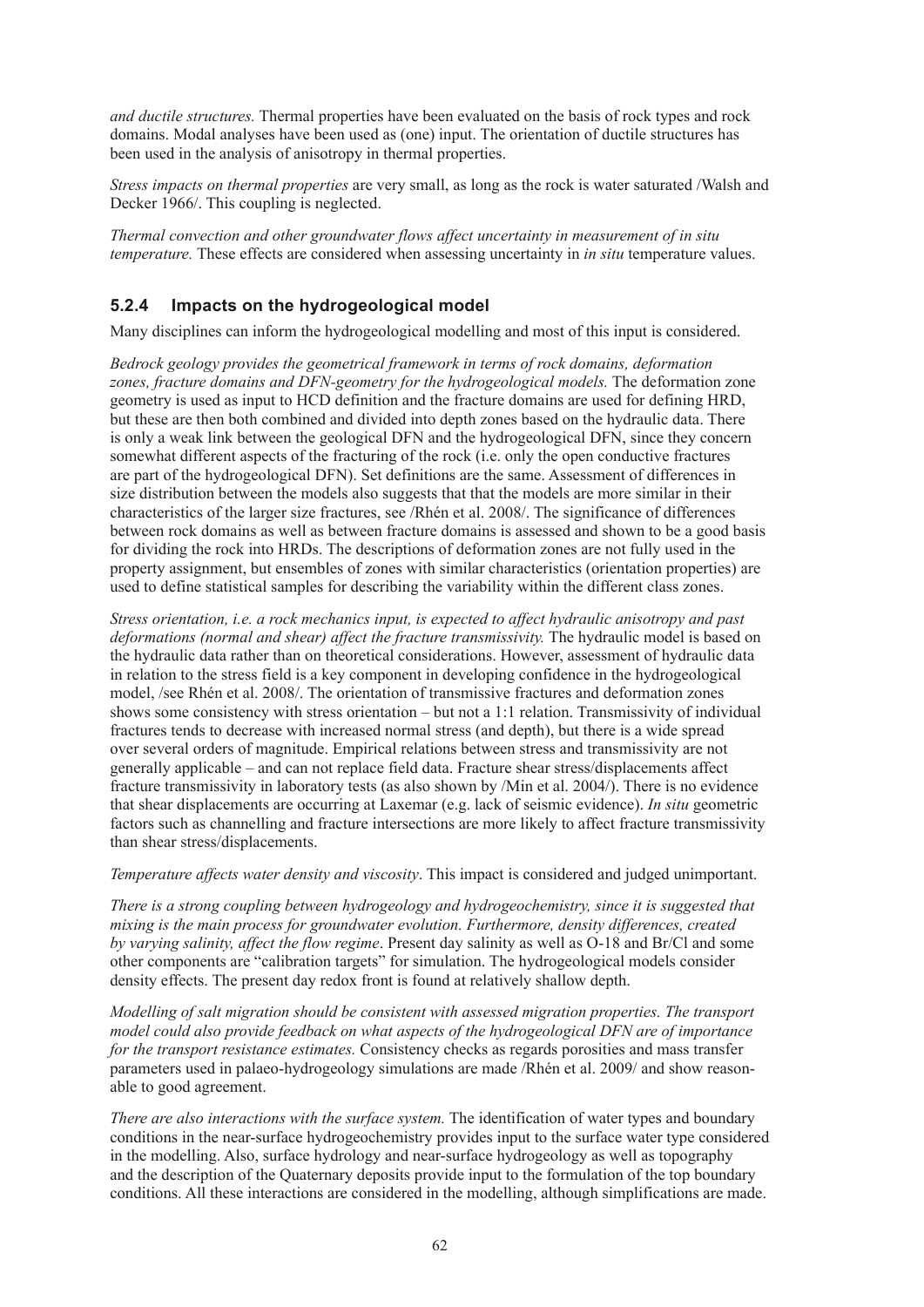*and ductile structures.* Thermal properties have been evaluated on the basis of rock types and rock domains. Modal analyses have been used as (one) input. The orientation of ductile structures has been used in the analysis of anisotropy in thermal properties.

*Stress impacts on thermal properties* are very small, as long as the rock is water saturated /Walsh and Decker 1966/. This coupling is neglected.

*Thermal convection and other groundwater flows affect uncertainty in measurement of in situ temperature.* These effects are considered when assessing uncertainty in *in situ* temperature values.

### 5.2.4 Impacts on the hydrogeological model

Many disciplines can inform the hydrogeological modelling and most of this input is considered.

*Bedrock geology provides the geometrical framework in terms of rock domains, deformation zones, fracture domains and DFN-geometry for the hydrogeological models.* The deformation zone geometry is used as input to HCD definition and the fracture domains are used for defining HRD, but these are then both combined and divided into depth zones based on the hydraulic data. There is only a weak link between the geological DFN and the hydrogeological DFN, since they concern somewhat different aspects of the fracturing of the rock (i.e. only the open conductive fractures are part of the hydrogeological DFN). Set definitions are the same. Assessment of differences in size distribution between the models also suggests that that the models are more similar in their characteristics of the larger size fractures, see /Rhén et al. 2008/. The significance of differences between rock domains as well as between fracture domains is assessed and shown to be a good basis for dividing the rock into HRDs. The descriptions of deformation zones are not fully used in the property assignment, but ensembles of zones with similar characteristics (orientation properties) are used to define statistical samples for describing the variability within the different class zones.

*Stress orientation, i.e. a rock mechanics input, is expected to affect hydraulic anisotropy and past deformations (normal and shear) affect the fracture transmissivity.* The hydraulic model is based on the hydraulic data rather than on theoretical considerations. However, assessment of hydraulic data in relation to the stress field is a key component in developing confidence in the hydrogeological model, /see Rhén et al. 2008/. The orientation of transmissive fractures and deformation zones shows some consistency with stress orientation – but not a 1:1 relation. Transmissivity of individual fractures tends to decrease with increased normal stress (and depth), but there is a wide spread over several orders of magnitude. Empirical relations between stress and transmissivity are not generally applicable – and can not replace field data. Fracture shear stress/displacements affect fracture transmissivity in laboratory tests (as also shown by /Min et al. 2004/). There is no evidence that shear displacements are occurring at Laxemar (e.g. lack of seismic evidence). *In situ* geometric factors such as channelling and fracture intersections are more likely to affect fracture transmissivity than shear stress/displacements.

*Temperature affects water density and viscosity*. This impact is considered and judged unimportant.

*There is a strong coupling between hydrogeology and hydrogeochemistry, since it is suggested that mixing is the main process for groundwater evolution. Furthermore, density differences, created by varying salinity, affect the flow regime*. Present day salinity as well as O-18 and Br/Cl and some other components are "calibration targets" for simulation. The hydrogeological models consider density effects. The present day redox front is found at relatively shallow depth.

*Modelling of salt migration should be consistent with assessed migration properties. The transport model could also provide feedback on what aspects of the hydrogeological DFN are of importance for the transport resistance estimates.* Consistency checks as regards porosities and mass transfer parameters used in palaeo-hydrogeology simulations are made /Rhén et al. 2009/ and show reasonable to good agreement.

*There are also interactions with the surface system.* The identification of water types and boundary conditions in the near-surface hydrogeochemistry provides input to the surface water type considered in the modelling. Also, surface hydrology and near-surface hydrogeology as well as topography and the description of the Quaternary deposits provide input to the formulation of the top boundary conditions. All these interactions are considered in the modelling, although simplifications are made.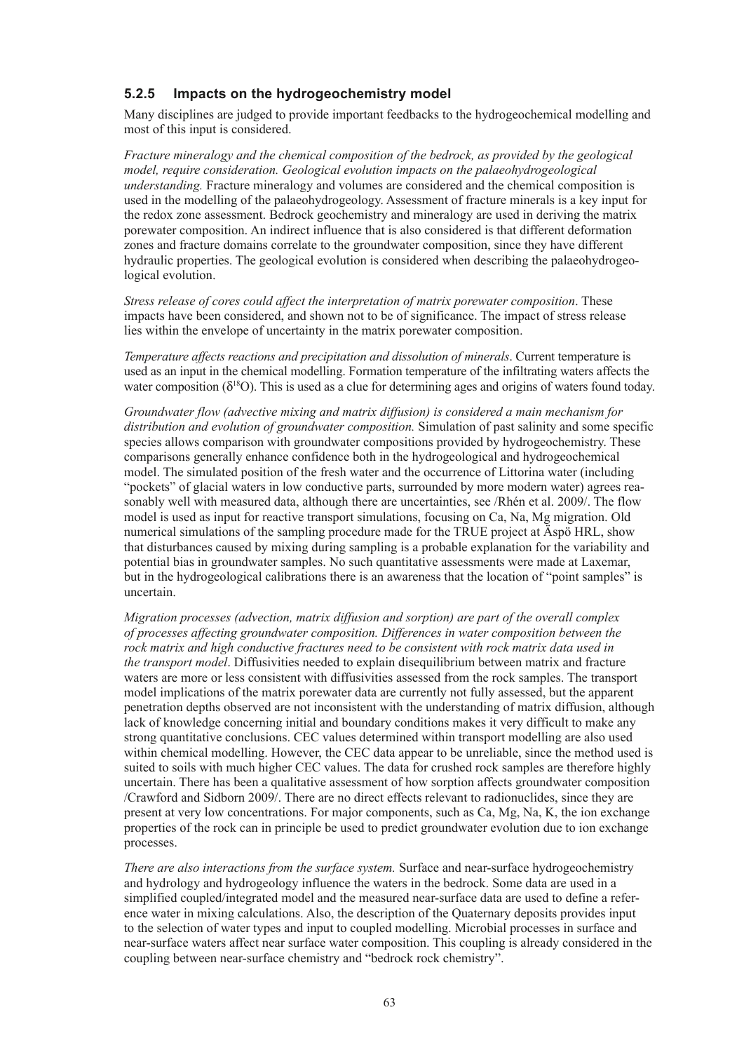### 5.2.5 Impacts on the hydrogeochemistry model

Many disciplines are judged to provide important feedbacks to the hydrogeochemical modelling and most of this input is considered.

*Fracture mineralogy and the chemical composition of the bedrock, as provided by the geological model, require consideration. Geological evolution impacts on the palaeohydrogeological understanding.* Fracture mineralogy and volumes are considered and the chemical composition is used in the modelling of the palaeohydrogeology. Assessment of fracture minerals is a key input for the redox zone assessment. Bedrock geochemistry and mineralogy are used in deriving the matrix porewater composition. An indirect influence that is also considered is that different deformation zones and fracture domains correlate to the groundwater composition, since they have different hydraulic properties. The geological evolution is considered when describing the palaeohydrogeological evolution.

*Stress release of cores could affect the interpretation of matrix porewater composition*. These impacts have been considered, and shown not to be of significance. The impact of stress release lies within the envelope of uncertainty in the matrix porewater composition.

*Temperature affects reactions and precipitation and dissolution of minerals*. Current temperature is used as an input in the chemical modelling. Formation temperature of the infiltrating waters affects the water composition ($\delta^{18}O$). This is used as a clue for determining ages and origins of waters found today.

*Groundwater flow (advective mixing and matrix diffusion) is considered a main mechanism for distribution and evolution of groundwater composition.* Simulation of past salinity and some specific species allows comparison with groundwater compositions provided by hydrogeochemistry. These comparisons generally enhance confidence both in the hydrogeological and hydrogeochemical model. The simulated position of the fresh water and the occurrence of Littorina water (including "pockets" of glacial waters in low conductive parts, surrounded by more modern water) agrees reasonably well with measured data, although there are uncertainties, see /Rhén et al. 2009/. The flow model is used as input for reactive transport simulations, focusing on Ca, Na, Mg migration. Old numerical simulations of the sampling procedure made for the TRUE project at Äspö HRL, show that disturbances caused by mixing during sampling is a probable explanation for the variability and potential bias in groundwater samples. No such quantitative assessments were made at Laxemar, but in the hydrogeological calibrations there is an awareness that the location of "point samples" is uncertain.

*Migration processes (advection, matrix diffusion and sorption) are part of the overall complex of processes affecting groundwater composition. Differences in water composition between the rock matrix and high conductive fractures need to be consistent with rock matrix data used in the transport model*. Diffusivities needed to explain disequilibrium between matrix and fracture waters are more or less consistent with diffusivities assessed from the rock samples. The transport model implications of the matrix porewater data are currently not fully assessed, but the apparent penetration depths observed are not inconsistent with the understanding of matrix diffusion, although lack of knowledge concerning initial and boundary conditions makes it very difficult to make any strong quantitative conclusions. CEC values determined within transport modelling are also used within chemical modelling. However, the CEC data appear to be unreliable, since the method used is suited to soils with much higher CEC values. The data for crushed rock samples are therefore highly uncertain. There has been a qualitative assessment of how sorption affects groundwater composition /Crawford and Sidborn 2009/. There are no direct effects relevant to radionuclides, since they are present at very low concentrations. For major components, such as Ca, Mg, Na, K, the ion exchange properties of the rock can in principle be used to predict groundwater evolution due to ion exchange processes.

*There are also interactions from the surface system.* Surface and near-surface hydrogeochemistry and hydrology and hydrogeology influence the waters in the bedrock. Some data are used in a simplified coupled/integrated model and the measured near-surface data are used to define a reference water in mixing calculations. Also, the description of the Quaternary deposits provides input to the selection of water types and input to coupled modelling. Microbial processes in surface and near-surface waters affect near surface water composition. This coupling is already considered in the coupling between near-surface chemistry and "bedrock rock chemistry".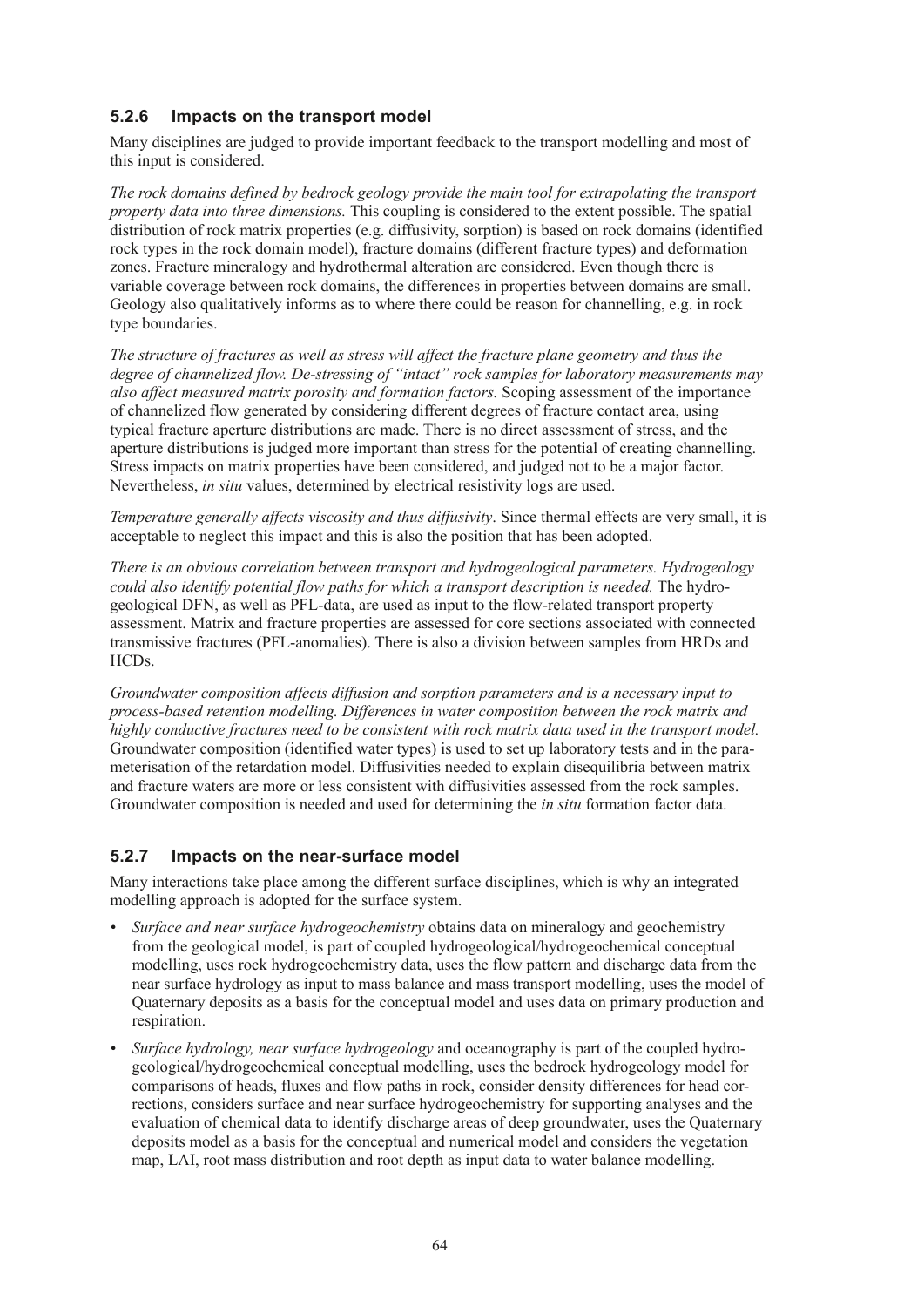### 5.2.6 Impacts on the transport model

Many disciplines are judged to provide important feedback to the transport modelling and most of this input is considered.

*The rock domains defined by bedrock geology provide the main tool for extrapolating the transport property data into three dimensions.* This coupling is considered to the extent possible. The spatial distribution of rock matrix properties (e.g. diffusivity, sorption) is based on rock domains (identified rock types in the rock domain model), fracture domains (different fracture types) and deformation zones. Fracture mineralogy and hydrothermal alteration are considered. Even though there is variable coverage between rock domains, the differences in properties between domains are small. Geology also qualitatively informs as to where there could be reason for channelling, e.g. in rock type boundaries.

*The structure of fractures as well as stress will affect the fracture plane geometry and thus the degree of channelized flow. De-stressing of "intact" rock samples for laboratory measurements may also affect measured matrix porosity and formation factors.* Scoping assessment of the importance of channelized flow generated by considering different degrees of fracture contact area, using typical fracture aperture distributions are made. There is no direct assessment of stress, and the aperture distributions is judged more important than stress for the potential of creating channelling. Stress impacts on matrix properties have been considered, and judged not to be a major factor. Nevertheless, *in situ* values, determined by electrical resistivity logs are used.

*Temperature generally affects viscosity and thus diffusivity*. Since thermal effects are very small, it is acceptable to neglect this impact and this is also the position that has been adopted.

*There is an obvious correlation between transport and hydrogeological parameters. Hydrogeology could also identify potential flow paths for which a transport description is needed.* The hydrogeological DFN, as well as PFL-data, are used as input to the flow-related transport property assessment. Matrix and fracture properties are assessed for core sections associated with connected transmissive fractures (PFL-anomalies). There is also a division between samples from HRDs and HCDs.

*Groundwater composition affects diffusion and sorption parameters and is a necessary input to process-based retention modelling. Differences in water composition between the rock matrix and highly conductive fractures need to be consistent with rock matrix data used in the transport model.* Groundwater composition (identified water types) is used to set up laboratory tests and in the parameterisation of the retardation model. Diffusivities needed to explain disequilibria between matrix and fracture waters are more or less consistent with diffusivities assessed from the rock samples. Groundwater composition is needed and used for determining the *in situ* formation factor data.

### 5.2.7 Impacts on the near-surface model

Many interactions take place among the different surface disciplines, which is why an integrated modelling approach is adopted for the surface system.

- *Surface and near surface hydrogeochemistry* obtains data on mineralogy and geochemistry from the geological model, is part of coupled hydrogeological/hydrogeochemical conceptual modelling, uses rock hydrogeochemistry data, uses the flow pattern and discharge data from the near surface hydrology as input to mass balance and mass transport modelling, uses the model of Quaternary deposits as a basis for the conceptual model and uses data on primary production and respiration.
- *Surface hydrology, near surface hydrogeology* and oceanography is part of the coupled hydrogeological/hydrogeochemical conceptual modelling, uses the bedrock hydrogeology model for comparisons of heads, fluxes and flow paths in rock, consider density differences for head corrections, considers surface and near surface hydrogeochemistry for supporting analyses and the evaluation of chemical data to identify discharge areas of deep groundwater, uses the Quaternary deposits model as a basis for the conceptual and numerical model and considers the vegetation map, LAI, root mass distribution and root depth as input data to water balance modelling.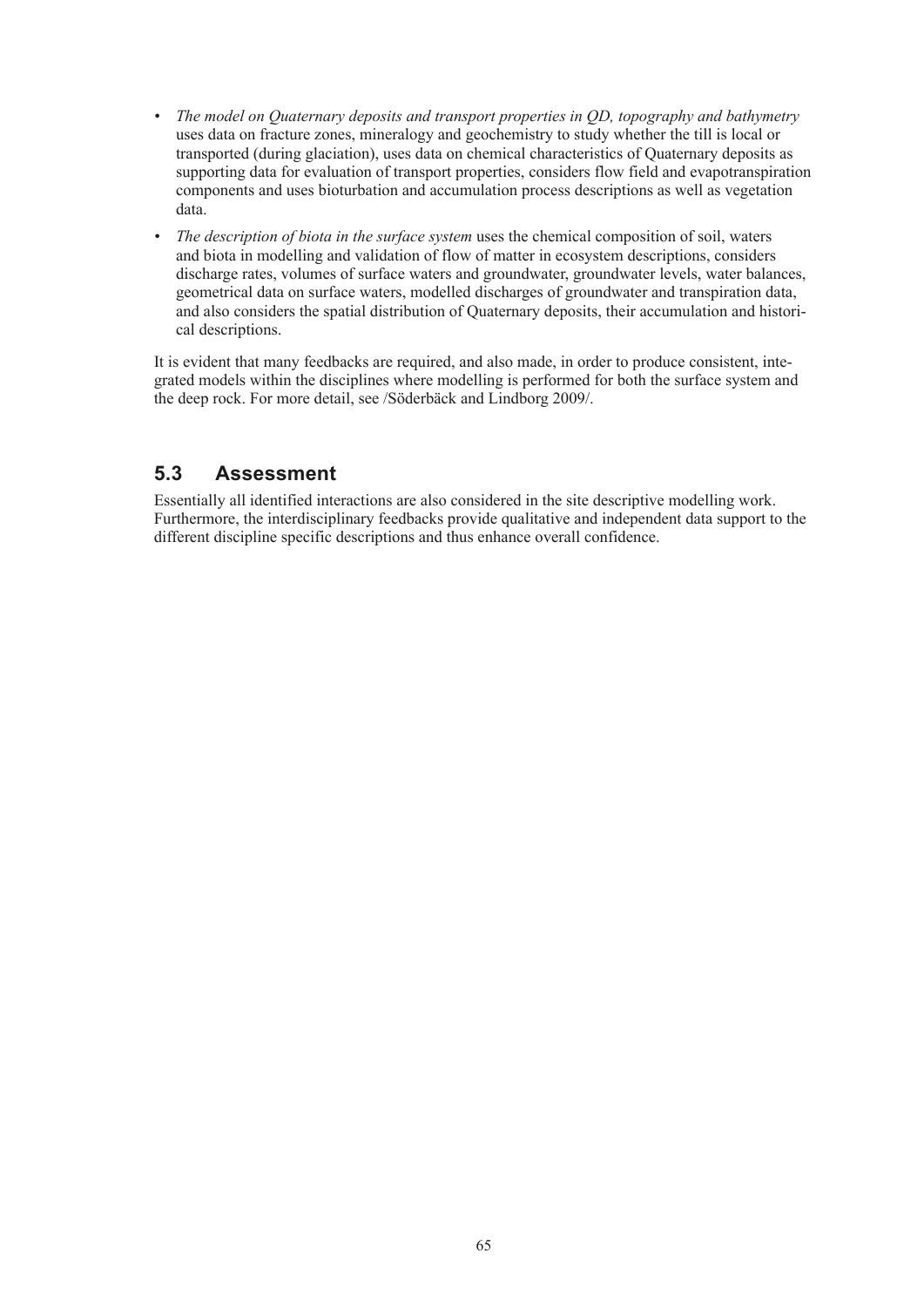- *The model on Quaternary deposits and transport properties in QD, topography and bathymetry* uses data on fracture zones, mineralogy and geochemistry to study whether the till is local or transported (during glaciation), uses data on chemical characteristics of Quaternary deposits as supporting data for evaluation of transport properties, considers flow field and evapotranspiration components and uses bioturbation and accumulation process descriptions as well as vegetation data.
- *The description of biota in the surface system* uses the chemical composition of soil, waters and biota in modelling and validation of flow of matter in ecosystem descriptions, considers discharge rates, volumes of surface waters and groundwater, groundwater levels, water balances, geometrical data on surface waters, modelled discharges of groundwater and transpiration data, and also considers the spatial distribution of Quaternary deposits, their accumulation and historical descriptions.

It is evident that many feedbacks are required, and also made, in order to produce consistent, integrated models within the disciplines where modelling is performed for both the surface system and the deep rock. For more detail, see /Söderbäck and Lindborg 2009/.

## 5.3 Assessment

Essentially all identified interactions are also considered in the site descriptive modelling work. Furthermore, the interdisciplinary feedbacks provide qualitative and independent data support to the different discipline specific descriptions and thus enhance overall confidence.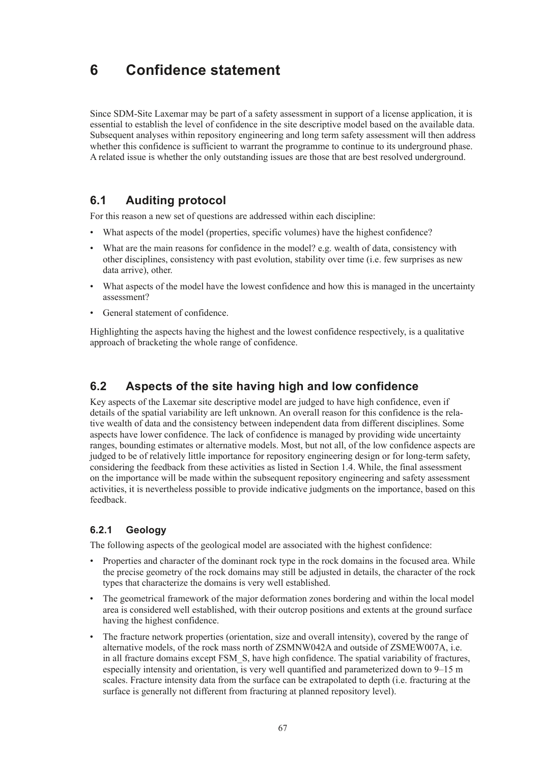# 6 Confidence statement

Since SDM-Site Laxemar may be part of a safety assessment in support of a license application, it is essential to establish the level of confidence in the site descriptive model based on the available data. Subsequent analyses within repository engineering and long term safety assessment will then address whether this confidence is sufficient to warrant the programme to continue to its underground phase. A related issue is whether the only outstanding issues are those that are best resolved underground.

## 6.1 Auditing protocol

For this reason a new set of questions are addressed within each discipline:

- What aspects of the model (properties, specific volumes) have the highest confidence?
- What are the main reasons for confidence in the model? e.g. wealth of data, consistency with other disciplines, consistency with past evolution, stability over time (i.e. few surprises as new data arrive), other.
- What aspects of the model have the lowest confidence and how this is managed in the uncertainty assessment?
- General statement of confidence.

Highlighting the aspects having the highest and the lowest confidence respectively, is a qualitative approach of bracketing the whole range of confidence.

## 6.2 Aspects of the site having high and low confidence

Key aspects of the Laxemar site descriptive model are judged to have high confidence, even if details of the spatial variability are left unknown. An overall reason for this confidence is the relative wealth of data and the consistency between independent data from different disciplines. Some aspects have lower confidence. The lack of confidence is managed by providing wide uncertainty ranges, bounding estimates or alternative models. Most, but not all, of the low confidence aspects are judged to be of relatively little importance for repository engineering design or for long-term safety, considering the feedback from these activities as listed in Section 1.4. While, the final assessment on the importance will be made within the subsequent repository engineering and safety assessment activities, it is nevertheless possible to provide indicative judgments on the importance, based on this feedback.

### 6.2.1 Geology

The following aspects of the geological model are associated with the highest confidence:

- Properties and character of the dominant rock type in the rock domains in the focused area. While the precise geometry of the rock domains may still be adjusted in details, the character of the rock types that characterize the domains is very well established.
- The geometrical framework of the major deformation zones bordering and within the local model area is considered well established, with their outcrop positions and extents at the ground surface having the highest confidence.
- The fracture network properties (orientation, size and overall intensity), covered by the range of alternative models, of the rock mass north of ZSMNW042A and outside of ZSMEW007A, i.e. in all fracture domains except FSM_S, have high confidence. The spatial variability of fractures, especially intensity and orientation, is very well quantified and parameterized down to 9–15 m scales. Fracture intensity data from the surface can be extrapolated to depth (i.e. fracturing at the surface is generally not different from fracturing at planned repository level).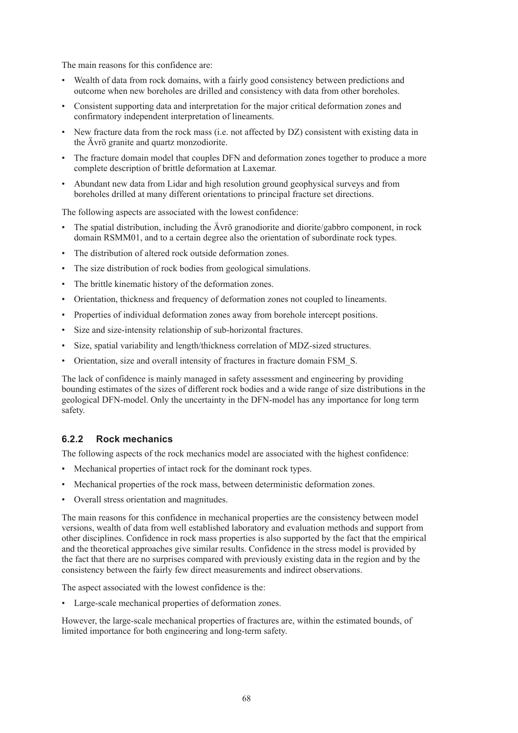The main reasons for this confidence are:

- Wealth of data from rock domains, with a fairly good consistency between predictions and outcome when new boreholes are drilled and consistency with data from other boreholes.
- Consistent supporting data and interpretation for the major critical deformation zones and confirmatory independent interpretation of lineaments.
- New fracture data from the rock mass (i.e. not affected by DZ) consistent with existing data in the Ävrö granite and quartz monzodiorite.
- The fracture domain model that couples DFN and deformation zones together to produce a more complete description of brittle deformation at Laxemar.
- Abundant new data from Lidar and high resolution ground geophysical surveys and from boreholes drilled at many different orientations to principal fracture set directions.

The following aspects are associated with the lowest confidence:

- The spatial distribution, including the Ävrö granodiorite and diorite/gabbro component, in rock domain RSMM01, and to a certain degree also the orientation of subordinate rock types.
- The distribution of altered rock outside deformation zones.
- The size distribution of rock bodies from geological simulations.
- The brittle kinematic history of the deformation zones.
- Orientation, thickness and frequency of deformation zones not coupled to lineaments.
- Properties of individual deformation zones away from borehole intercept positions.
- Size and size-intensity relationship of sub-horizontal fractures.
- Size, spatial variability and length/thickness correlation of MDZ-sized structures.
- Orientation, size and overall intensity of fractures in fracture domain FSM_S.

The lack of confidence is mainly managed in safety assessment and engineering by providing bounding estimates of the sizes of different rock bodies and a wide range of size distributions in the geological DFN-model. Only the uncertainty in the DFN-model has any importance for long term safety.

### 6.2.2 Rock mechanics

The following aspects of the rock mechanics model are associated with the highest confidence:

- Mechanical properties of intact rock for the dominant rock types.
- Mechanical properties of the rock mass, between deterministic deformation zones.
- Overall stress orientation and magnitudes.

The main reasons for this confidence in mechanical properties are the consistency between model versions, wealth of data from well established laboratory and evaluation methods and support from other disciplines. Confidence in rock mass properties is also supported by the fact that the empirical and the theoretical approaches give similar results. Confidence in the stress model is provided by the fact that there are no surprises compared with previously existing data in the region and by the consistency between the fairly few direct measurements and indirect observations.

The aspect associated with the lowest confidence is the:

- Large-scale mechanical properties of deformation zones.

However, the large-scale mechanical properties of fractures are, within the estimated bounds, of limited importance for both engineering and long-term safety.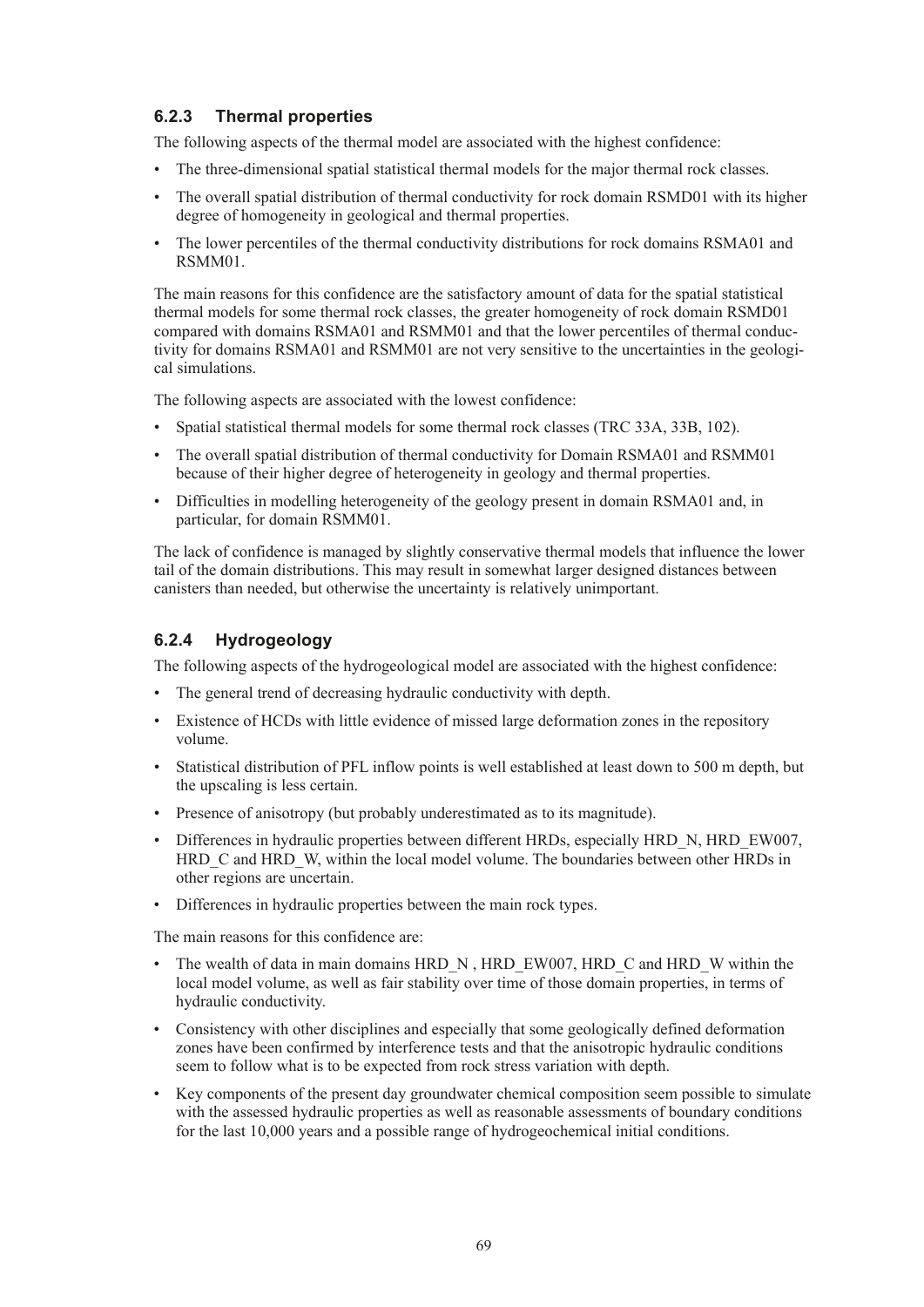### 6.2.3 Thermal properties

The following aspects of the thermal model are associated with the highest confidence:

- The three-dimensional spatial statistical thermal models for the major thermal rock classes.
- The overall spatial distribution of thermal conductivity for rock domain RSMD01 with its higher degree of homogeneity in geological and thermal properties.
- The lower percentiles of the thermal conductivity distributions for rock domains RSMA01 and RSMM01.

The main reasons for this confidence are the satisfactory amount of data for the spatial statistical thermal models for some thermal rock classes, the greater homogeneity of rock domain RSMD01 compared with domains RSMA01 and RSMM01 and that the lower percentiles of thermal conductivity for domains RSMA01 and RSMM01 are not very sensitive to the uncertainties in the geological simulations.

The following aspects are associated with the lowest confidence:

- Spatial statistical thermal models for some thermal rock classes (TRC 33A, 33B, 102).
- The overall spatial distribution of thermal conductivity for Domain RSMA01 and RSMM01 because of their higher degree of heterogeneity in geology and thermal properties.
- Difficulties in modelling heterogeneity of the geology present in domain RSMA01 and, in particular, for domain RSMM01.

The lack of confidence is managed by slightly conservative thermal models that influence the lower tail of the domain distributions. This may result in somewhat larger designed distances between canisters than needed, but otherwise the uncertainty is relatively unimportant.

### 6.2.4 Hydrogeology

The following aspects of the hydrogeological model are associated with the highest confidence:

- The general trend of decreasing hydraulic conductivity with depth.
- Existence of HCDs with little evidence of missed large deformation zones in the repository volume.
- Statistical distribution of PFL inflow points is well established at least down to 500 m depth, but the upscaling is less certain.
- Presence of anisotropy (but probably underestimated as to its magnitude).
- Differences in hydraulic properties between different HRDs, especially HRD_N, HRD_EW007, HRD_C and HRD_W, within the local model volume. The boundaries between other HRDs in other regions are uncertain.
- Differences in hydraulic properties between the main rock types.

The main reasons for this confidence are:

- The wealth of data in main domains HRD_N , HRD_EW007, HRD_C and HRD_W within the local model volume, as well as fair stability over time of those domain properties, in terms of hydraulic conductivity.
- Consistency with other disciplines and especially that some geologically defined deformation zones have been confirmed by interference tests and that the anisotropic hydraulic conditions seem to follow what is to be expected from rock stress variation with depth.
- Key components of the present day groundwater chemical composition seem possible to simulate with the assessed hydraulic properties as well as reasonable assessments of boundary conditions for the last 10,000 years and a possible range of hydrogeochemical initial conditions.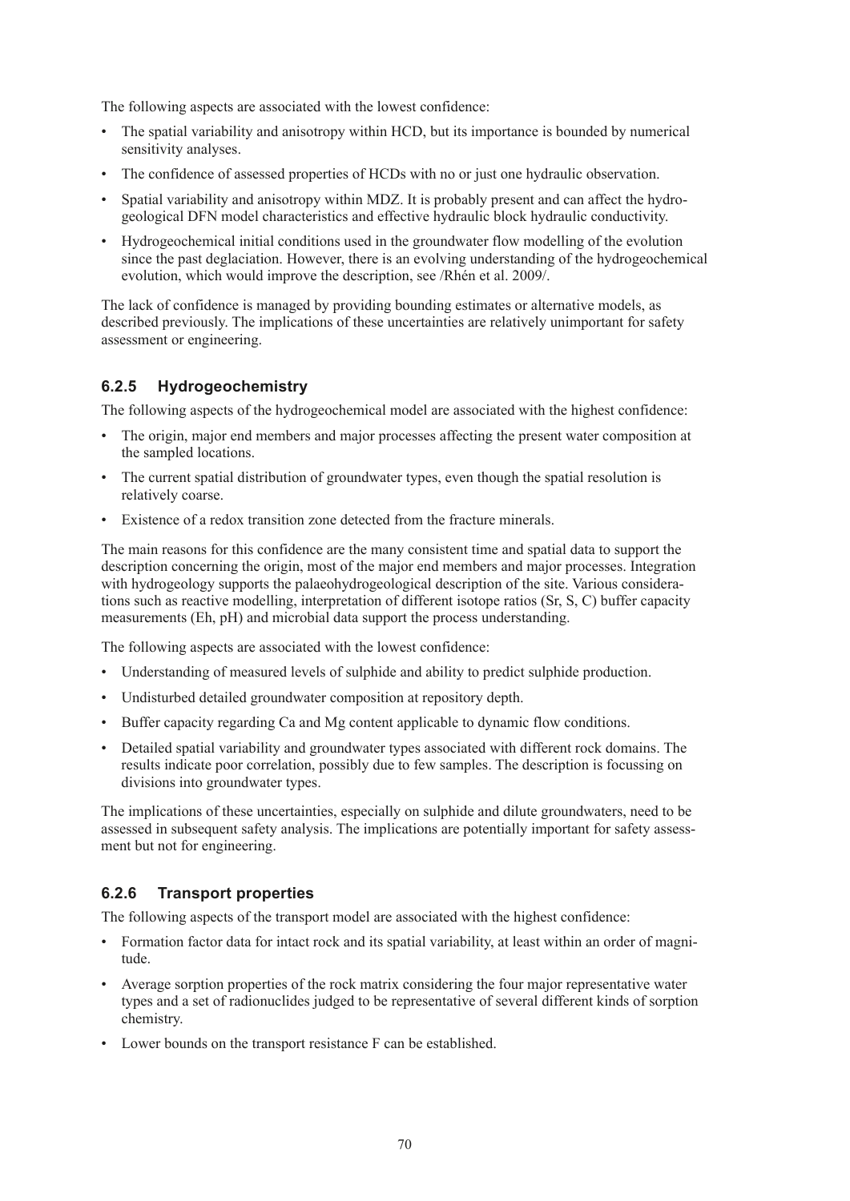The following aspects are associated with the lowest confidence:

- The spatial variability and anisotropy within HCD, but its importance is bounded by numerical sensitivity analyses.
- The confidence of assessed properties of HCDs with no or just one hydraulic observation.
- Spatial variability and anisotropy within MDZ. It is probably present and can affect the hydrogeological DFN model characteristics and effective hydraulic block hydraulic conductivity.
- Hydrogeochemical initial conditions used in the groundwater flow modelling of the evolution since the past deglaciation. However, there is an evolving understanding of the hydrogeochemical evolution, which would improve the description, see /Rhén et al. 2009/.

The lack of confidence is managed by providing bounding estimates or alternative models, as described previously. The implications of these uncertainties are relatively unimportant for safety assessment or engineering.

### 6.2.5 Hydrogeochemistry

The following aspects of the hydrogeochemical model are associated with the highest confidence:

- The origin, major end members and major processes affecting the present water composition at the sampled locations.
- The current spatial distribution of groundwater types, even though the spatial resolution is relatively coarse.
- Existence of a redox transition zone detected from the fracture minerals.

The main reasons for this confidence are the many consistent time and spatial data to support the description concerning the origin, most of the major end members and major processes. Integration with hydrogeology supports the palaeohydrogeological description of the site. Various considerations such as reactive modelling, interpretation of different isotope ratios (Sr, S, C) buffer capacity measurements (Eh, pH) and microbial data support the process understanding.

The following aspects are associated with the lowest confidence:

- Understanding of measured levels of sulphide and ability to predict sulphide production.
- Undisturbed detailed groundwater composition at repository depth.
- Buffer capacity regarding Ca and Mg content applicable to dynamic flow conditions.
- Detailed spatial variability and groundwater types associated with different rock domains. The results indicate poor correlation, possibly due to few samples. The description is focussing on divisions into groundwater types.

The implications of these uncertainties, especially on sulphide and dilute groundwaters, need to be assessed in subsequent safety analysis. The implications are potentially important for safety assessment but not for engineering.

### 6.2.6 Transport properties

The following aspects of the transport model are associated with the highest confidence:

- Formation factor data for intact rock and its spatial variability, at least within an order of magnitude.
- Average sorption properties of the rock matrix considering the four major representative water types and a set of radionuclides judged to be representative of several different kinds of sorption chemistry.
- Lower bounds on the transport resistance F can be established.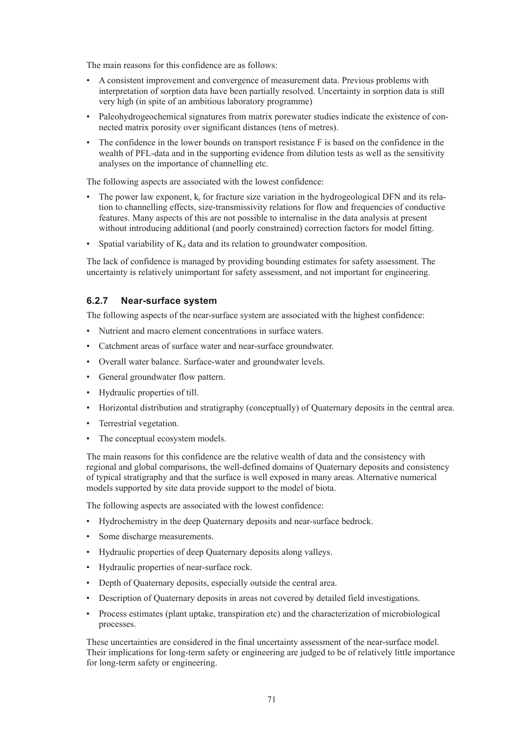The main reasons for this confidence are as follows:

- A consistent improvement and convergence of measurement data. Previous problems with interpretation of sorption data have been partially resolved. Uncertainty in sorption data is still very high (in spite of an ambitious laboratory programme)
- Paleohydrogeochemical signatures from matrix porewater studies indicate the existence of connected matrix porosity over significant distances (tens of metres).
- The confidence in the lower bounds on transport resistance F is based on the confidence in the wealth of PFL-data and in the supporting evidence from dilution tests as well as the sensitivity analyses on the importance of channelling etc.

The following aspects are associated with the lowest confidence:

- The power law exponent, $k_r$ for fracture size variation in the hydrogeological DFN and its relation to channelling effects, size-transmissivity relations for flow and frequencies of conductive features. Many aspects of this are not possible to internalise in the data analysis at present without introducing additional (and poorly constrained) correction factors for model fitting.
- Spatial variability of $K_d$ data and its relation to groundwater composition.

The lack of confidence is managed by providing bounding estimates for safety assessment. The uncertainty is relatively unimportant for safety assessment, and not important for engineering.

### 6.2.7 Near-surface system

The following aspects of the near-surface system are associated with the highest confidence:

- Nutrient and macro element concentrations in surface waters.
- Catchment areas of surface water and near-surface groundwater.
- Overall water balance. Surface-water and groundwater levels.
- General groundwater flow pattern.
- Hydraulic properties of till.
- Horizontal distribution and stratigraphy (conceptually) of Quaternary deposits in the central area.
- Terrestrial vegetation.
- The conceptual ecosystem models.

The main reasons for this confidence are the relative wealth of data and the consistency with regional and global comparisons, the well-defined domains of Quaternary deposits and consistency of typical stratigraphy and that the surface is well exposed in many areas. Alternative numerical models supported by site data provide support to the model of biota.

The following aspects are associated with the lowest confidence:

- Hydrochemistry in the deep Quaternary deposits and near-surface bedrock.
- Some discharge measurements.
- Hydraulic properties of deep Quaternary deposits along valleys.
- Hydraulic properties of near-surface rock.
- Depth of Quaternary deposits, especially outside the central area.
- Description of Quaternary deposits in areas not covered by detailed field investigations.
- Process estimates (plant uptake, transpiration etc) and the characterization of microbiological processes.

These uncertainties are considered in the final uncertainty assessment of the near-surface model. Their implications for long-term safety or engineering are judged to be of relatively little importance for long-term safety or engineering.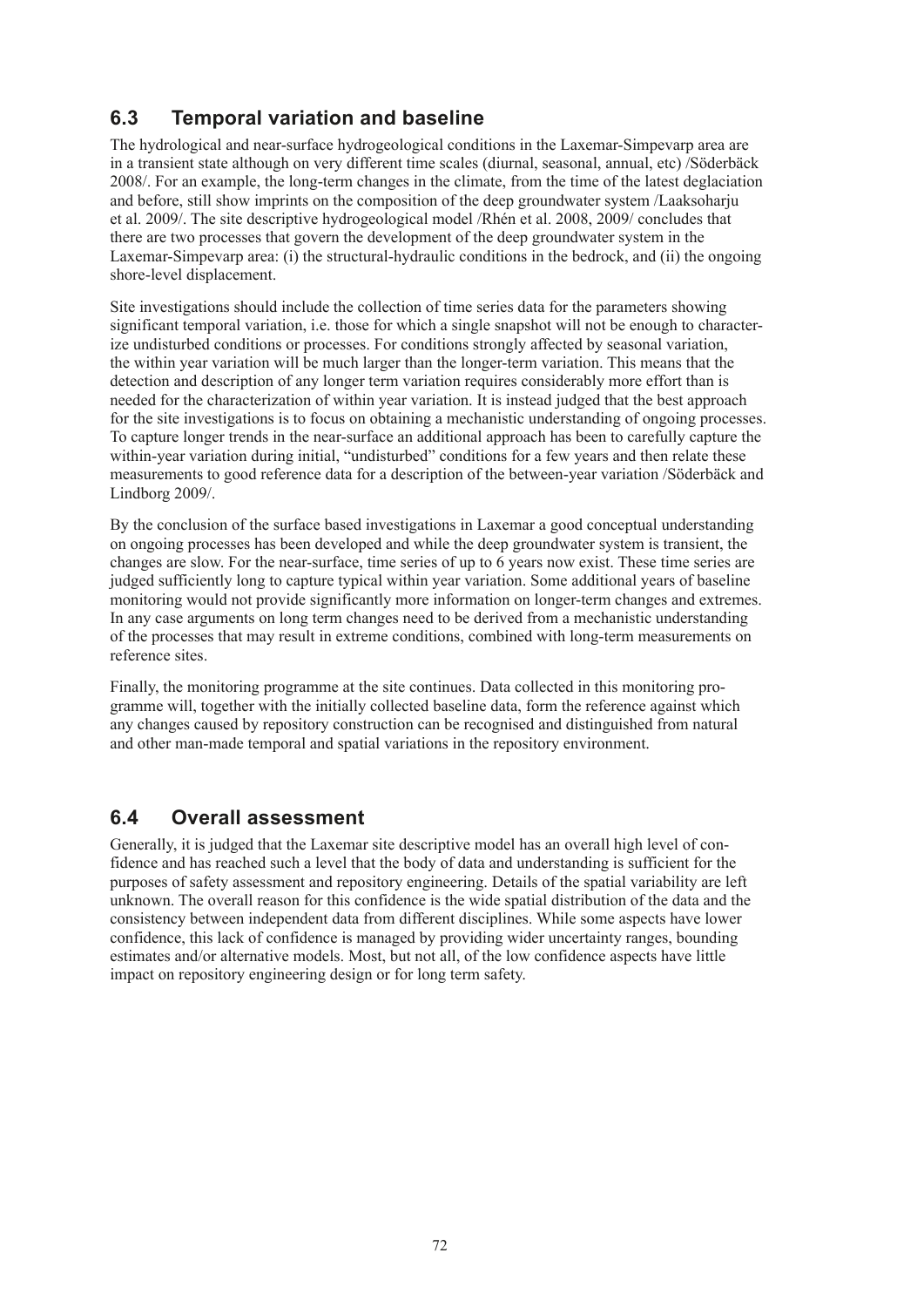## 6.3 Temporal variation and baseline

The hydrological and near-surface hydrogeological conditions in the Laxemar-Simpevarp area are in a transient state although on very different time scales (diurnal, seasonal, annual, etc) /Söderbäck 2008/. For an example, the long-term changes in the climate, from the time of the latest deglaciation and before, still show imprints on the composition of the deep groundwater system /Laaksoharju et al. 2009/. The site descriptive hydrogeological model /Rhén et al. 2008, 2009/ concludes that there are two processes that govern the development of the deep groundwater system in the Laxemar-Simpevarp area: (i) the structural-hydraulic conditions in the bedrock, and (ii) the ongoing shore-level displacement.

Site investigations should include the collection of time series data for the parameters showing significant temporal variation, i.e. those for which a single snapshot will not be enough to characterize undisturbed conditions or processes. For conditions strongly affected by seasonal variation, the within year variation will be much larger than the longer-term variation. This means that the detection and description of any longer term variation requires considerably more effort than is needed for the characterization of within year variation. It is instead judged that the best approach for the site investigations is to focus on obtaining a mechanistic understanding of ongoing processes. To capture longer trends in the near-surface an additional approach has been to carefully capture the within-year variation during initial, "undisturbed" conditions for a few years and then relate these measurements to good reference data for a description of the between-year variation /Söderbäck and Lindborg 2009/.

By the conclusion of the surface based investigations in Laxemar a good conceptual understanding on ongoing processes has been developed and while the deep groundwater system is transient, the changes are slow. For the near-surface, time series of up to 6 years now exist. These time series are judged sufficiently long to capture typical within year variation. Some additional years of baseline monitoring would not provide significantly more information on longer-term changes and extremes. In any case arguments on long term changes need to be derived from a mechanistic understanding of the processes that may result in extreme conditions, combined with long-term measurements on reference sites.

Finally, the monitoring programme at the site continues. Data collected in this monitoring programme will, together with the initially collected baseline data, form the reference against which any changes caused by repository construction can be recognised and distinguished from natural and other man-made temporal and spatial variations in the repository environment.

## 6.4 Overall assessment

Generally, it is judged that the Laxemar site descriptive model has an overall high level of confidence and has reached such a level that the body of data and understanding is sufficient for the purposes of safety assessment and repository engineering. Details of the spatial variability are left unknown. The overall reason for this confidence is the wide spatial distribution of the data and the consistency between independent data from different disciplines. While some aspects have lower confidence, this lack of confidence is managed by providing wider uncertainty ranges, bounding estimates and/or alternative models. Most, but not all, of the low confidence aspects have little impact on repository engineering design or for long term safety.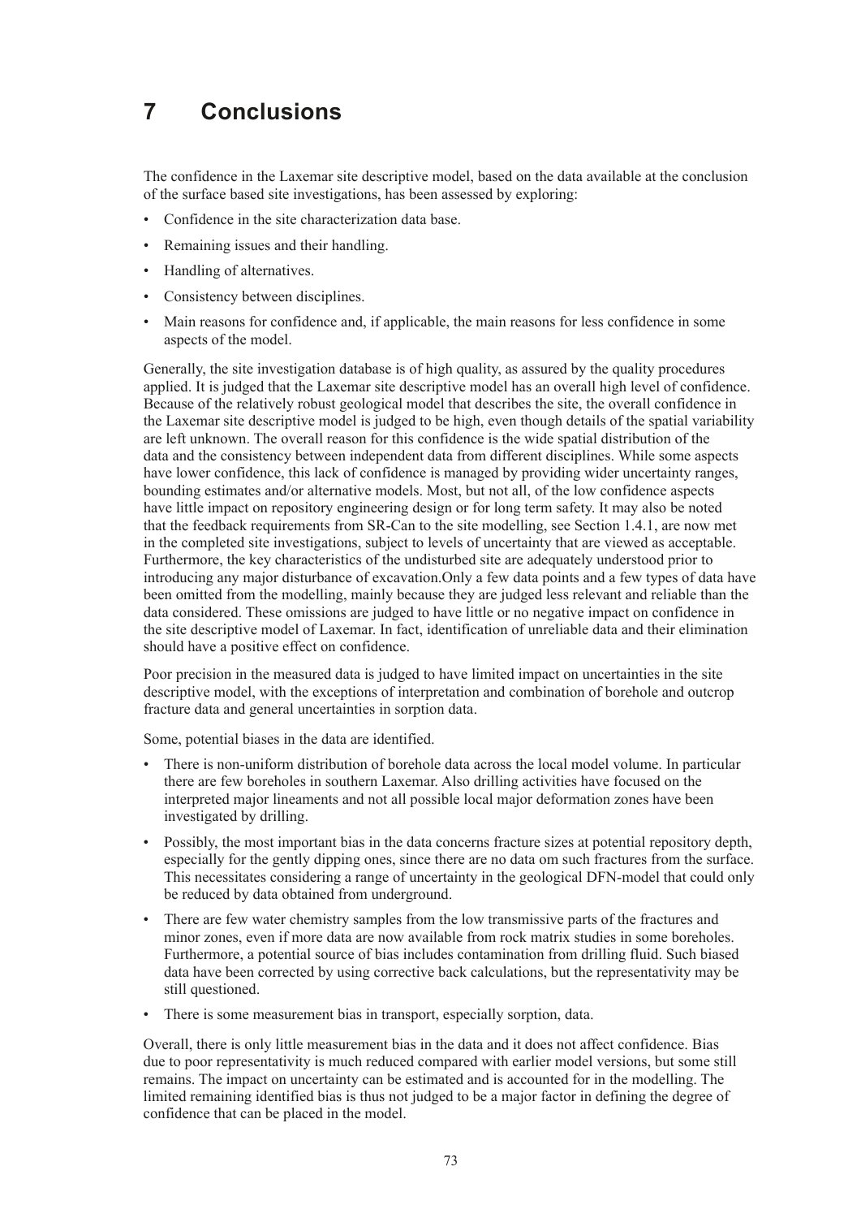# 7 Conclusions

The confidence in the Laxemar site descriptive model, based on the data available at the conclusion of the surface based site investigations, has been assessed by exploring:

- Confidence in the site characterization data base.
- Remaining issues and their handling.
- Handling of alternatives.
- Consistency between disciplines.
- Main reasons for confidence and, if applicable, the main reasons for less confidence in some aspects of the model.

Generally, the site investigation database is of high quality, as assured by the quality procedures applied. It is judged that the Laxemar site descriptive model has an overall high level of confidence. Because of the relatively robust geological model that describes the site, the overall confidence in the Laxemar site descriptive model is judged to be high, even though details of the spatial variability are left unknown. The overall reason for this confidence is the wide spatial distribution of the data and the consistency between independent data from different disciplines. While some aspects have lower confidence, this lack of confidence is managed by providing wider uncertainty ranges, bounding estimates and/or alternative models. Most, but not all, of the low confidence aspects have little impact on repository engineering design or for long term safety. It may also be noted that the feedback requirements from SR-Can to the site modelling, see Section 1.4.1, are now met in the completed site investigations, subject to levels of uncertainty that are viewed as acceptable. Furthermore, the key characteristics of the undisturbed site are adequately understood prior to introducing any major disturbance of excavation.Only a few data points and a few types of data have been omitted from the modelling, mainly because they are judged less relevant and reliable than the data considered. These omissions are judged to have little or no negative impact on confidence in the site descriptive model of Laxemar. In fact, identification of unreliable data and their elimination should have a positive effect on confidence.

Poor precision in the measured data is judged to have limited impact on uncertainties in the site descriptive model, with the exceptions of interpretation and combination of borehole and outcrop fracture data and general uncertainties in sorption data.

Some, potential biases in the data are identified.

- There is non-uniform distribution of borehole data across the local model volume. In particular there are few boreholes in southern Laxemar. Also drilling activities have focused on the interpreted major lineaments and not all possible local major deformation zones have been investigated by drilling.
- Possibly, the most important bias in the data concerns fracture sizes at potential repository depth, especially for the gently dipping ones, since there are no data om such fractures from the surface. This necessitates considering a range of uncertainty in the geological DFN-model that could only be reduced by data obtained from underground.
- There are few water chemistry samples from the low transmissive parts of the fractures and minor zones, even if more data are now available from rock matrix studies in some boreholes. Furthermore, a potential source of bias includes contamination from drilling fluid. Such biased data have been corrected by using corrective back calculations, but the representativity may be still questioned.
- There is some measurement bias in transport, especially sorption, data.

Overall, there is only little measurement bias in the data and it does not affect confidence. Bias due to poor representativity is much reduced compared with earlier model versions, but some still remains. The impact on uncertainty can be estimated and is accounted for in the modelling. The limited remaining identified bias is thus not judged to be a major factor in defining the degree of confidence that can be placed in the model.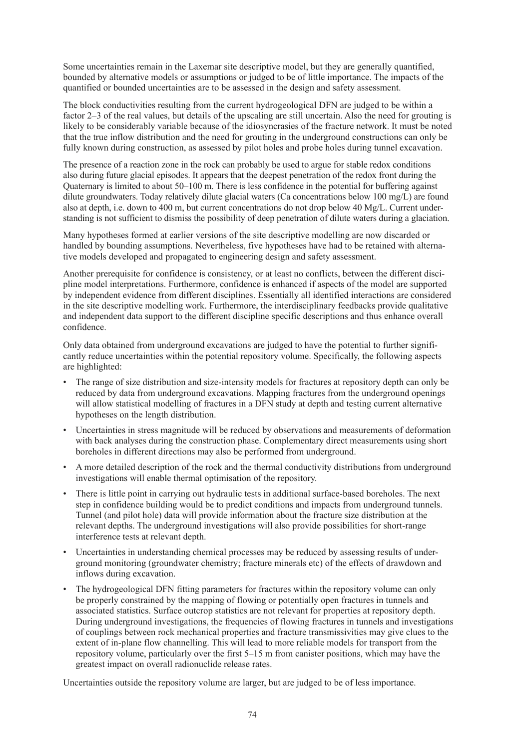Some uncertainties remain in the Laxemar site descriptive model, but they are generally quantified, bounded by alternative models or assumptions or judged to be of little importance. The impacts of the quantified or bounded uncertainties are to be assessed in the design and safety assessment.

The block conductivities resulting from the current hydrogeological DFN are judged to be within a factor 2–3 of the real values, but details of the upscaling are still uncertain. Also the need for grouting is likely to be considerably variable because of the idiosyncrasies of the fracture network. It must be noted that the true inflow distribution and the need for grouting in the underground constructions can only be fully known during construction, as assessed by pilot holes and probe holes during tunnel excavation.

The presence of a reaction zone in the rock can probably be used to argue for stable redox conditions also during future glacial episodes. It appears that the deepest penetration of the redox front during the Quaternary is limited to about 50–100 m. There is less confidence in the potential for buffering against dilute groundwaters. Today relatively dilute glacial waters (Ca concentrations below 100 mg/L) are found also at depth, i.e. down to 400 m, but current concentrations do not drop below 40 Mg/L. Current understanding is not sufficient to dismiss the possibility of deep penetration of dilute waters during a glaciation.

Many hypotheses formed at earlier versions of the site descriptive modelling are now discarded or handled by bounding assumptions. Nevertheless, five hypotheses have had to be retained with alternative models developed and propagated to engineering design and safety assessment.

Another prerequisite for confidence is consistency, or at least no conflicts, between the different discipline model interpretations. Furthermore, confidence is enhanced if aspects of the model are supported by independent evidence from different disciplines. Essentially all identified interactions are considered in the site descriptive modelling work. Furthermore, the interdisciplinary feedbacks provide qualitative and independent data support to the different discipline specific descriptions and thus enhance overall confidence.

Only data obtained from underground excavations are judged to have the potential to further significantly reduce uncertainties within the potential repository volume. Specifically, the following aspects are highlighted:

- The range of size distribution and size-intensity models for fractures at repository depth can only be reduced by data from underground excavations. Mapping fractures from the underground openings will allow statistical modelling of fractures in a DFN study at depth and testing current alternative hypotheses on the length distribution.
- Uncertainties in stress magnitude will be reduced by observations and measurements of deformation with back analyses during the construction phase. Complementary direct measurements using short boreholes in different directions may also be performed from underground.
- A more detailed description of the rock and the thermal conductivity distributions from underground investigations will enable thermal optimisation of the repository.
- There is little point in carrying out hydraulic tests in additional surface-based boreholes. The next step in confidence building would be to predict conditions and impacts from underground tunnels. Tunnel (and pilot hole) data will provide information about the fracture size distribution at the relevant depths. The underground investigations will also provide possibilities for short-range interference tests at relevant depth.
- Uncertainties in understanding chemical processes may be reduced by assessing results of underground monitoring (groundwater chemistry; fracture minerals etc) of the effects of drawdown and inflows during excavation.
- The hydrogeological DFN fitting parameters for fractures within the repository volume can only be properly constrained by the mapping of flowing or potentially open fractures in tunnels and associated statistics. Surface outcrop statistics are not relevant for properties at repository depth. During underground investigations, the frequencies of flowing fractures in tunnels and investigations of couplings between rock mechanical properties and fracture transmissivities may give clues to the extent of in-plane flow channelling. This will lead to more reliable models for transport from the repository volume, particularly over the first 5–15 m from canister positions, which may have the greatest impact on overall radionuclide release rates.

Uncertainties outside the repository volume are larger, but are judged to be of less importance.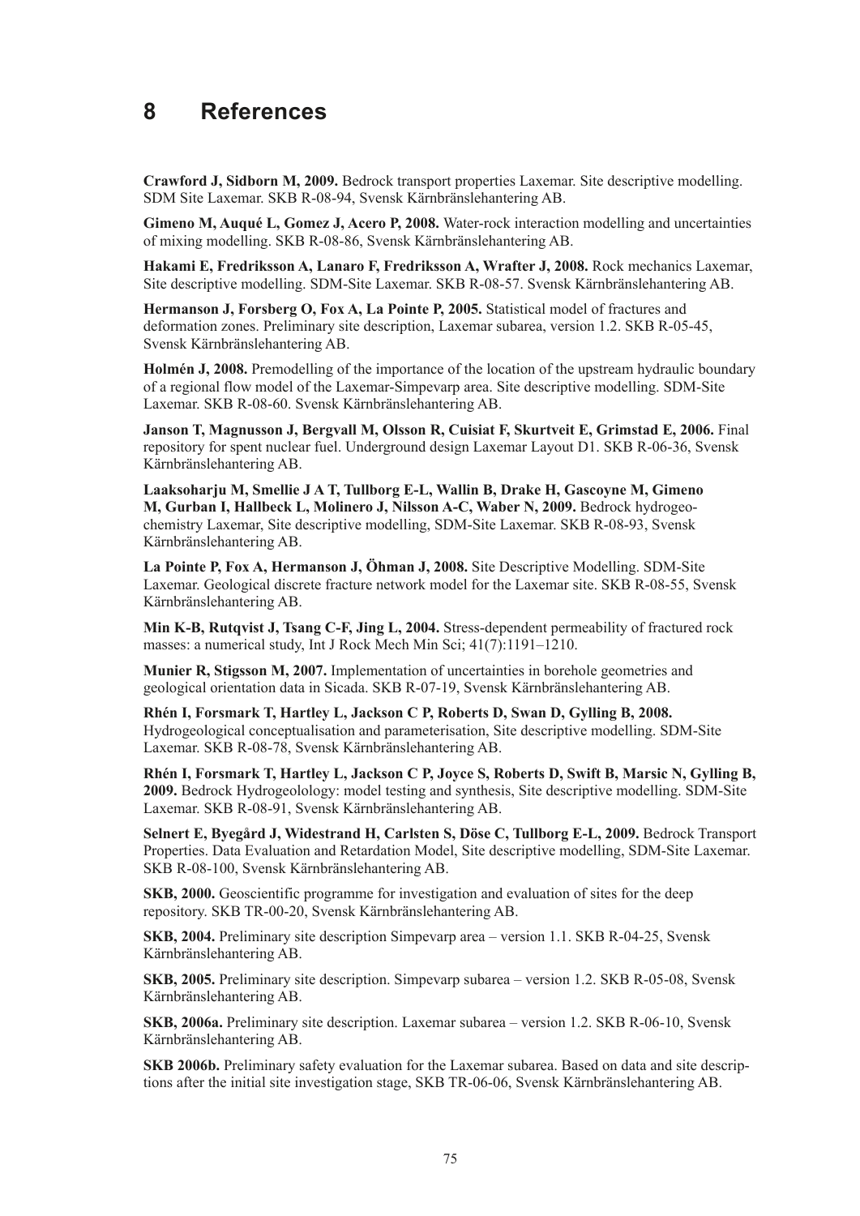# 8 References

**Crawford J, Sidborn M, 2009.** Bedrock transport properties Laxemar. Site descriptive modelling. SDM Site Laxemar. SKB R-08-94, Svensk Kärnbränslehantering AB.

**Gimeno M, Auqué L, Gomez J, Acero P, 2008.** Water-rock interaction modelling and uncertainties of mixing modelling. SKB R-08-86, Svensk Kärnbränslehantering AB.

**Hakami E, Fredriksson A, Lanaro F, Fredriksson A, Wrafter J, 2008.** Rock mechanics Laxemar, Site descriptive modelling. SDM-Site Laxemar. SKB R-08-57. Svensk Kärnbränslehantering AB.

**Hermanson J, Forsberg O, Fox A, La Pointe P, 2005.** Statistical model of fractures and deformation zones. Preliminary site description, Laxemar subarea, version 1.2. SKB R-05-45, Svensk Kärnbränslehantering AB.

**Holmén J, 2008.** Premodelling of the importance of the location of the upstream hydraulic boundary of a regional flow model of the Laxemar-Simpevarp area. Site descriptive modelling. SDM-Site Laxemar. SKB R-08-60. Svensk Kärnbränslehantering AB.

**Janson T, Magnusson J, Bergvall M, Olsson R, Cuisiat F, Skurtveit E, Grimstad E, 2006.** Final repository for spent nuclear fuel. Underground design Laxemar Layout D1. SKB R-06-36, Svensk Kärnbränslehantering AB.

**Laaksoharju M, Smellie J A T, Tullborg E-L, Wallin B, Drake H, Gascoyne M, Gimeno M, Gurban I, Hallbeck L, Molinero J, Nilsson A-C, Waber N, 2009.** Bedrock hydrogeochemistry Laxemar, Site descriptive modelling, SDM-Site Laxemar. SKB R-08-93, Svensk Kärnbränslehantering AB.

**La Pointe P, Fox A, Hermanson J, Öhman J, 2008.** Site Descriptive Modelling. SDM-Site Laxemar. Geological discrete fracture network model for the Laxemar site. SKB R-08-55, Svensk Kärnbränslehantering AB.

**Min K-B, Rutqvist J, Tsang C-F, Jing L, 2004.** Stress-dependent permeability of fractured rock masses: a numerical study, Int J Rock Mech Min Sci; 41(7):1191–1210.

**Munier R, Stigsson M, 2007.** Implementation of uncertainties in borehole geometries and geological orientation data in Sicada. SKB R-07-19, Svensk Kärnbränslehantering AB.

**Rhén I, Forsmark T, Hartley L, Jackson C P, Roberts D, Swan D, Gylling B, 2008.** Hydrogeological conceptualisation and parameterisation, Site descriptive modelling. SDM-Site Laxemar. SKB R-08-78, Svensk Kärnbränslehantering AB.

**Rhén I, Forsmark T, Hartley L, Jackson C P, Joyce S, Roberts D, Swift B, Marsic N, Gylling B, 2009.** Bedrock Hydrogeolology: model testing and synthesis, Site descriptive modelling. SDM-Site Laxemar. SKB R-08-91, Svensk Kärnbränslehantering AB.

**Selnert E, Byegård J, Widestrand H, Carlsten S, Döse C, Tullborg E-L, 2009.** Bedrock Transport Properties. Data Evaluation and Retardation Model, Site descriptive modelling, SDM-Site Laxemar. SKB R-08-100, Svensk Kärnbränslehantering AB.

**SKB, 2000.** Geoscientific programme for investigation and evaluation of sites for the deep repository. SKB TR-00-20, Svensk Kärnbränslehantering AB.

**SKB, 2004.** Preliminary site description Simpevarp area – version 1.1. SKB R-04-25, Svensk Kärnbränslehantering AB.

**SKB, 2005.** Preliminary site description. Simpevarp subarea – version 1.2. SKB R-05-08, Svensk Kärnbränslehantering AB.

**SKB, 2006a.** Preliminary site description. Laxemar subarea – version 1.2. SKB R-06-10, Svensk Kärnbränslehantering AB.

**SKB 2006b.** Preliminary safety evaluation for the Laxemar subarea. Based on data and site descriptions after the initial site investigation stage, SKB TR-06-06, Svensk Kärnbränslehantering AB.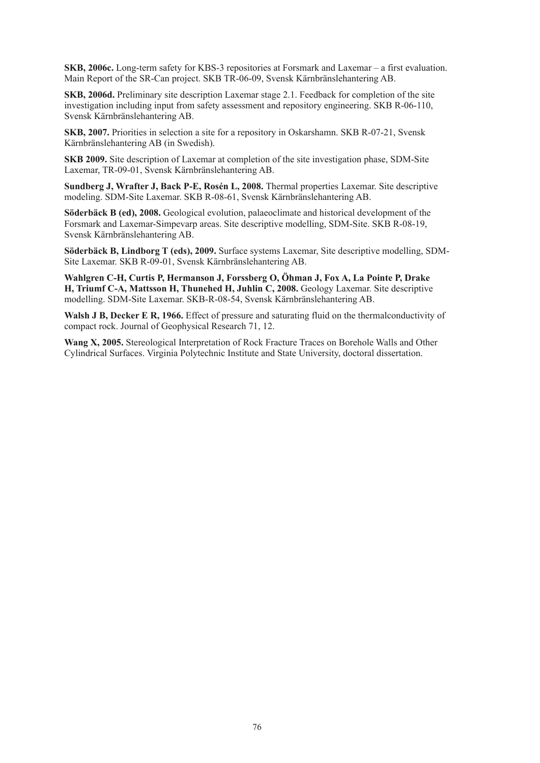**SKB, 2006c.** Long-term safety for KBS-3 repositories at Forsmark and Laxemar – a first evaluation. Main Report of the SR-Can project. SKB TR-06-09, Svensk Kärnbränslehantering AB.

**SKB, 2006d.** Preliminary site description Laxemar stage 2.1. Feedback for completion of the site investigation including input from safety assessment and repository engineering. SKB R-06-110, Svensk Kärnbränslehantering AB.

**SKB, 2007.** Priorities in selection a site for a repository in Oskarshamn. SKB R-07-21, Svensk Kärnbränslehantering AB (in Swedish).

**SKB 2009.** Site description of Laxemar at completion of the site investigation phase, SDM-Site Laxemar, TR-09-01, Svensk Kärnbränslehantering AB.

**Sundberg J, Wrafter J, Back P-E, Rosén L, 2008.** Thermal properties Laxemar. Site descriptive modeling. SDM-Site Laxemar. SKB R-08-61, Svensk Kärnbränslehantering AB.

**Söderbäck B (ed), 2008.** Geological evolution, palaeoclimate and historical development of the Forsmark and Laxemar-Simpevarp areas. Site descriptive modelling, SDM-Site. SKB R-08-19, Svensk Kärnbränslehantering AB.

**Söderbäck B, Lindborg T (eds), 2009.** Surface systems Laxemar, Site descriptive modelling, SDM-Site Laxemar. SKB R-09-01, Svensk Kärnbränslehantering AB.

**Wahlgren C-H, Curtis P, Hermanson J, Forssberg O, Öhman J, Fox A, La Pointe P, Drake H, Triumf C-A, Mattsson H, Thunehed H, Juhlin C, 2008.** Geology Laxemar. Site descriptive modelling. SDM-Site Laxemar. SKB-R-08-54, Svensk Kärnbränslehantering AB.

**Walsh J B, Decker E R, 1966.** Effect of pressure and saturating fluid on the thermalconductivity of compact rock. Journal of Geophysical Research 71, 12.

**Wang X, 2005.** Stereological Interpretation of Rock Fracture Traces on Borehole Walls and Other Cylindrical Surfaces. Virginia Polytechnic Institute and State University, doctoral dissertation.